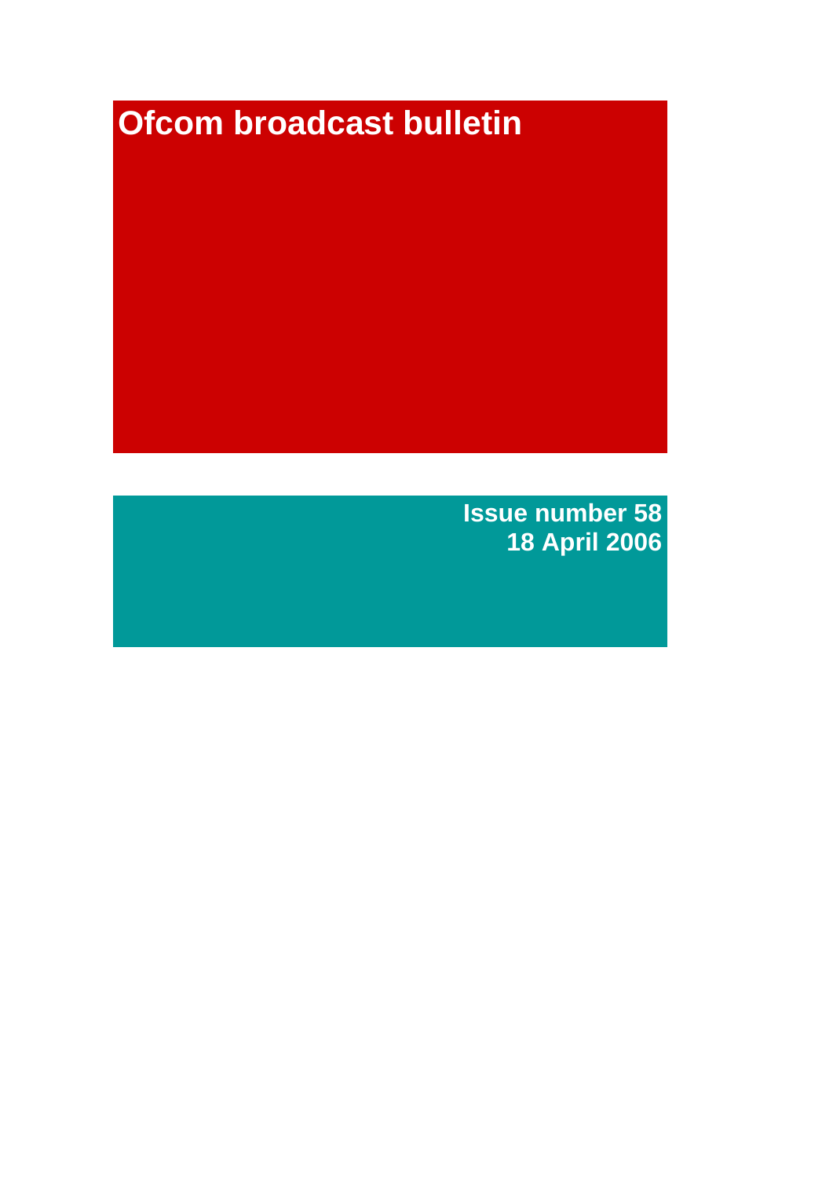# Ofcom broadcast bulletin

**Issue number 58**
**18 April 2006**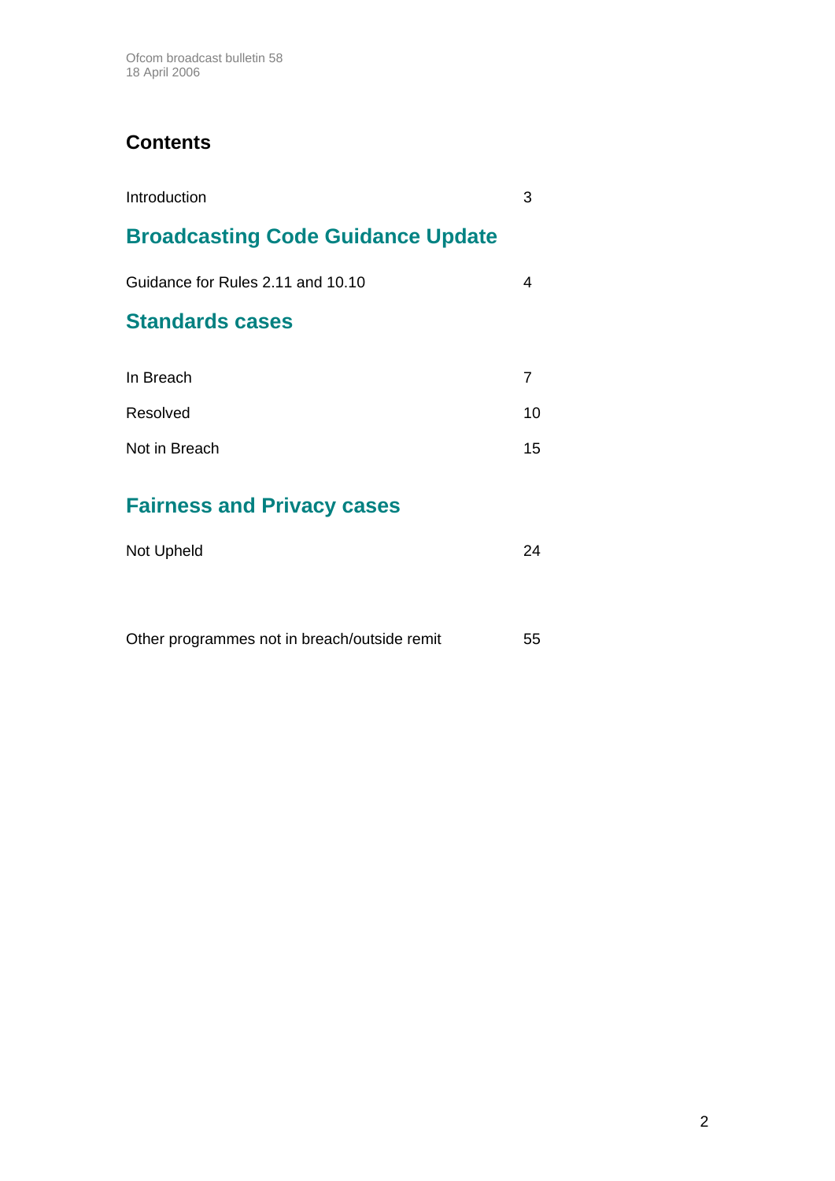# Contents

Introduction 3

## Broadcasting Code Guidance Update

Guidance for Rules 2.11 and 10.10 4

## Standards cases

In Breach 7

Resolved 10

Not in Breach 15

## Fairness and Privacy cases

Not Upheld 24

Other programmes not in breach/outside remit 55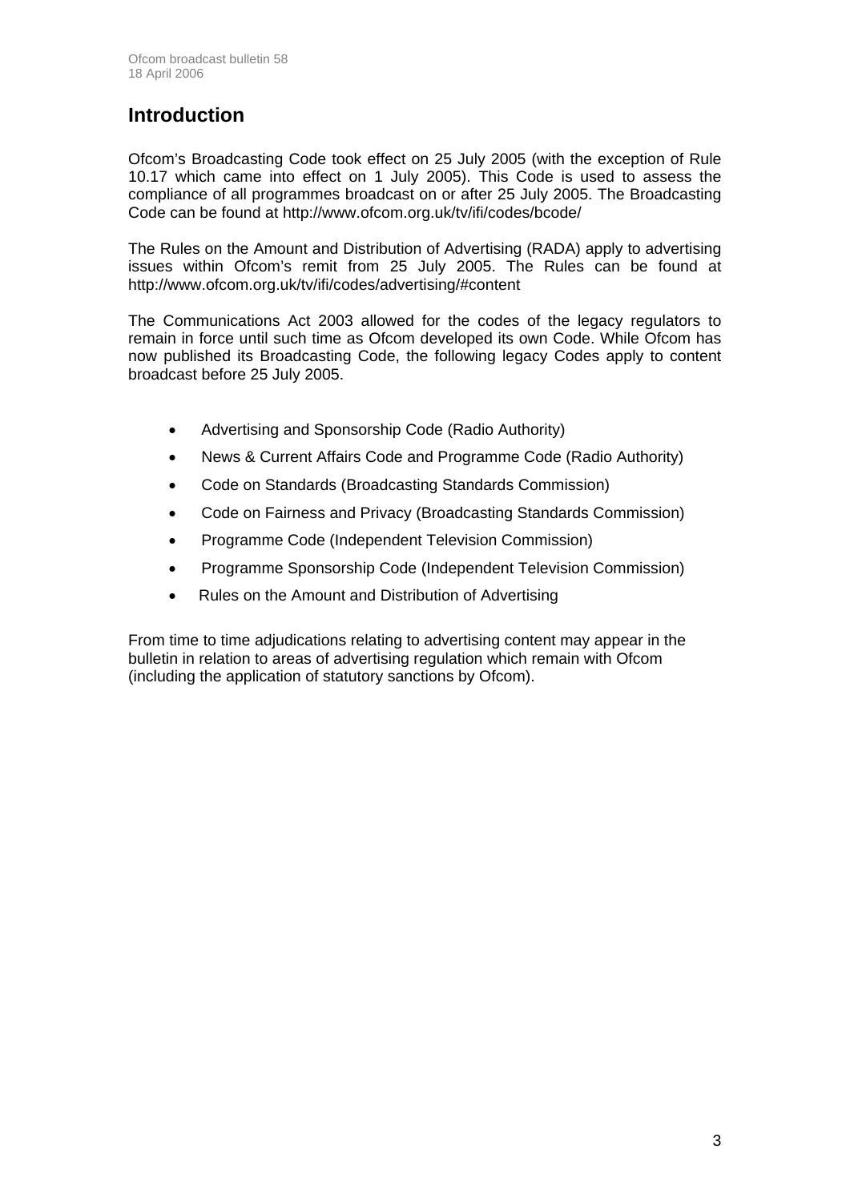# Introduction

Ofcom's Broadcasting Code took effect on 25 July 2005 (with the exception of Rule 10.17 which came into effect on 1 July 2005). This Code is used to assess the compliance of all programmes broadcast on or after 25 July 2005. The Broadcasting Code can be found at http://www.ofcom.org.uk/tv/ifi/codes/bcode/

The Rules on the Amount and Distribution of Advertising (RADA) apply to advertising issues within Ofcom's remit from 25 July 2005. The Rules can be found at http://www.ofcom.org.uk/tv/ifi/codes/advertising/#content

The Communications Act 2003 allowed for the codes of the legacy regulators to remain in force until such time as Ofcom developed its own Code. While Ofcom has now published its Broadcasting Code, the following legacy Codes apply to content broadcast before 25 July 2005.

- Advertising and Sponsorship Code (Radio Authority)
- News & Current Affairs Code and Programme Code (Radio Authority)
- Code on Standards (Broadcasting Standards Commission)
- Code on Fairness and Privacy (Broadcasting Standards Commission)
- Programme Code (Independent Television Commission)
- Programme Sponsorship Code (Independent Television Commission)
- Rules on the Amount and Distribution of Advertising

From time to time adjudications relating to advertising content may appear in the bulletin in relation to areas of advertising regulation which remain with Ofcom (including the application of statutory sanctions by Ofcom).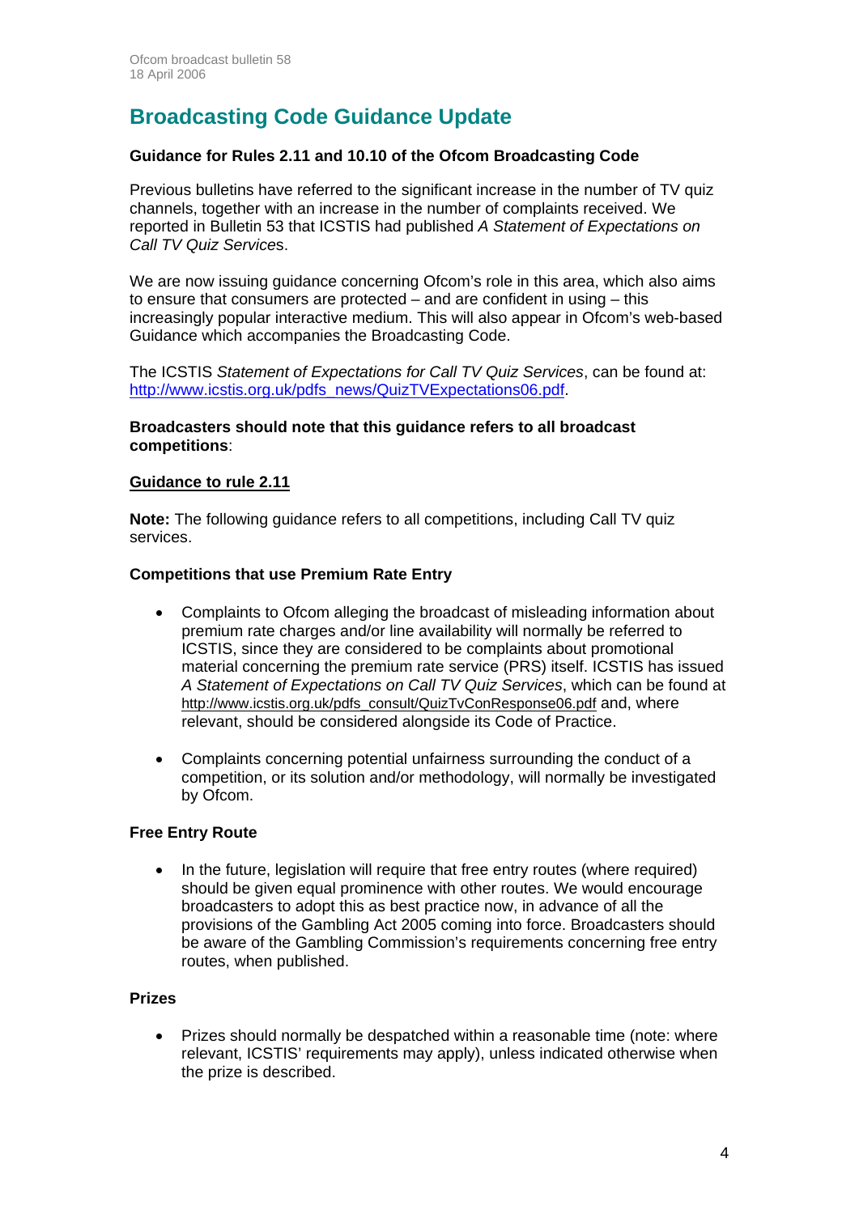# Broadcasting Code Guidance Update

**Guidance for Rules 2.11 and 10.10 of the Ofcom Broadcasting Code**

Previous bulletins have referred to the significant increase in the number of TV quiz channels, together with an increase in the number of complaints received. We reported in Bulletin 53 that ICSTIS had published *A Statement of Expectations on Call TV Quiz Service*s.

We are now issuing guidance concerning Ofcom's role in this area, which also aims to ensure that consumers are protected – and are confident in using – this increasingly popular interactive medium. This will also appear in Ofcom's web-based Guidance which accompanies the Broadcasting Code.

The ICSTIS *Statement of Expectations for Call TV Quiz Services*, can be found at: http://www.icstis.org.uk/pdfs_news/QuizTVExpectations06.pdf.

**Broadcasters should note that this guidance refers to all broadcast competitions**:

**Guidance to rule 2.11**

**Note:** The following guidance refers to all competitions, including Call TV quiz services.

**Competitions that use Premium Rate Entry**

- Complaints to Ofcom alleging the broadcast of misleading information about premium rate charges and/or line availability will normally be referred to ICSTIS, since they are considered to be complaints about promotional material concerning the premium rate service (PRS) itself. ICSTIS has issued *A Statement of Expectations on Call TV Quiz Services*, which can be found at http://www.icstis.org.uk/pdfs_consult/QuizTvConResponse06.pdf and, where relevant, should be considered alongside its Code of Practice.

- Complaints concerning potential unfairness surrounding the conduct of a competition, or its solution and/or methodology, will normally be investigated by Ofcom.

**Free Entry Route**

- In the future, legislation will require that free entry routes (where required) should be given equal prominence with other routes. We would encourage broadcasters to adopt this as best practice now, in advance of all the provisions of the Gambling Act 2005 coming into force. Broadcasters should be aware of the Gambling Commission's requirements concerning free entry routes, when published.

**Prizes**

- Prizes should normally be despatched within a reasonable time (note: where relevant, ICSTIS' requirements may apply), unless indicated otherwise when the prize is described.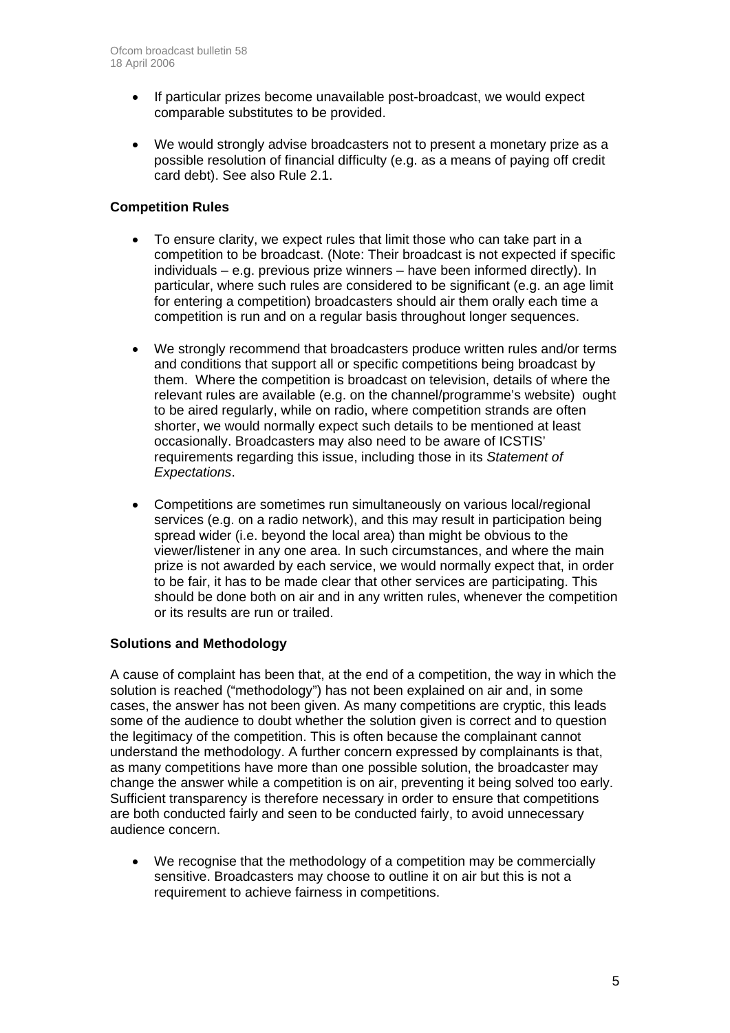- If particular prizes become unavailable post-broadcast, we would expect comparable substitutes to be provided.

- We would strongly advise broadcasters not to present a monetary prize as a possible resolution of financial difficulty (e.g. as a means of paying off credit card debt). See also Rule 2.1.

**Competition Rules**

- To ensure clarity, we expect rules that limit those who can take part in a competition to be broadcast. (Note: Their broadcast is not expected if specific individuals – e.g. previous prize winners – have been informed directly). In particular, where such rules are considered to be significant (e.g. an age limit for entering a competition) broadcasters should air them orally each time a competition is run and on a regular basis throughout longer sequences.

- We strongly recommend that broadcasters produce written rules and/or terms and conditions that support all or specific competitions being broadcast by them. Where the competition is broadcast on television, details of where the relevant rules are available (e.g. on the channel/programme's website) ought to be aired regularly, while on radio, where competition strands are often shorter, we would normally expect such details to be mentioned at least occasionally. Broadcasters may also need to be aware of ICSTIS' requirements regarding this issue, including those in its *Statement of Expectations*.

- Competitions are sometimes run simultaneously on various local/regional services (e.g. on a radio network), and this may result in participation being spread wider (i.e. beyond the local area) than might be obvious to the viewer/listener in any one area. In such circumstances, and where the main prize is not awarded by each service, we would normally expect that, in order to be fair, it has to be made clear that other services are participating. This should be done both on air and in any written rules, whenever the competition or its results are run or trailed.

**Solutions and Methodology**

A cause of complaint has been that, at the end of a competition, the way in which the solution is reached ("methodology") has not been explained on air and, in some cases, the answer has not been given. As many competitions are cryptic, this leads some of the audience to doubt whether the solution given is correct and to question the legitimacy of the competition. This is often because the complainant cannot understand the methodology. A further concern expressed by complainants is that, as many competitions have more than one possible solution, the broadcaster may change the answer while a competition is on air, preventing it being solved too early. Sufficient transparency is therefore necessary in order to ensure that competitions are both conducted fairly and seen to be conducted fairly, to avoid unnecessary audience concern.

- We recognise that the methodology of a competition may be commercially sensitive. Broadcasters may choose to outline it on air but this is not a requirement to achieve fairness in competitions.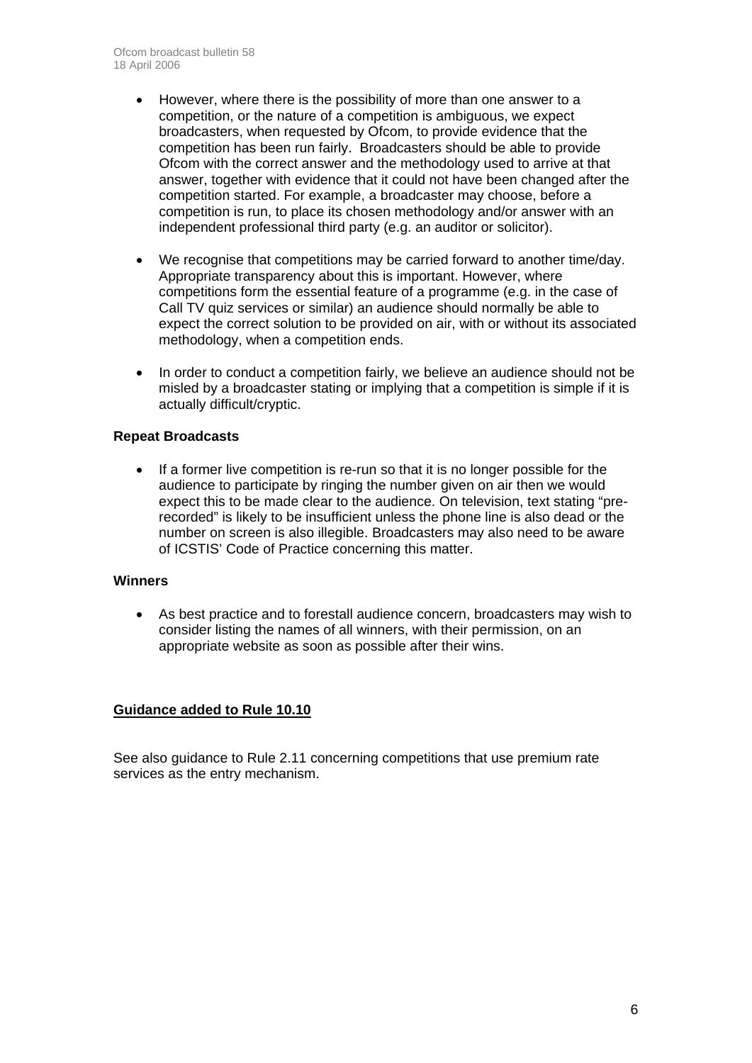- However, where there is the possibility of more than one answer to a competition, or the nature of a competition is ambiguous, we expect broadcasters, when requested by Ofcom, to provide evidence that the competition has been run fairly. Broadcasters should be able to provide Ofcom with the correct answer and the methodology used to arrive at that answer, together with evidence that it could not have been changed after the competition started. For example, a broadcaster may choose, before a competition is run, to place its chosen methodology and/or answer with an independent professional third party (e.g. an auditor or solicitor).

- We recognise that competitions may be carried forward to another time/day. Appropriate transparency about this is important. However, where competitions form the essential feature of a programme (e.g. in the case of Call TV quiz services or similar) an audience should normally be able to expect the correct solution to be provided on air, with or without its associated methodology, when a competition ends.

- In order to conduct a competition fairly, we believe an audience should not be misled by a broadcaster stating or implying that a competition is simple if it is actually difficult/cryptic.

**Repeat Broadcasts**

- If a former live competition is re-run so that it is no longer possible for the audience to participate by ringing the number given on air then we would expect this to be made clear to the audience. On television, text stating "pre-recorded" is likely to be insufficient unless the phone line is also dead or the number on screen is also illegible. Broadcasters may also need to be aware of ICSTIS' Code of Practice concerning this matter.

**Winners**

- As best practice and to forestall audience concern, broadcasters may wish to consider listing the names of all winners, with their permission, on an appropriate website as soon as possible after their wins.

**Guidance added to Rule 10.10**

See also guidance to Rule 2.11 concerning competitions that use premium rate services as the entry mechanism.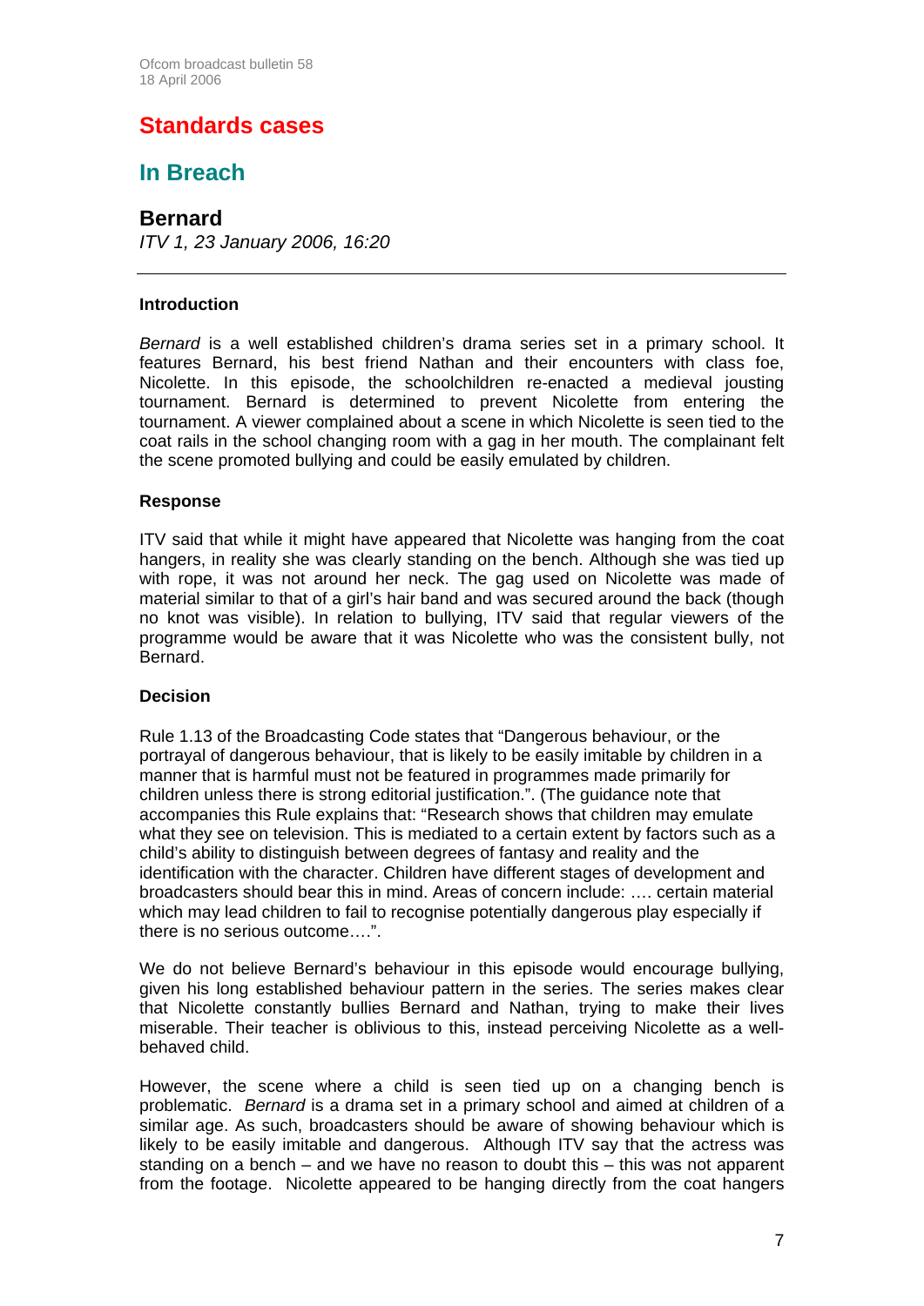# Standards cases

## In Breach

### Bernard

*ITV 1, 23 January 2006, 16:20*

---

#### Introduction

*Bernard* is a well established children's drama series set in a primary school. It features Bernard, his best friend Nathan and their encounters with class foe, Nicolette. In this episode, the schoolchildren re-enacted a medieval jousting tournament. Bernard is determined to prevent Nicolette from entering the tournament. A viewer complained about a scene in which Nicolette is seen tied to the coat rails in the school changing room with a gag in her mouth. The complainant felt the scene promoted bullying and could be easily emulated by children.

#### Response

ITV said that while it might have appeared that Nicolette was hanging from the coat hangers, in reality she was clearly standing on the bench. Although she was tied up with rope, it was not around her neck. The gag used on Nicolette was made of material similar to that of a girl's hair band and was secured around the back (though no knot was visible). In relation to bullying, ITV said that regular viewers of the programme would be aware that it was Nicolette who was the consistent bully, not Bernard.

#### Decision

Rule 1.13 of the Broadcasting Code states that "Dangerous behaviour, or the portrayal of dangerous behaviour, that is likely to be easily imitable by children in a manner that is harmful must not be featured in programmes made primarily for children unless there is strong editorial justification.". (The guidance note that accompanies this Rule explains that: "Research shows that children may emulate what they see on television. This is mediated to a certain extent by factors such as a child's ability to distinguish between degrees of fantasy and reality and the identification with the character. Children have different stages of development and broadcasters should bear this in mind. Areas of concern include: …. certain material which may lead children to fail to recognise potentially dangerous play especially if there is no serious outcome….".

We do not believe Bernard's behaviour in this episode would encourage bullying, given his long established behaviour pattern in the series. The series makes clear that Nicolette constantly bullies Bernard and Nathan, trying to make their lives miserable. Their teacher is oblivious to this, instead perceiving Nicolette as a well-behaved child.

However, the scene where a child is seen tied up on a changing bench is problematic. *Bernard* is a drama set in a primary school and aimed at children of a similar age. As such, broadcasters should be aware of showing behaviour which is likely to be easily imitable and dangerous. Although ITV say that the actress was standing on a bench – and we have no reason to doubt this – this was not apparent from the footage. Nicolette appeared to be hanging directly from the coat hangers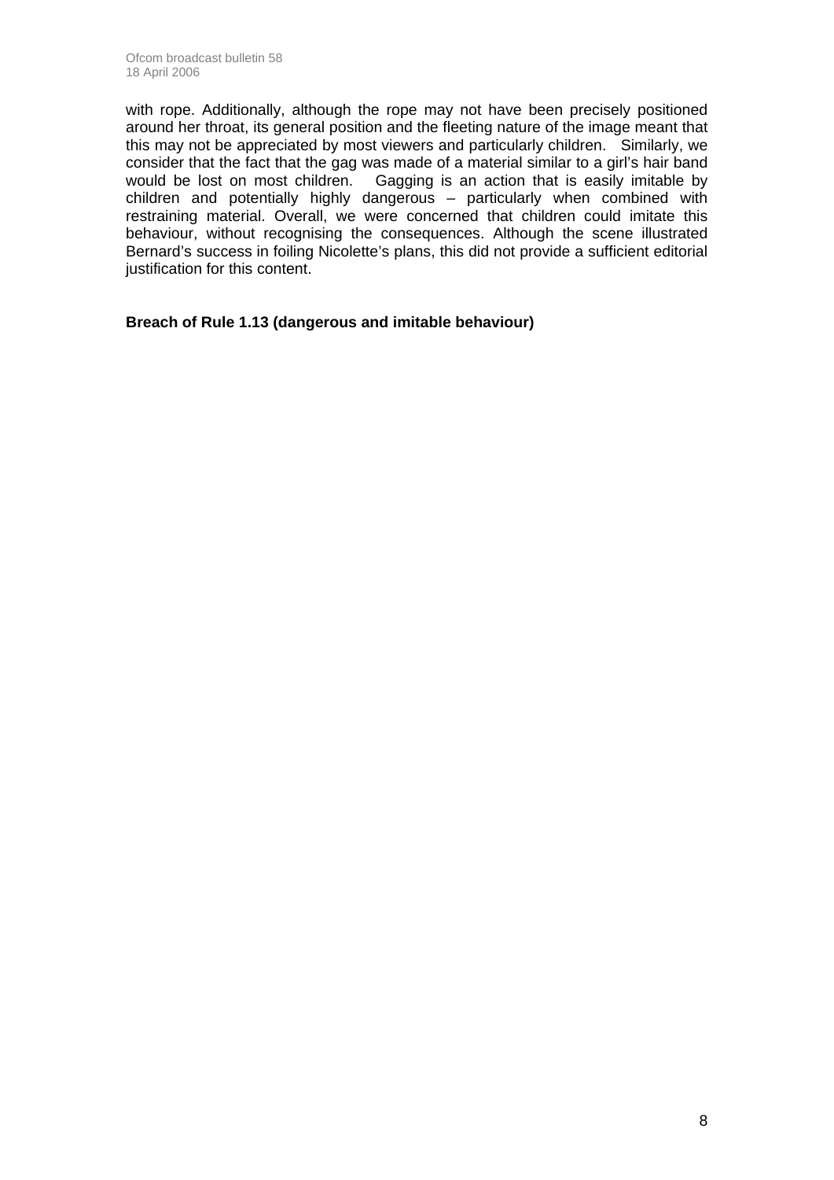with rope. Additionally, although the rope may not have been precisely positioned around her throat, its general position and the fleeting nature of the image meant that this may not be appreciated by most viewers and particularly children. Similarly, we consider that the fact that the gag was made of a material similar to a girl's hair band would be lost on most children. Gagging is an action that is easily imitable by children and potentially highly dangerous – particularly when combined with restraining material. Overall, we were concerned that children could imitate this behaviour, without recognising the consequences. Although the scene illustrated Bernard's success in foiling Nicolette's plans, this did not provide a sufficient editorial justification for this content.

**Breach of Rule 1.13 (dangerous and imitable behaviour)**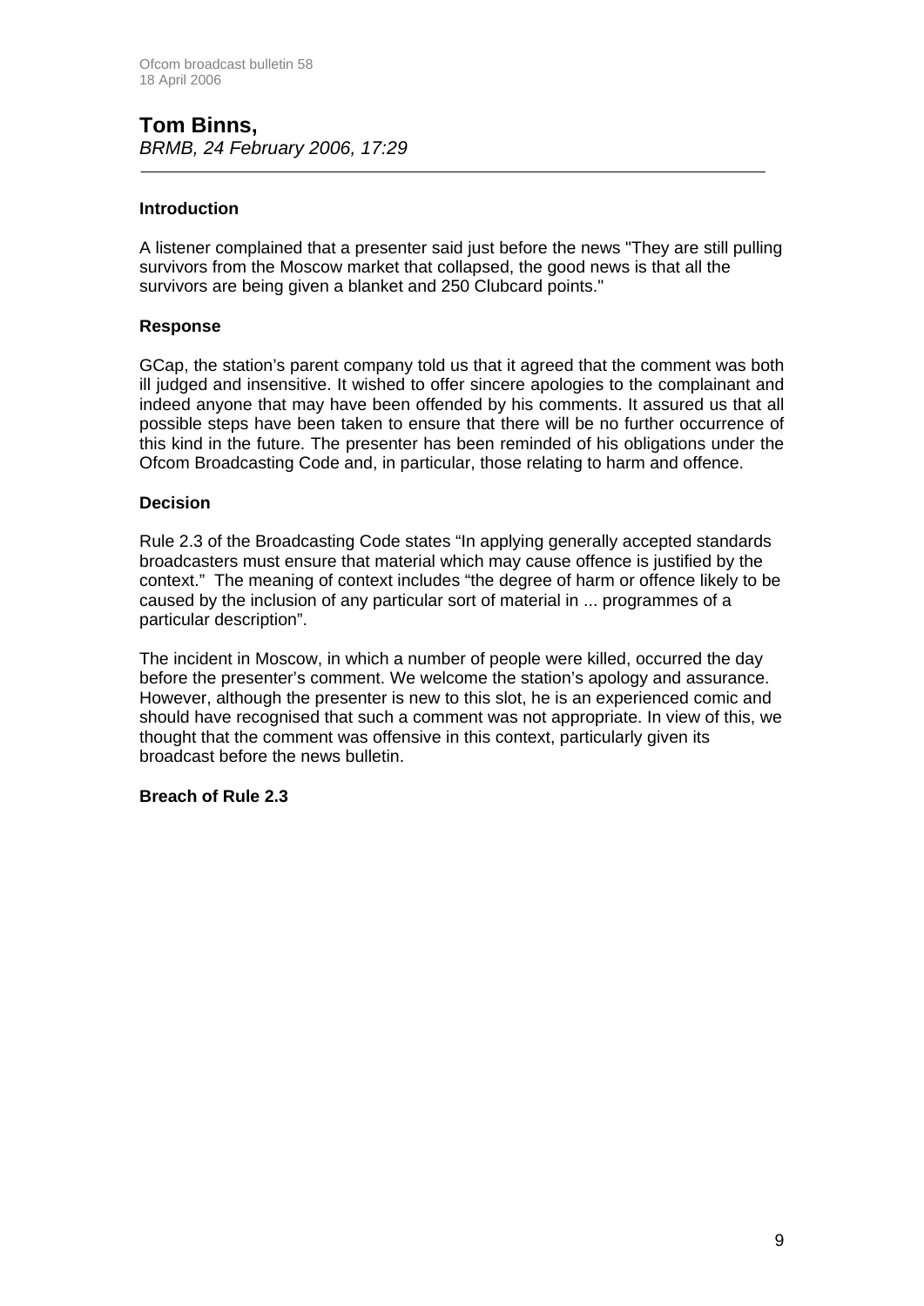## Tom Binns,

*BRMB, 24 February 2006, 17:29*

### Introduction

A listener complained that a presenter said just before the news "They are still pulling survivors from the Moscow market that collapsed, the good news is that all the survivors are being given a blanket and 250 Clubcard points."

### Response

GCap, the station's parent company told us that it agreed that the comment was both ill judged and insensitive. It wished to offer sincere apologies to the complainant and indeed anyone that may have been offended by his comments. It assured us that all possible steps have been taken to ensure that there will be no further occurrence of this kind in the future. The presenter has been reminded of his obligations under the Ofcom Broadcasting Code and, in particular, those relating to harm and offence.

### Decision

Rule 2.3 of the Broadcasting Code states "In applying generally accepted standards broadcasters must ensure that material which may cause offence is justified by the context." The meaning of context includes "the degree of harm or offence likely to be caused by the inclusion of any particular sort of material in ... programmes of a particular description".

The incident in Moscow, in which a number of people were killed, occurred the day before the presenter's comment. We welcome the station's apology and assurance. However, although the presenter is new to this slot, he is an experienced comic and should have recognised that such a comment was not appropriate. In view of this, we thought that the comment was offensive in this context, particularly given its broadcast before the news bulletin.

**Breach of Rule 2.3**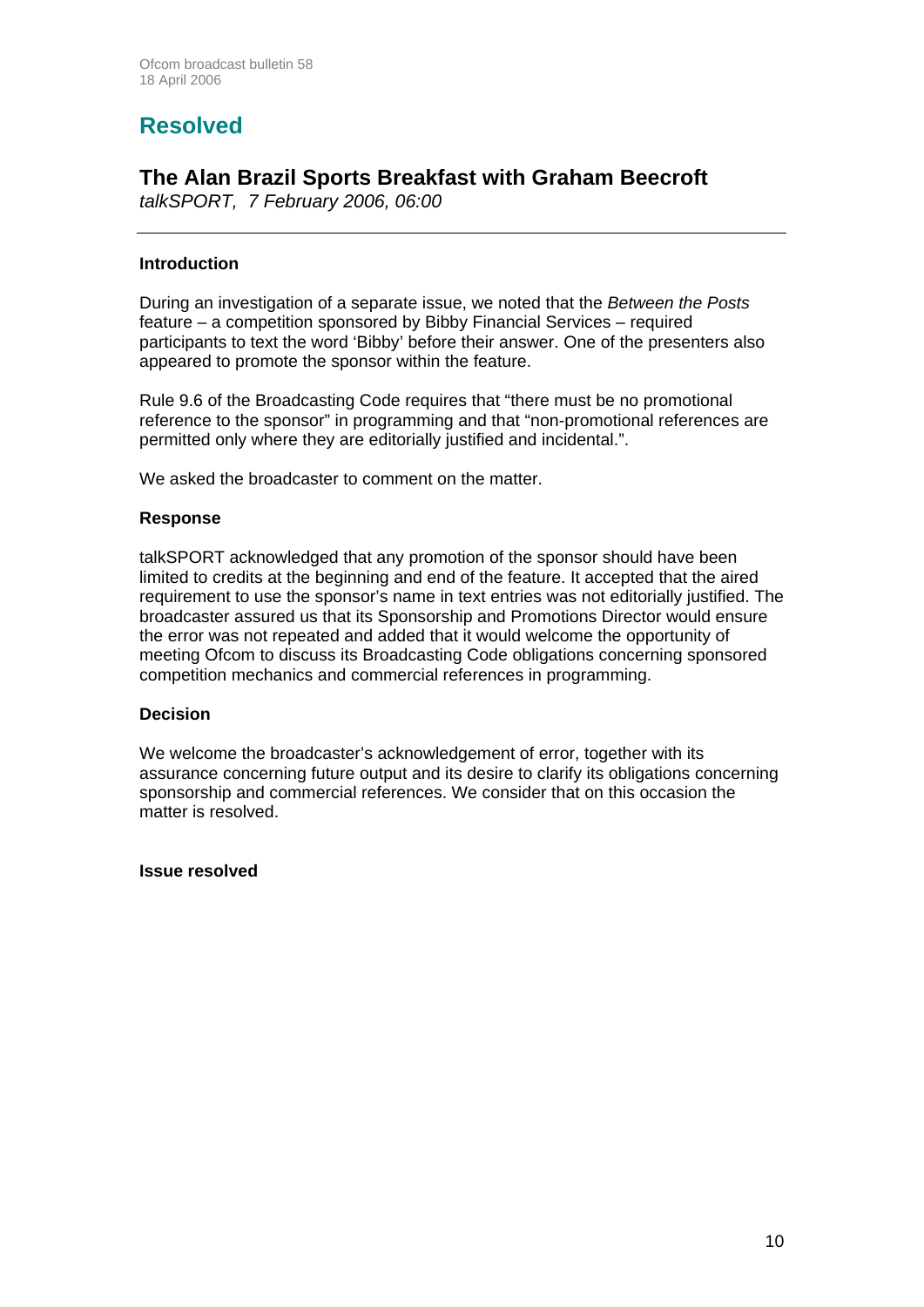# Resolved

## The Alan Brazil Sports Breakfast with Graham Beecroft

*talkSPORT, 7 February 2006, 06:00*

---

**Introduction**

During an investigation of a separate issue, we noted that the *Between the Posts* feature – a competition sponsored by Bibby Financial Services – required participants to text the word 'Bibby' before their answer. One of the presenters also appeared to promote the sponsor within the feature.

Rule 9.6 of the Broadcasting Code requires that "there must be no promotional reference to the sponsor" in programming and that "non-promotional references are permitted only where they are editorially justified and incidental.".

We asked the broadcaster to comment on the matter.

**Response**

talkSPORT acknowledged that any promotion of the sponsor should have been limited to credits at the beginning and end of the feature. It accepted that the aired requirement to use the sponsor's name in text entries was not editorially justified. The broadcaster assured us that its Sponsorship and Promotions Director would ensure the error was not repeated and added that it would welcome the opportunity of meeting Ofcom to discuss its Broadcasting Code obligations concerning sponsored competition mechanics and commercial references in programming.

**Decision**

We welcome the broadcaster's acknowledgement of error, together with its assurance concerning future output and its desire to clarify its obligations concerning sponsorship and commercial references. We consider that on this occasion the matter is resolved.

**Issue resolved**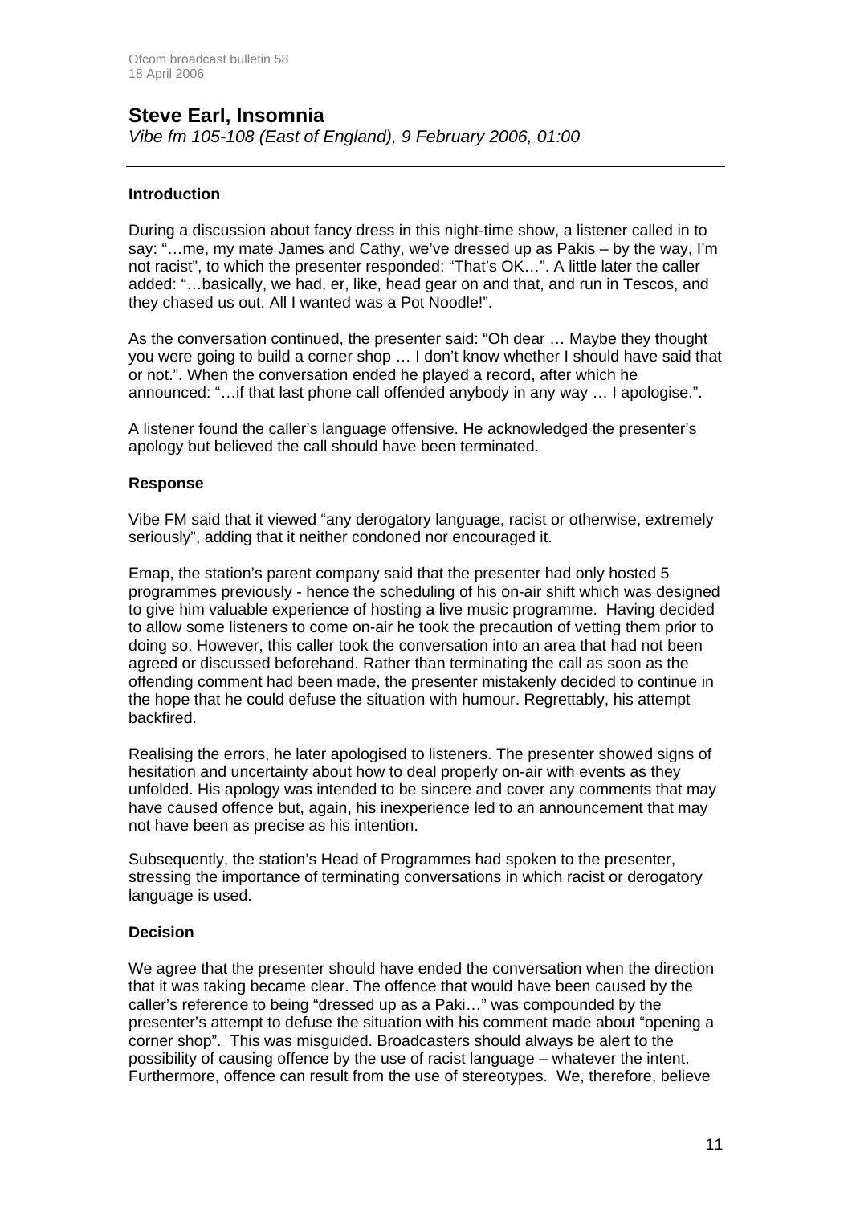## Steve Earl, Insomnia

*Vibe fm 105-108 (East of England), 9 February 2006, 01:00*

---

### Introduction

During a discussion about fancy dress in this night-time show, a listener called in to say: "…me, my mate James and Cathy, we've dressed up as Pakis – by the way, I'm not racist", to which the presenter responded: "That's OK…". A little later the caller added: "…basically, we had, er, like, head gear on and that, and run in Tescos, and they chased us out. All I wanted was a Pot Noodle!".

As the conversation continued, the presenter said: "Oh dear … Maybe they thought you were going to build a corner shop … I don't know whether I should have said that or not.". When the conversation ended he played a record, after which he announced: "…if that last phone call offended anybody in any way … I apologise.".

A listener found the caller's language offensive. He acknowledged the presenter's apology but believed the call should have been terminated.

### Response

Vibe FM said that it viewed "any derogatory language, racist or otherwise, extremely seriously", adding that it neither condoned nor encouraged it.

Emap, the station's parent company said that the presenter had only hosted 5 programmes previously - hence the scheduling of his on-air shift which was designed to give him valuable experience of hosting a live music programme. Having decided to allow some listeners to come on-air he took the precaution of vetting them prior to doing so. However, this caller took the conversation into an area that had not been agreed or discussed beforehand. Rather than terminating the call as soon as the offending comment had been made, the presenter mistakenly decided to continue in the hope that he could defuse the situation with humour. Regrettably, his attempt backfired.

Realising the errors, he later apologised to listeners. The presenter showed signs of hesitation and uncertainty about how to deal properly on-air with events as they unfolded. His apology was intended to be sincere and cover any comments that may have caused offence but, again, his inexperience led to an announcement that may not have been as precise as his intention.

Subsequently, the station's Head of Programmes had spoken to the presenter, stressing the importance of terminating conversations in which racist or derogatory language is used.

### Decision

We agree that the presenter should have ended the conversation when the direction that it was taking became clear. The offence that would have been caused by the caller's reference to being "dressed up as a Paki…" was compounded by the presenter's attempt to defuse the situation with his comment made about "opening a corner shop". This was misguided. Broadcasters should always be alert to the possibility of causing offence by the use of racist language – whatever the intent. Furthermore, offence can result from the use of stereotypes. We, therefore, believe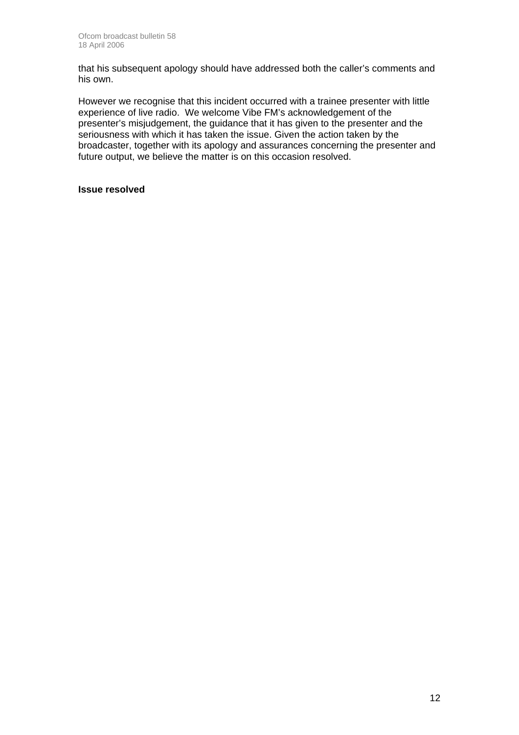that his subsequent apology should have addressed both the caller's comments and his own.

However we recognise that this incident occurred with a trainee presenter with little experience of live radio. We welcome Vibe FM's acknowledgement of the presenter's misjudgement, the guidance that it has given to the presenter and the seriousness with which it has taken the issue. Given the action taken by the broadcaster, together with its apology and assurances concerning the presenter and future output, we believe the matter is on this occasion resolved.

**Issue resolved**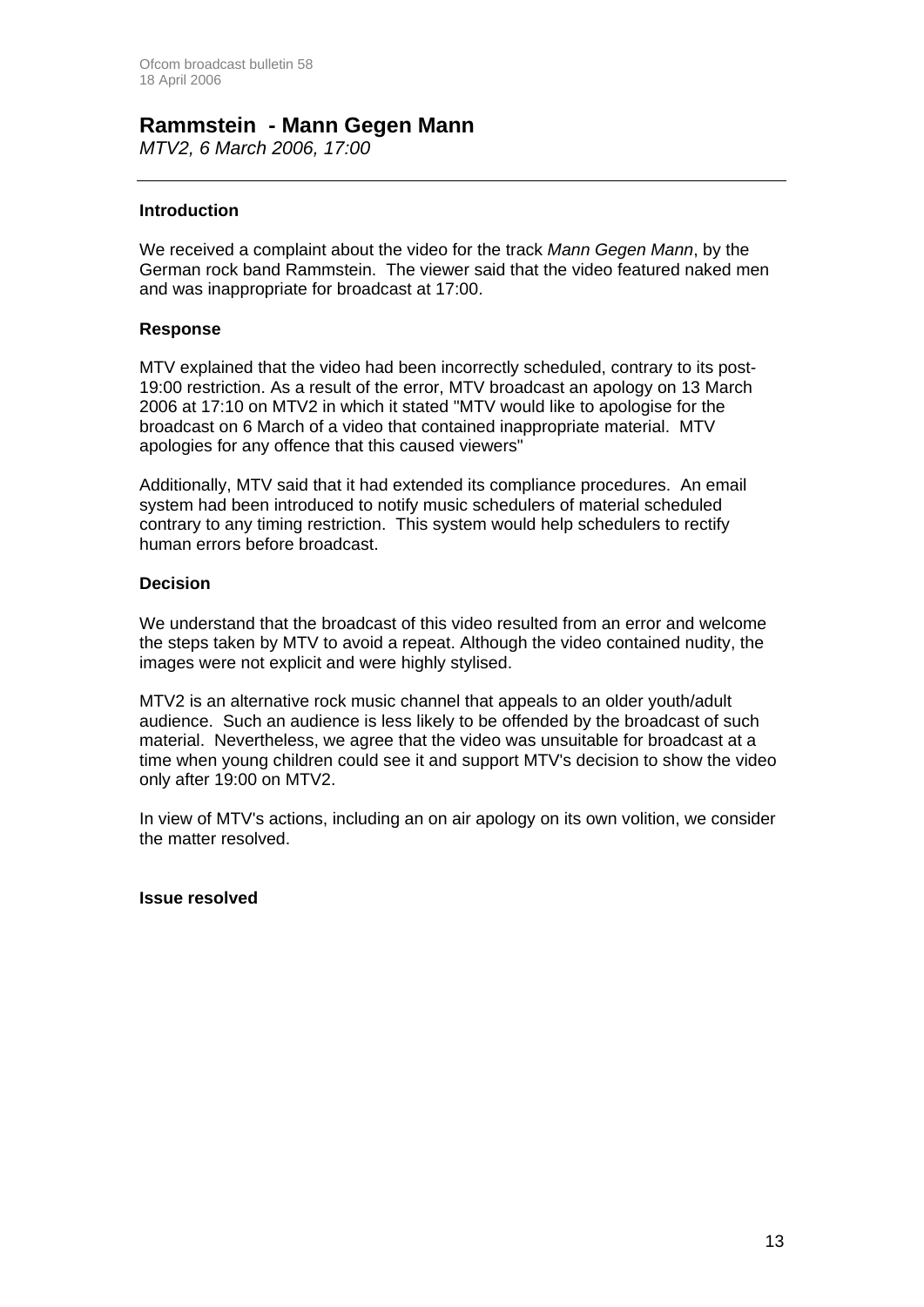## Rammstein - Mann Gegen Mann

*MTV2, 6 March 2006, 17:00*

---

**Introduction**

We received a complaint about the video for the track *Mann Gegen Mann*, by the German rock band Rammstein. The viewer said that the video featured naked men and was inappropriate for broadcast at 17:00.

**Response**

MTV explained that the video had been incorrectly scheduled, contrary to its post-19:00 restriction. As a result of the error, MTV broadcast an apology on 13 March 2006 at 17:10 on MTV2 in which it stated "MTV would like to apologise for the broadcast on 6 March of a video that contained inappropriate material. MTV apologies for any offence that this caused viewers"

Additionally, MTV said that it had extended its compliance procedures. An email system had been introduced to notify music schedulers of material scheduled contrary to any timing restriction. This system would help schedulers to rectify human errors before broadcast.

**Decision**

We understand that the broadcast of this video resulted from an error and welcome the steps taken by MTV to avoid a repeat. Although the video contained nudity, the images were not explicit and were highly stylised.

MTV2 is an alternative rock music channel that appeals to an older youth/adult audience. Such an audience is less likely to be offended by the broadcast of such material. Nevertheless, we agree that the video was unsuitable for broadcast at a time when young children could see it and support MTV's decision to show the video only after 19:00 on MTV2.

In view of MTV's actions, including an on air apology on its own volition, we consider the matter resolved.

**Issue resolved**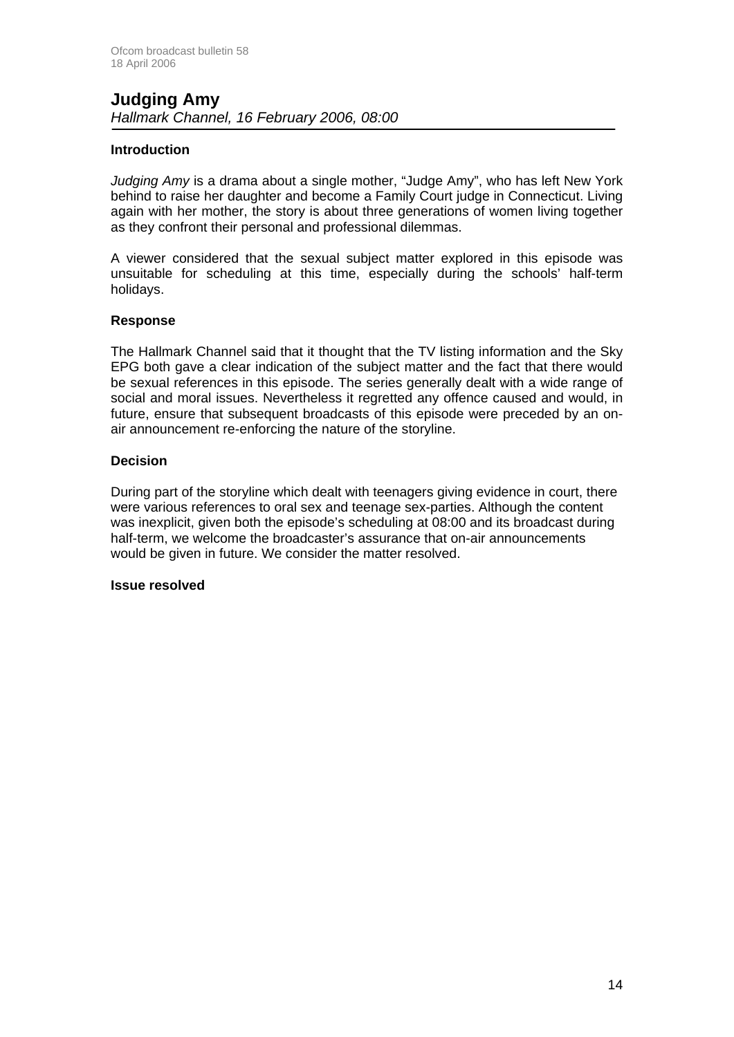## Judging Amy

*Hallmark Channel, 16 February 2006, 08:00*

---

**Introduction**

*Judging Amy* is a drama about a single mother, "Judge Amy", who has left New York behind to raise her daughter and become a Family Court judge in Connecticut. Living again with her mother, the story is about three generations of women living together as they confront their personal and professional dilemmas.

A viewer considered that the sexual subject matter explored in this episode was unsuitable for scheduling at this time, especially during the schools' half-term holidays.

**Response**

The Hallmark Channel said that it thought that the TV listing information and the Sky EPG both gave a clear indication of the subject matter and the fact that there would be sexual references in this episode. The series generally dealt with a wide range of social and moral issues. Nevertheless it regretted any offence caused and would, in future, ensure that subsequent broadcasts of this episode were preceded by an on-air announcement re-enforcing the nature of the storyline.

**Decision**

During part of the storyline which dealt with teenagers giving evidence in court, there were various references to oral sex and teenage sex-parties. Although the content was inexplicit, given both the episode's scheduling at 08:00 and its broadcast during half-term, we welcome the broadcaster's assurance that on-air announcements would be given in future. We consider the matter resolved.

**Issue resolved**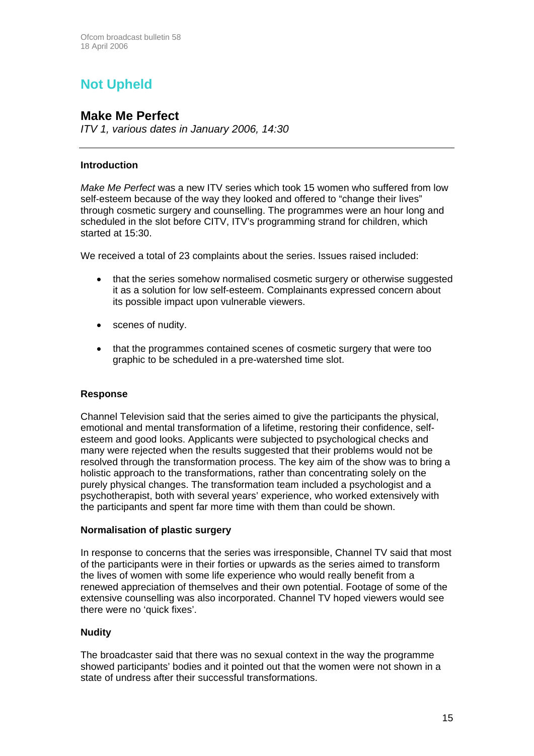# Not Upheld

## Make Me Perfect

*ITV 1, various dates in January 2006, 14:30*

---

### Introduction

*Make Me Perfect* was a new ITV series which took 15 women who suffered from low self-esteem because of the way they looked and offered to "change their lives" through cosmetic surgery and counselling. The programmes were an hour long and scheduled in the slot before CITV, ITV's programming strand for children, which started at 15:30.

We received a total of 23 complaints about the series. Issues raised included:

- that the series somehow normalised cosmetic surgery or otherwise suggested it as a solution for low self-esteem. Complainants expressed concern about its possible impact upon vulnerable viewers.
- scenes of nudity.
- that the programmes contained scenes of cosmetic surgery that were too graphic to be scheduled in a pre-watershed time slot.

### Response

Channel Television said that the series aimed to give the participants the physical, emotional and mental transformation of a lifetime, restoring their confidence, self-esteem and good looks. Applicants were subjected to psychological checks and many were rejected when the results suggested that their problems would not be resolved through the transformation process. The key aim of the show was to bring a holistic approach to the transformations, rather than concentrating solely on the purely physical changes. The transformation team included a psychologist and a psychotherapist, both with several years' experience, who worked extensively with the participants and spent far more time with them than could be shown.

### Normalisation of plastic surgery

In response to concerns that the series was irresponsible, Channel TV said that most of the participants were in their forties or upwards as the series aimed to transform the lives of women with some life experience who would really benefit from a renewed appreciation of themselves and their own potential. Footage of some of the extensive counselling was also incorporated. Channel TV hoped viewers would see there were no 'quick fixes'.

### Nudity

The broadcaster said that there was no sexual context in the way the programme showed participants' bodies and it pointed out that the women were not shown in a state of undress after their successful transformations.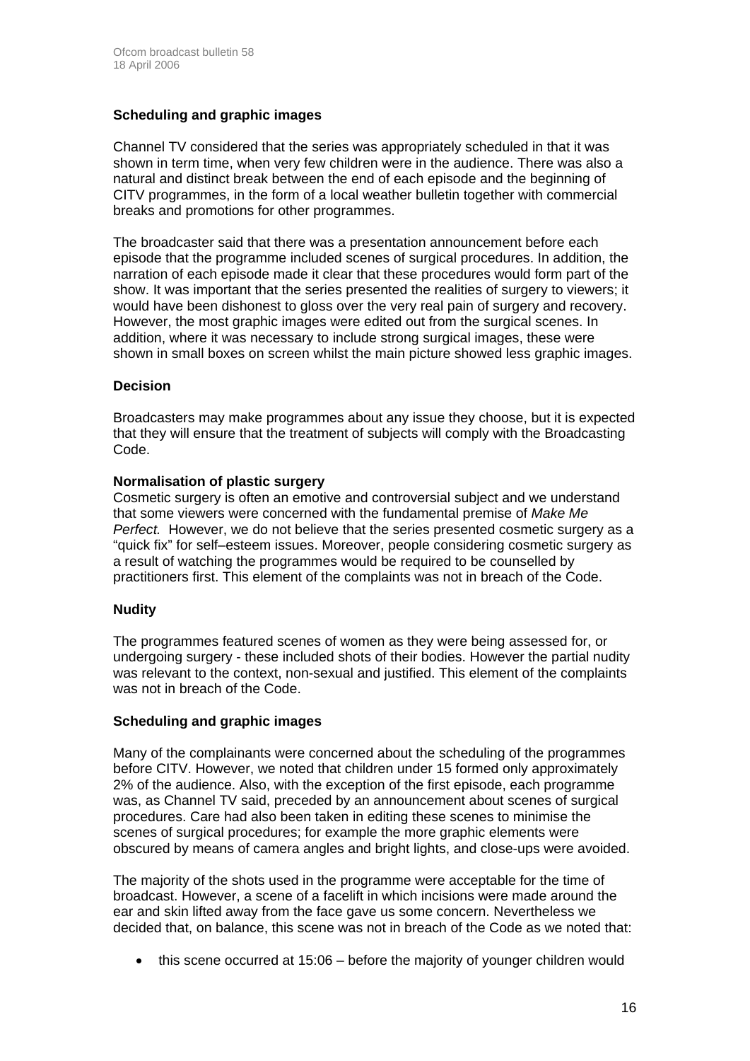### Scheduling and graphic images

Channel TV considered that the series was appropriately scheduled in that it was shown in term time, when very few children were in the audience. There was also a natural and distinct break between the end of each episode and the beginning of CITV programmes, in the form of a local weather bulletin together with commercial breaks and promotions for other programmes.

The broadcaster said that there was a presentation announcement before each episode that the programme included scenes of surgical procedures. In addition, the narration of each episode made it clear that these procedures would form part of the show. It was important that the series presented the realities of surgery to viewers; it would have been dishonest to gloss over the very real pain of surgery and recovery. However, the most graphic images were edited out from the surgical scenes. In addition, where it was necessary to include strong surgical images, these were shown in small boxes on screen whilst the main picture showed less graphic images.

### Decision

Broadcasters may make programmes about any issue they choose, but it is expected that they will ensure that the treatment of subjects will comply with the Broadcasting Code.

**Normalisation of plastic surgery**

Cosmetic surgery is often an emotive and controversial subject and we understand that some viewers were concerned with the fundamental premise of *Make Me Perfect.* However, we do not believe that the series presented cosmetic surgery as a "quick fix" for self–esteem issues. Moreover, people considering cosmetic surgery as a result of watching the programmes would be required to be counselled by practitioners first. This element of the complaints was not in breach of the Code.

**Nudity**

The programmes featured scenes of women as they were being assessed for, or undergoing surgery - these included shots of their bodies. However the partial nudity was relevant to the context, non-sexual and justified. This element of the complaints was not in breach of the Code.

**Scheduling and graphic images**

Many of the complainants were concerned about the scheduling of the programmes before CITV. However, we noted that children under 15 formed only approximately 2% of the audience. Also, with the exception of the first episode, each programme was, as Channel TV said, preceded by an announcement about scenes of surgical procedures. Care had also been taken in editing these scenes to minimise the scenes of surgical procedures; for example the more graphic elements were obscured by means of camera angles and bright lights, and close-ups were avoided.

The majority of the shots used in the programme were acceptable for the time of broadcast. However, a scene of a facelift in which incisions were made around the ear and skin lifted away from the face gave us some concern. Nevertheless we decided that, on balance, this scene was not in breach of the Code as we noted that:

- this scene occurred at 15:06 – before the majority of younger children would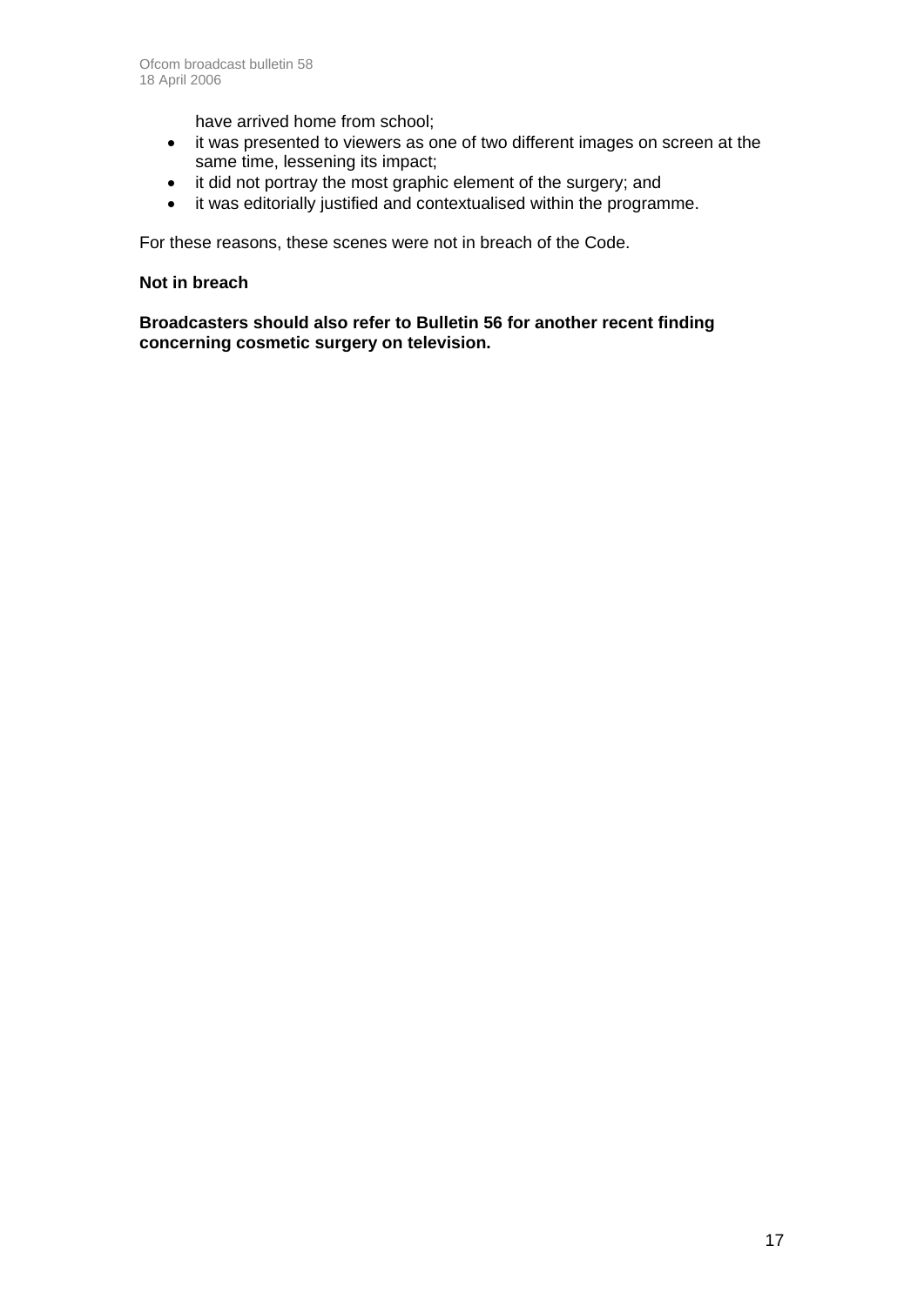have arrived home from school;

- it was presented to viewers as one of two different images on screen at the same time, lessening its impact;
- it did not portray the most graphic element of the surgery; and
- it was editorially justified and contextualised within the programme.

For these reasons, these scenes were not in breach of the Code.

**Not in breach**

**Broadcasters should also refer to Bulletin 56 for another recent finding concerning cosmetic surgery on television.**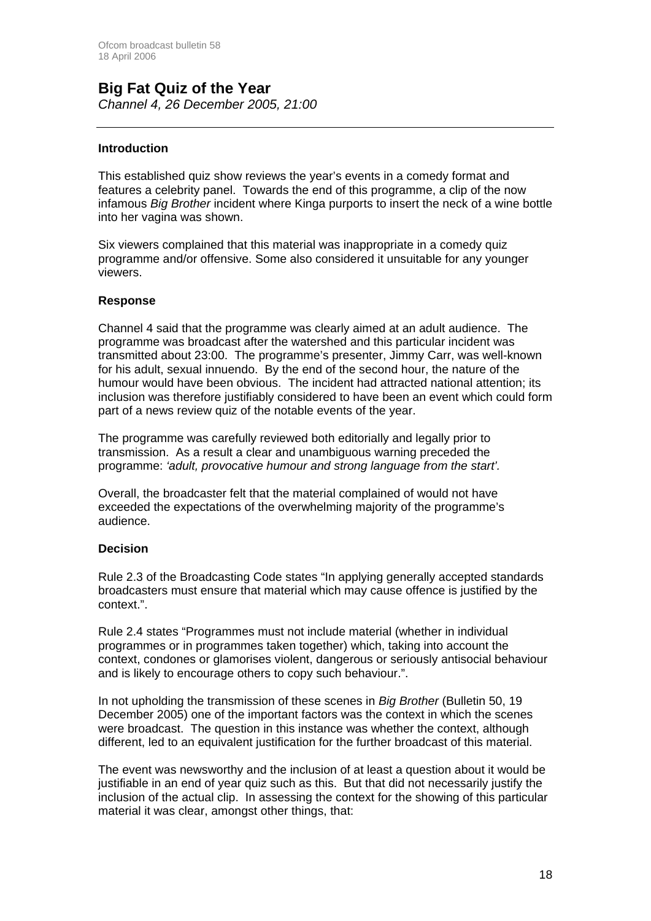# Big Fat Quiz of the Year

*Channel 4, 26 December 2005, 21:00*

---

### Introduction

This established quiz show reviews the year's events in a comedy format and features a celebrity panel. Towards the end of this programme, a clip of the now infamous *Big Brother* incident where Kinga purports to insert the neck of a wine bottle into her vagina was shown.

Six viewers complained that this material was inappropriate in a comedy quiz programme and/or offensive. Some also considered it unsuitable for any younger viewers.

### Response

Channel 4 said that the programme was clearly aimed at an adult audience. The programme was broadcast after the watershed and this particular incident was transmitted about 23:00. The programme's presenter, Jimmy Carr, was well-known for his adult, sexual innuendo. By the end of the second hour, the nature of the humour would have been obvious. The incident had attracted national attention; its inclusion was therefore justifiably considered to have been an event which could form part of a news review quiz of the notable events of the year.

The programme was carefully reviewed both editorially and legally prior to transmission. As a result a clear and unambiguous warning preceded the programme: *'adult, provocative humour and strong language from the start'*.

Overall, the broadcaster felt that the material complained of would not have exceeded the expectations of the overwhelming majority of the programme's audience.

### Decision

Rule 2.3 of the Broadcasting Code states "In applying generally accepted standards broadcasters must ensure that material which may cause offence is justified by the context.".

Rule 2.4 states "Programmes must not include material (whether in individual programmes or in programmes taken together) which, taking into account the context, condones or glamorises violent, dangerous or seriously antisocial behaviour and is likely to encourage others to copy such behaviour.".

In not upholding the transmission of these scenes in *Big Brother* (Bulletin 50, 19 December 2005) one of the important factors was the context in which the scenes were broadcast. The question in this instance was whether the context, although different, led to an equivalent justification for the further broadcast of this material.

The event was newsworthy and the inclusion of at least a question about it would be justifiable in an end of year quiz such as this. But that did not necessarily justify the inclusion of the actual clip. In assessing the context for the showing of this particular material it was clear, amongst other things, that: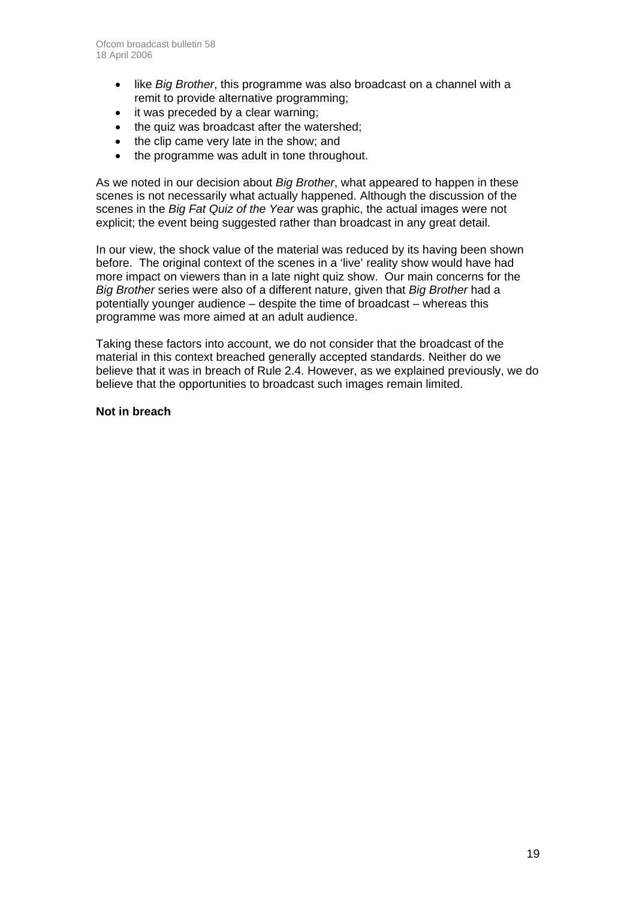- like *Big Brother*, this programme was also broadcast on a channel with a remit to provide alternative programming;
- it was preceded by a clear warning;
- the quiz was broadcast after the watershed;
- the clip came very late in the show; and
- the programme was adult in tone throughout.

As we noted in our decision about *Big Brother*, what appeared to happen in these scenes is not necessarily what actually happened. Although the discussion of the scenes in the *Big Fat Quiz of the Year* was graphic, the actual images were not explicit; the event being suggested rather than broadcast in any great detail.

In our view, the shock value of the material was reduced by its having been shown before. The original context of the scenes in a 'live' reality show would have had more impact on viewers than in a late night quiz show. Our main concerns for the *Big Brother* series were also of a different nature, given that *Big Brother* had a potentially younger audience – despite the time of broadcast – whereas this programme was more aimed at an adult audience.

Taking these factors into account, we do not consider that the broadcast of the material in this context breached generally accepted standards. Neither do we believe that it was in breach of Rule 2.4. However, as we explained previously, we do believe that the opportunities to broadcast such images remain limited.

**Not in breach**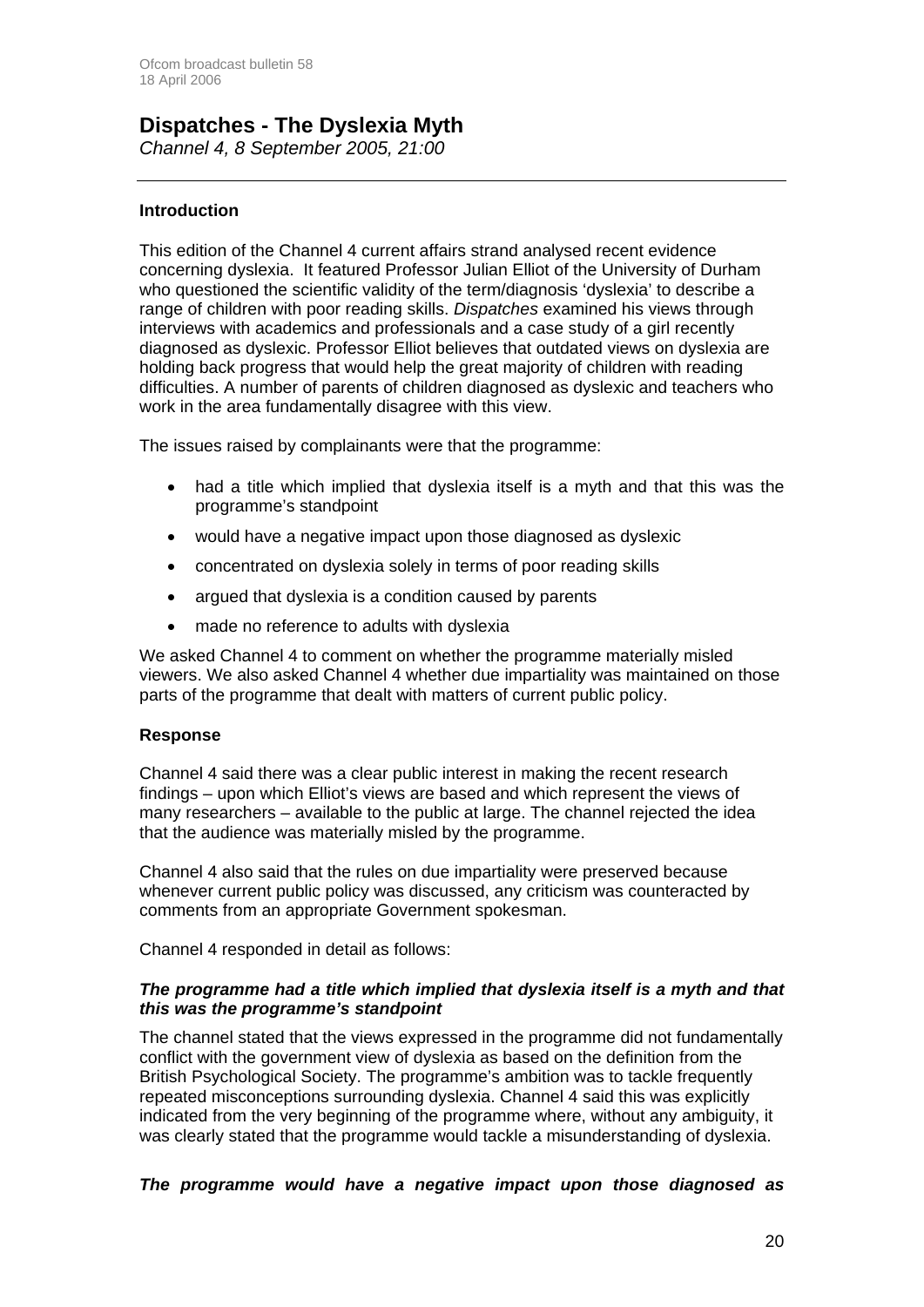## Dispatches - The Dyslexia Myth

*Channel 4, 8 September 2005, 21:00*

---

### Introduction

This edition of the Channel 4 current affairs strand analysed recent evidence concerning dyslexia. It featured Professor Julian Elliot of the University of Durham who questioned the scientific validity of the term/diagnosis 'dyslexia' to describe a range of children with poor reading skills. *Dispatches* examined his views through interviews with academics and professionals and a case study of a girl recently diagnosed as dyslexic. Professor Elliot believes that outdated views on dyslexia are holding back progress that would help the great majority of children with reading difficulties. A number of parents of children diagnosed as dyslexic and teachers who work in the area fundamentally disagree with this view.

The issues raised by complainants were that the programme:

- had a title which implied that dyslexia itself is a myth and that this was the programme's standpoint
- would have a negative impact upon those diagnosed as dyslexic
- concentrated on dyslexia solely in terms of poor reading skills
- argued that dyslexia is a condition caused by parents
- made no reference to adults with dyslexia

We asked Channel 4 to comment on whether the programme materially misled viewers. We also asked Channel 4 whether due impartiality was maintained on those parts of the programme that dealt with matters of current public policy.

### Response

Channel 4 said there was a clear public interest in making the recent research findings – upon which Elliot's views are based and which represent the views of many researchers – available to the public at large. The channel rejected the idea that the audience was materially misled by the programme.

Channel 4 also said that the rules on due impartiality were preserved because whenever current public policy was discussed, any criticism was counteracted by comments from an appropriate Government spokesman.

Channel 4 responded in detail as follows:

***The programme had a title which implied that dyslexia itself is a myth and that this was the programme's standpoint***

The channel stated that the views expressed in the programme did not fundamentally conflict with the government view of dyslexia as based on the definition from the British Psychological Society. The programme's ambition was to tackle frequently repeated misconceptions surrounding dyslexia. Channel 4 said this was explicitly indicated from the very beginning of the programme where, without any ambiguity, it was clearly stated that the programme would tackle a misunderstanding of dyslexia.

***The programme would have a negative impact upon those diagnosed as***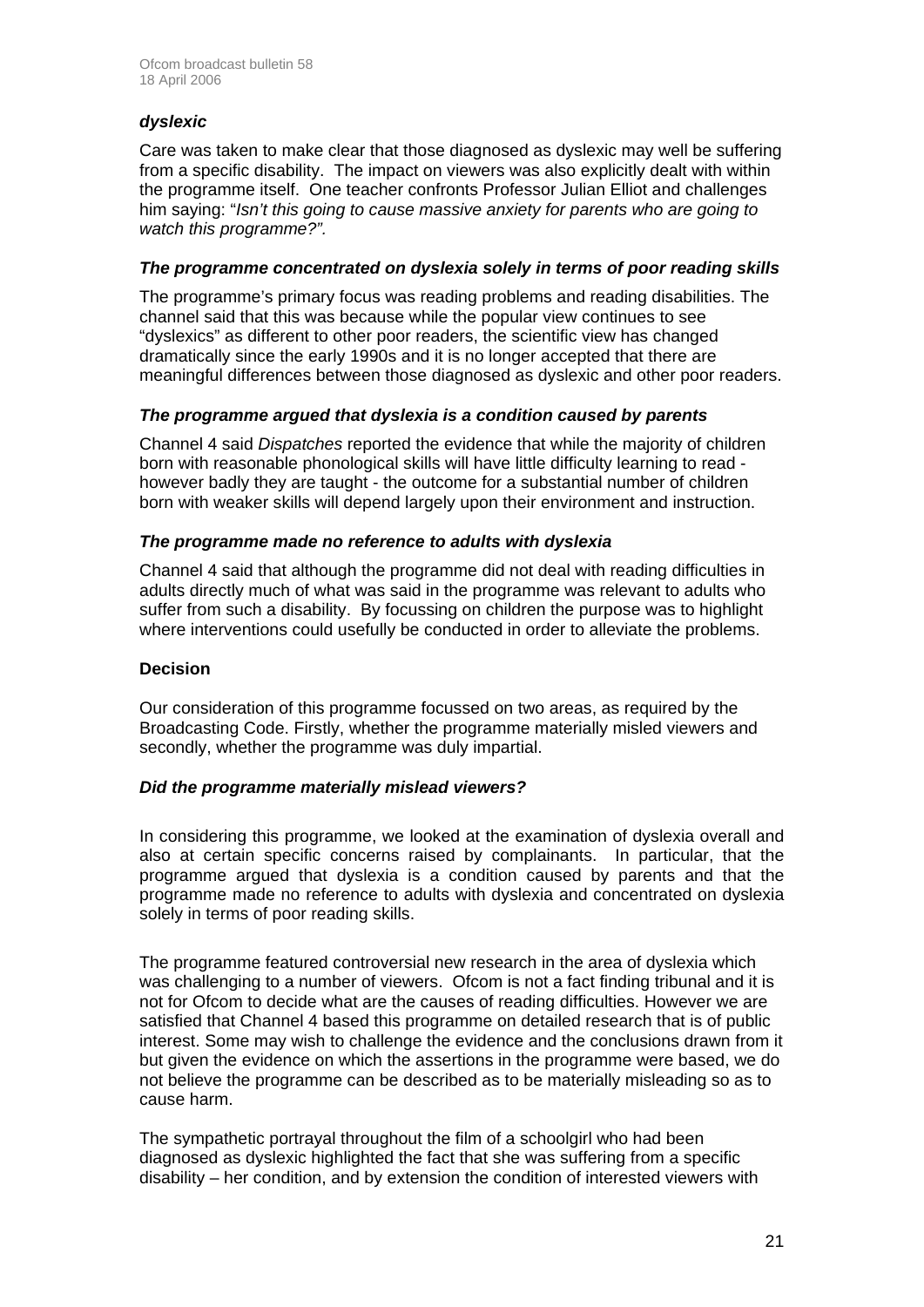***dyslexic***

Care was taken to make clear that those diagnosed as dyslexic may well be suffering from a specific disability. The impact on viewers was also explicitly dealt with within the programme itself. One teacher confronts Professor Julian Elliot and challenges him saying: "*Isn't this going to cause massive anxiety for parents who are going to watch this programme?"*.

***The programme concentrated on dyslexia solely in terms of poor reading skills***

The programme's primary focus was reading problems and reading disabilities. The channel said that this was because while the popular view continues to see "dyslexics" as different to other poor readers, the scientific view has changed dramatically since the early 1990s and it is no longer accepted that there are meaningful differences between those diagnosed as dyslexic and other poor readers.

***The programme argued that dyslexia is a condition caused by parents***

Channel 4 said *Dispatches* reported the evidence that while the majority of children born with reasonable phonological skills will have little difficulty learning to read - however badly they are taught - the outcome for a substantial number of children born with weaker skills will depend largely upon their environment and instruction.

***The programme made no reference to adults with dyslexia***

Channel 4 said that although the programme did not deal with reading difficulties in adults directly much of what was said in the programme was relevant to adults who suffer from such a disability. By focussing on children the purpose was to highlight where interventions could usefully be conducted in order to alleviate the problems.

**Decision**

Our consideration of this programme focussed on two areas, as required by the Broadcasting Code. Firstly, whether the programme materially misled viewers and secondly, whether the programme was duly impartial.

***Did the programme materially mislead viewers?***

In considering this programme, we looked at the examination of dyslexia overall and also at certain specific concerns raised by complainants. In particular, that the programme argued that dyslexia is a condition caused by parents and that the programme made no reference to adults with dyslexia and concentrated on dyslexia solely in terms of poor reading skills.

The programme featured controversial new research in the area of dyslexia which was challenging to a number of viewers. Ofcom is not a fact finding tribunal and it is not for Ofcom to decide what are the causes of reading difficulties. However we are satisfied that Channel 4 based this programme on detailed research that is of public interest. Some may wish to challenge the evidence and the conclusions drawn from it but given the evidence on which the assertions in the programme were based, we do not believe the programme can be described as to be materially misleading so as to cause harm.

The sympathetic portrayal throughout the film of a schoolgirl who had been diagnosed as dyslexic highlighted the fact that she was suffering from a specific disability – her condition, and by extension the condition of interested viewers with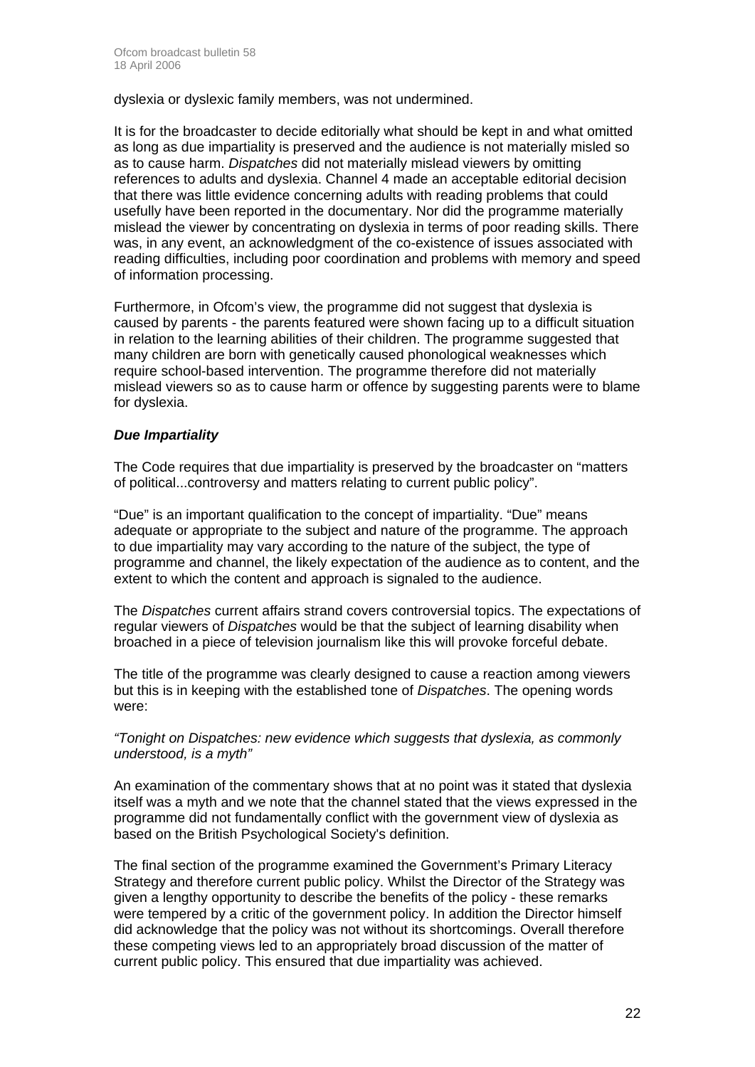dyslexia or dyslexic family members, was not undermined.

It is for the broadcaster to decide editorially what should be kept in and what omitted as long as due impartiality is preserved and the audience is not materially misled so as to cause harm. *Dispatches* did not materially mislead viewers by omitting references to adults and dyslexia. Channel 4 made an acceptable editorial decision that there was little evidence concerning adults with reading problems that could usefully have been reported in the documentary. Nor did the programme materially mislead the viewer by concentrating on dyslexia in terms of poor reading skills. There was, in any event, an acknowledgment of the co-existence of issues associated with reading difficulties, including poor coordination and problems with memory and speed of information processing.

Furthermore, in Ofcom's view, the programme did not suggest that dyslexia is caused by parents - the parents featured were shown facing up to a difficult situation in relation to the learning abilities of their children. The programme suggested that many children are born with genetically caused phonological weaknesses which require school-based intervention. The programme therefore did not materially mislead viewers so as to cause harm or offence by suggesting parents were to blame for dyslexia.

***Due Impartiality***

The Code requires that due impartiality is preserved by the broadcaster on "matters of political...controversy and matters relating to current public policy".

"Due" is an important qualification to the concept of impartiality. "Due" means adequate or appropriate to the subject and nature of the programme. The approach to due impartiality may vary according to the nature of the subject, the type of programme and channel, the likely expectation of the audience as to content, and the extent to which the content and approach is signaled to the audience.

The *Dispatches* current affairs strand covers controversial topics. The expectations of regular viewers of *Dispatches* would be that the subject of learning disability when broached in a piece of television journalism like this will provoke forceful debate.

The title of the programme was clearly designed to cause a reaction among viewers but this is in keeping with the established tone of *Dispatches*. The opening words were:

*"Tonight on Dispatches: new evidence which suggests that dyslexia, as commonly understood, is a myth"*

An examination of the commentary shows that at no point was it stated that dyslexia itself was a myth and we note that the channel stated that the views expressed in the programme did not fundamentally conflict with the government view of dyslexia as based on the British Psychological Society's definition.

The final section of the programme examined the Government's Primary Literacy Strategy and therefore current public policy. Whilst the Director of the Strategy was given a lengthy opportunity to describe the benefits of the policy - these remarks were tempered by a critic of the government policy. In addition the Director himself did acknowledge that the policy was not without its shortcomings. Overall therefore these competing views led to an appropriately broad discussion of the matter of current public policy. This ensured that due impartiality was achieved.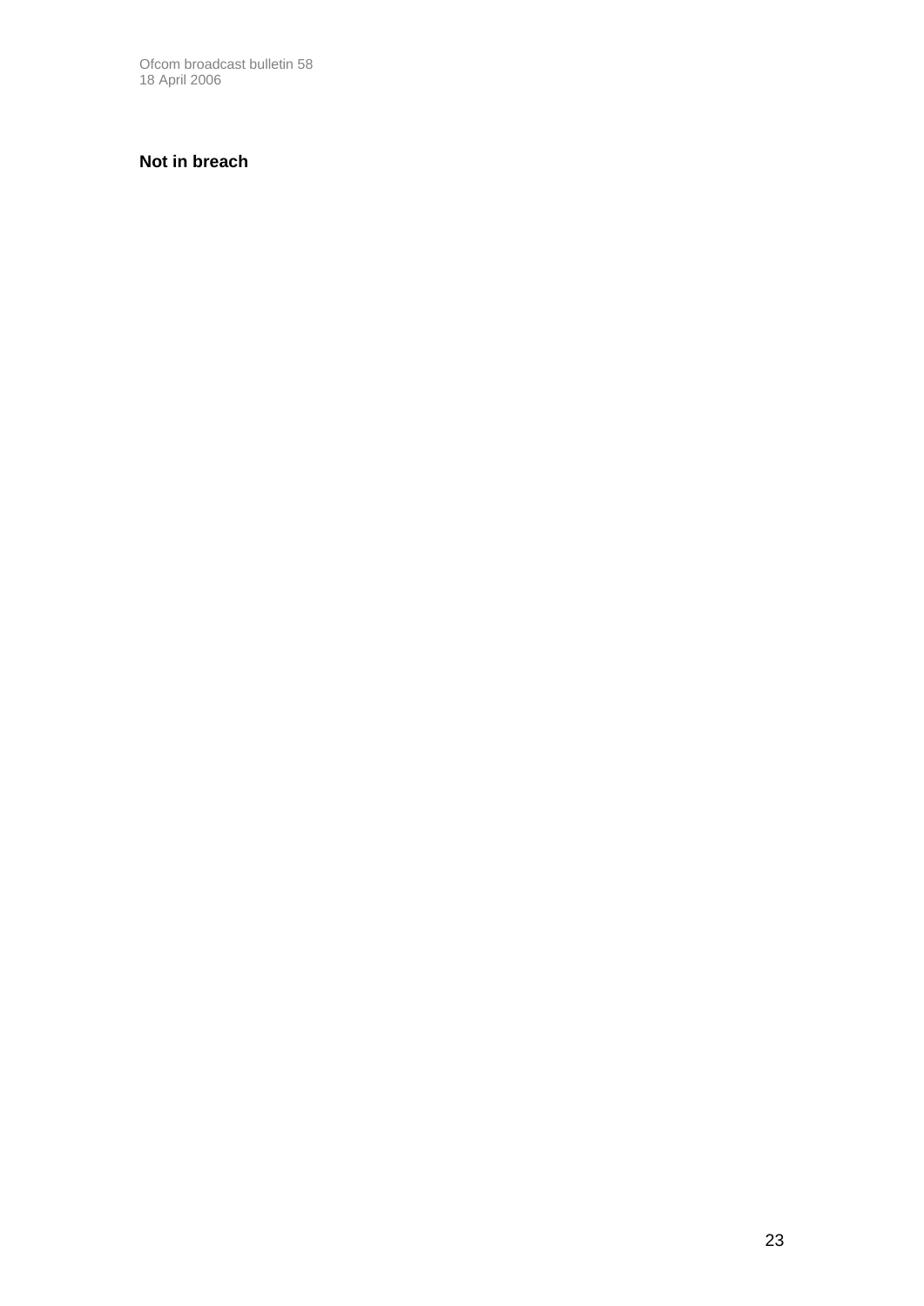## Not in breach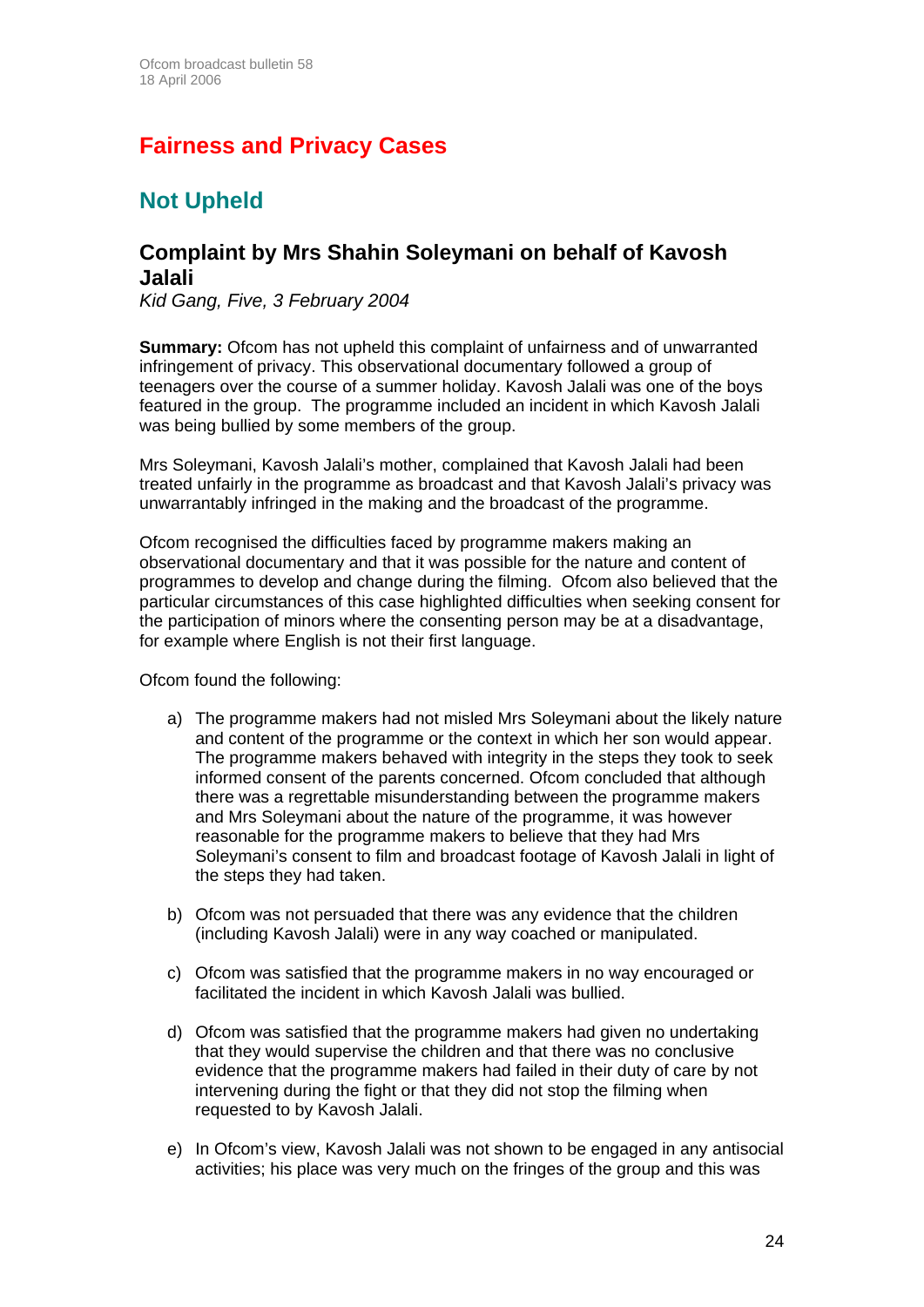# Fairness and Privacy Cases

## Not Upheld

### Complaint by Mrs Shahin Soleymani on behalf of Kavosh Jalali

*Kid Gang, Five, 3 February 2004*

**Summary:** Ofcom has not upheld this complaint of unfairness and of unwarranted infringement of privacy. This observational documentary followed a group of teenagers over the course of a summer holiday. Kavosh Jalali was one of the boys featured in the group. The programme included an incident in which Kavosh Jalali was being bullied by some members of the group.

Mrs Soleymani, Kavosh Jalali's mother, complained that Kavosh Jalali had been treated unfairly in the programme as broadcast and that Kavosh Jalali's privacy was unwarrantably infringed in the making and the broadcast of the programme.

Ofcom recognised the difficulties faced by programme makers making an observational documentary and that it was possible for the nature and content of programmes to develop and change during the filming. Ofcom also believed that the particular circumstances of this case highlighted difficulties when seeking consent for the participation of minors where the consenting person may be at a disadvantage, for example where English is not their first language.

Ofcom found the following:

a) The programme makers had not misled Mrs Soleymani about the likely nature and content of the programme or the context in which her son would appear. The programme makers behaved with integrity in the steps they took to seek informed consent of the parents concerned. Ofcom concluded that although there was a regrettable misunderstanding between the programme makers and Mrs Soleymani about the nature of the programme, it was however reasonable for the programme makers to believe that they had Mrs Soleymani's consent to film and broadcast footage of Kavosh Jalali in light of the steps they had taken.

b) Ofcom was not persuaded that there was any evidence that the children (including Kavosh Jalali) were in any way coached or manipulated.

c) Ofcom was satisfied that the programme makers in no way encouraged or facilitated the incident in which Kavosh Jalali was bullied.

d) Ofcom was satisfied that the programme makers had given no undertaking that they would supervise the children and that there was no conclusive evidence that the programme makers had failed in their duty of care by not intervening during the fight or that they did not stop the filming when requested to by Kavosh Jalali.

e) In Ofcom's view, Kavosh Jalali was not shown to be engaged in any antisocial activities; his place was very much on the fringes of the group and this was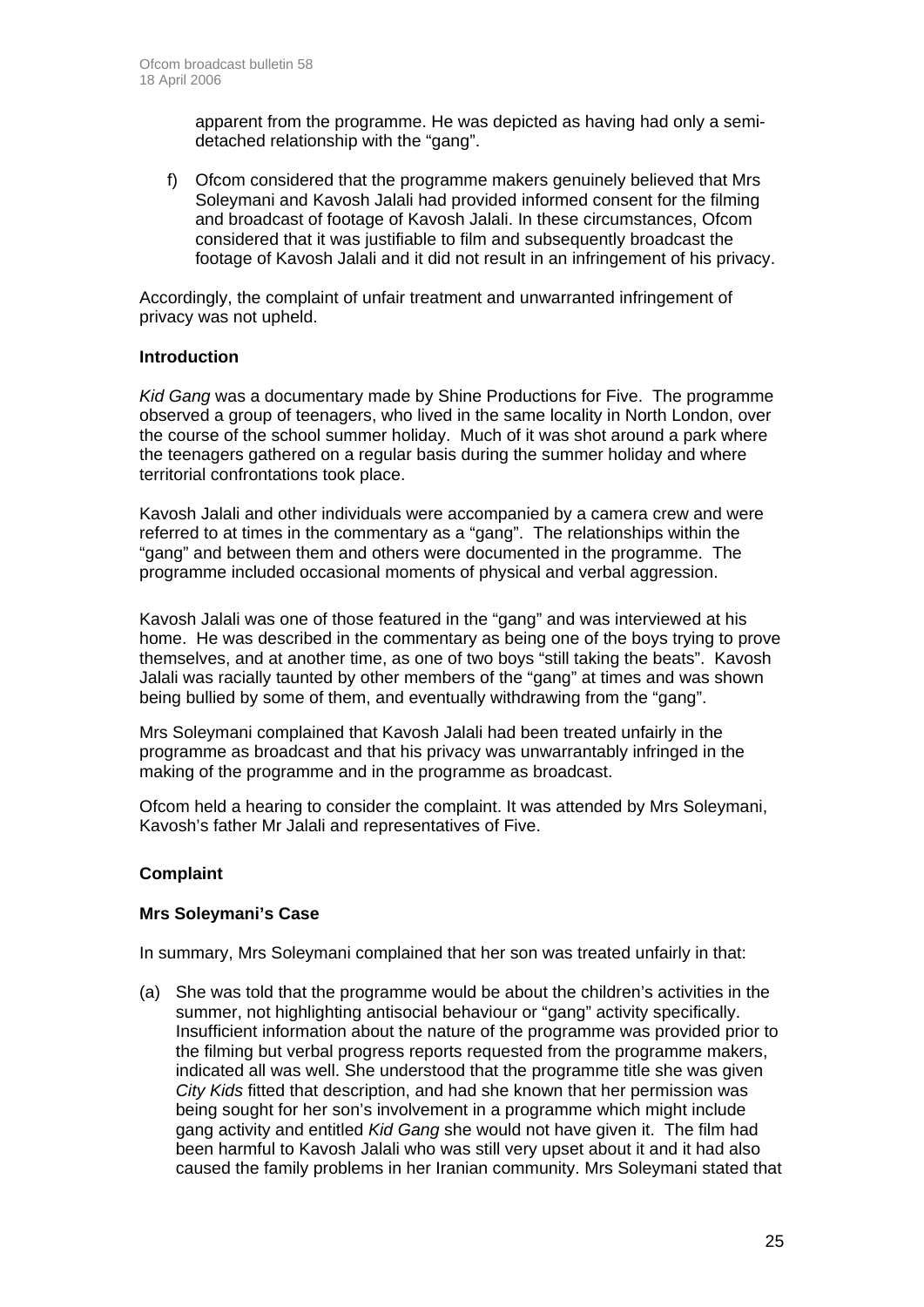apparent from the programme. He was depicted as having had only a semi-detached relationship with the "gang".

f) Ofcom considered that the programme makers genuinely believed that Mrs Soleymani and Kavosh Jalali had provided informed consent for the filming and broadcast of footage of Kavosh Jalali. In these circumstances, Ofcom considered that it was justifiable to film and subsequently broadcast the footage of Kavosh Jalali and it did not result in an infringement of his privacy.

Accordingly, the complaint of unfair treatment and unwarranted infringement of privacy was not upheld.

**Introduction**

*Kid Gang* was a documentary made by Shine Productions for Five. The programme observed a group of teenagers, who lived in the same locality in North London, over the course of the school summer holiday. Much of it was shot around a park where the teenagers gathered on a regular basis during the summer holiday and where territorial confrontations took place.

Kavosh Jalali and other individuals were accompanied by a camera crew and were referred to at times in the commentary as a "gang". The relationships within the "gang" and between them and others were documented in the programme. The programme included occasional moments of physical and verbal aggression.

Kavosh Jalali was one of those featured in the "gang" and was interviewed at his home. He was described in the commentary as being one of the boys trying to prove themselves, and at another time, as one of two boys "still taking the beats". Kavosh Jalali was racially taunted by other members of the "gang" at times and was shown being bullied by some of them, and eventually withdrawing from the "gang".

Mrs Soleymani complained that Kavosh Jalali had been treated unfairly in the programme as broadcast and that his privacy was unwarrantably infringed in the making of the programme and in the programme as broadcast.

Ofcom held a hearing to consider the complaint. It was attended by Mrs Soleymani, Kavosh's father Mr Jalali and representatives of Five.

**Complaint**

**Mrs Soleymani's Case**

In summary, Mrs Soleymani complained that her son was treated unfairly in that:

(a) She was told that the programme would be about the children's activities in the summer, not highlighting antisocial behaviour or "gang" activity specifically. Insufficient information about the nature of the programme was provided prior to the filming but verbal progress reports requested from the programme makers, indicated all was well. She understood that the programme title she was given *City Kids* fitted that description, and had she known that her permission was being sought for her son's involvement in a programme which might include gang activity and entitled *Kid Gang* she would not have given it. The film had been harmful to Kavosh Jalali who was still very upset about it and it had also caused the family problems in her Iranian community. Mrs Soleymani stated that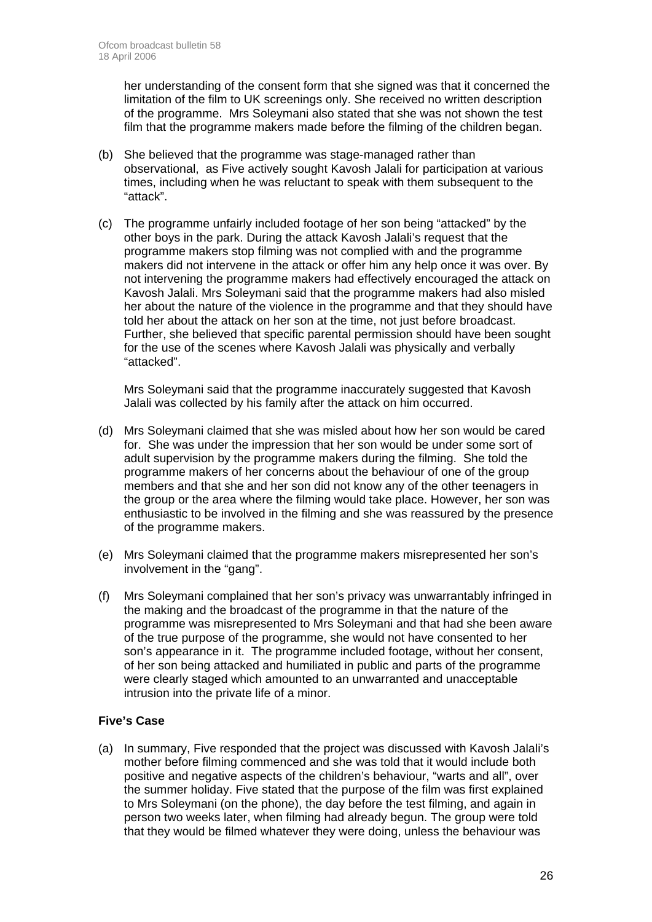her understanding of the consent form that she signed was that it concerned the limitation of the film to UK screenings only. She received no written description of the programme. Mrs Soleymani also stated that she was not shown the test film that the programme makers made before the filming of the children began.

(b) She believed that the programme was stage-managed rather than observational, as Five actively sought Kavosh Jalali for participation at various times, including when he was reluctant to speak with them subsequent to the "attack".

(c) The programme unfairly included footage of her son being "attacked" by the other boys in the park. During the attack Kavosh Jalali's request that the programme makers stop filming was not complied with and the programme makers did not intervene in the attack or offer him any help once it was over. By not intervening the programme makers had effectively encouraged the attack on Kavosh Jalali. Mrs Soleymani said that the programme makers had also misled her about the nature of the violence in the programme and that they should have told her about the attack on her son at the time, not just before broadcast. Further, she believed that specific parental permission should have been sought for the use of the scenes where Kavosh Jalali was physically and verbally "attacked".

    Mrs Soleymani said that the programme inaccurately suggested that Kavosh Jalali was collected by his family after the attack on him occurred.

(d) Mrs Soleymani claimed that she was misled about how her son would be cared for. She was under the impression that her son would be under some sort of adult supervision by the programme makers during the filming. She told the programme makers of her concerns about the behaviour of one of the group members and that she and her son did not know any of the other teenagers in the group or the area where the filming would take place. However, her son was enthusiastic to be involved in the filming and she was reassured by the presence of the programme makers.

(e) Mrs Soleymani claimed that the programme makers misrepresented her son's involvement in the "gang".

(f) Mrs Soleymani complained that her son's privacy was unwarrantably infringed in the making and the broadcast of the programme in that the nature of the programme was misrepresented to Mrs Soleymani and that had she been aware of the true purpose of the programme, she would not have consented to her son's appearance in it. The programme included footage, without her consent, of her son being attacked and humiliated in public and parts of the programme were clearly staged which amounted to an unwarranted and unacceptable intrusion into the private life of a minor.

**Five's Case**

(a) In summary, Five responded that the project was discussed with Kavosh Jalali's mother before filming commenced and she was told that it would include both positive and negative aspects of the children's behaviour, "warts and all", over the summer holiday. Five stated that the purpose of the film was first explained to Mrs Soleymani (on the phone), the day before the test filming, and again in person two weeks later, when filming had already begun. The group were told that they would be filmed whatever they were doing, unless the behaviour was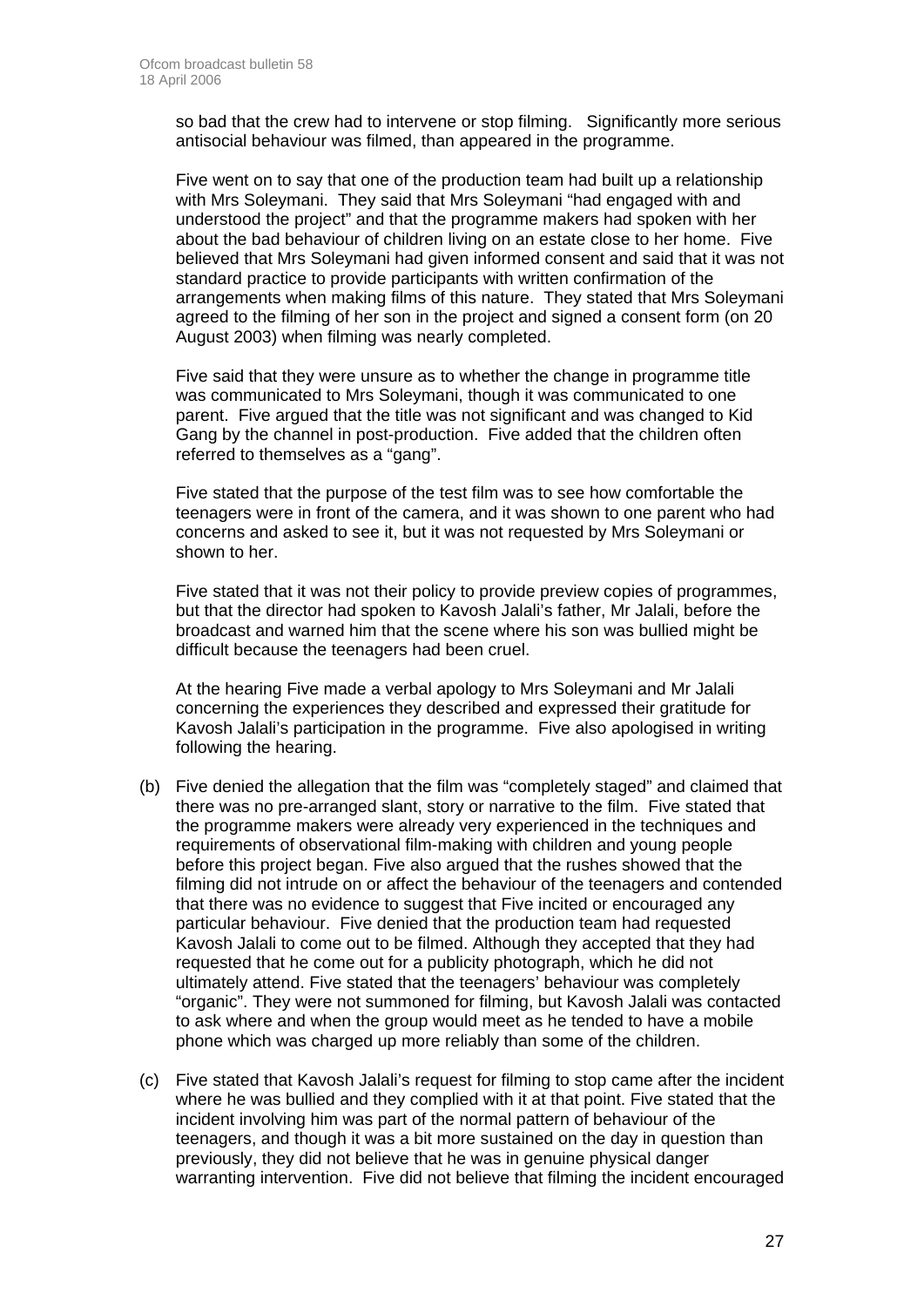so bad that the crew had to intervene or stop filming. Significantly more serious antisocial behaviour was filmed, than appeared in the programme.

Five went on to say that one of the production team had built up a relationship with Mrs Soleymani. They said that Mrs Soleymani "had engaged with and understood the project" and that the programme makers had spoken with her about the bad behaviour of children living on an estate close to her home. Five believed that Mrs Soleymani had given informed consent and said that it was not standard practice to provide participants with written confirmation of the arrangements when making films of this nature. They stated that Mrs Soleymani agreed to the filming of her son in the project and signed a consent form (on 20 August 2003) when filming was nearly completed.

Five said that they were unsure as to whether the change in programme title was communicated to Mrs Soleymani, though it was communicated to one parent. Five argued that the title was not significant and was changed to Kid Gang by the channel in post-production. Five added that the children often referred to themselves as a "gang".

Five stated that the purpose of the test film was to see how comfortable the teenagers were in front of the camera, and it was shown to one parent who had concerns and asked to see it, but it was not requested by Mrs Soleymani or shown to her.

Five stated that it was not their policy to provide preview copies of programmes, but that the director had spoken to Kavosh Jalali's father, Mr Jalali, before the broadcast and warned him that the scene where his son was bullied might be difficult because the teenagers had been cruel.

At the hearing Five made a verbal apology to Mrs Soleymani and Mr Jalali concerning the experiences they described and expressed their gratitude for Kavosh Jalali's participation in the programme. Five also apologised in writing following the hearing.

(b) Five denied the allegation that the film was "completely staged" and claimed that there was no pre-arranged slant, story or narrative to the film. Five stated that the programme makers were already very experienced in the techniques and requirements of observational film-making with children and young people before this project began. Five also argued that the rushes showed that the filming did not intrude on or affect the behaviour of the teenagers and contended that there was no evidence to suggest that Five incited or encouraged any particular behaviour. Five denied that the production team had requested Kavosh Jalali to come out to be filmed. Although they accepted that they had requested that he come out for a publicity photograph, which he did not ultimately attend. Five stated that the teenagers' behaviour was completely "organic". They were not summoned for filming, but Kavosh Jalali was contacted to ask where and when the group would meet as he tended to have a mobile phone which was charged up more reliably than some of the children.

(c) Five stated that Kavosh Jalali's request for filming to stop came after the incident where he was bullied and they complied with it at that point. Five stated that the incident involving him was part of the normal pattern of behaviour of the teenagers, and though it was a bit more sustained on the day in question than previously, they did not believe that he was in genuine physical danger warranting intervention. Five did not believe that filming the incident encouraged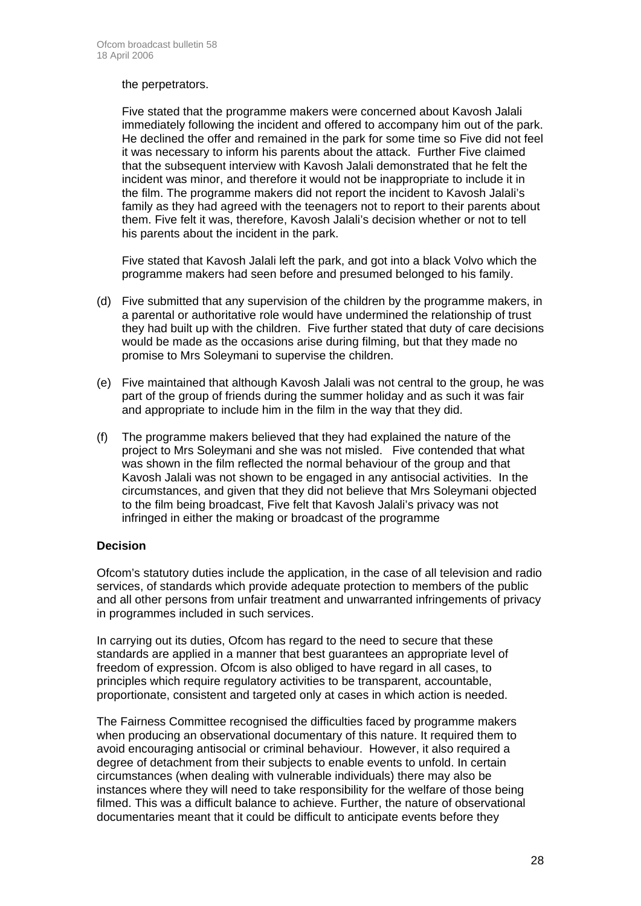the perpetrators.

Five stated that the programme makers were concerned about Kavosh Jalali immediately following the incident and offered to accompany him out of the park. He declined the offer and remained in the park for some time so Five did not feel it was necessary to inform his parents about the attack. Further Five claimed that the subsequent interview with Kavosh Jalali demonstrated that he felt the incident was minor, and therefore it would not be inappropriate to include it in the film. The programme makers did not report the incident to Kavosh Jalali's family as they had agreed with the teenagers not to report to their parents about them. Five felt it was, therefore, Kavosh Jalali's decision whether or not to tell his parents about the incident in the park.

Five stated that Kavosh Jalali left the park, and got into a black Volvo which the programme makers had seen before and presumed belonged to his family.

(d) Five submitted that any supervision of the children by the programme makers, in a parental or authoritative role would have undermined the relationship of trust they had built up with the children. Five further stated that duty of care decisions would be made as the occasions arise during filming, but that they made no promise to Mrs Soleymani to supervise the children.

(e) Five maintained that although Kavosh Jalali was not central to the group, he was part of the group of friends during the summer holiday and as such it was fair and appropriate to include him in the film in the way that they did.

(f) The programme makers believed that they had explained the nature of the project to Mrs Soleymani and she was not misled. Five contended that what was shown in the film reflected the normal behaviour of the group and that Kavosh Jalali was not shown to be engaged in any antisocial activities. In the circumstances, and given that they did not believe that Mrs Soleymani objected to the film being broadcast, Five felt that Kavosh Jalali's privacy was not infringed in either the making or broadcast of the programme

**Decision**

Ofcom's statutory duties include the application, in the case of all television and radio services, of standards which provide adequate protection to members of the public and all other persons from unfair treatment and unwarranted infringements of privacy in programmes included in such services.

In carrying out its duties, Ofcom has regard to the need to secure that these standards are applied in a manner that best guarantees an appropriate level of freedom of expression. Ofcom is also obliged to have regard in all cases, to principles which require regulatory activities to be transparent, accountable, proportionate, consistent and targeted only at cases in which action is needed.

The Fairness Committee recognised the difficulties faced by programme makers when producing an observational documentary of this nature. It required them to avoid encouraging antisocial or criminal behaviour. However, it also required a degree of detachment from their subjects to enable events to unfold. In certain circumstances (when dealing with vulnerable individuals) there may also be instances where they will need to take responsibility for the welfare of those being filmed. This was a difficult balance to achieve. Further, the nature of observational documentaries meant that it could be difficult to anticipate events before they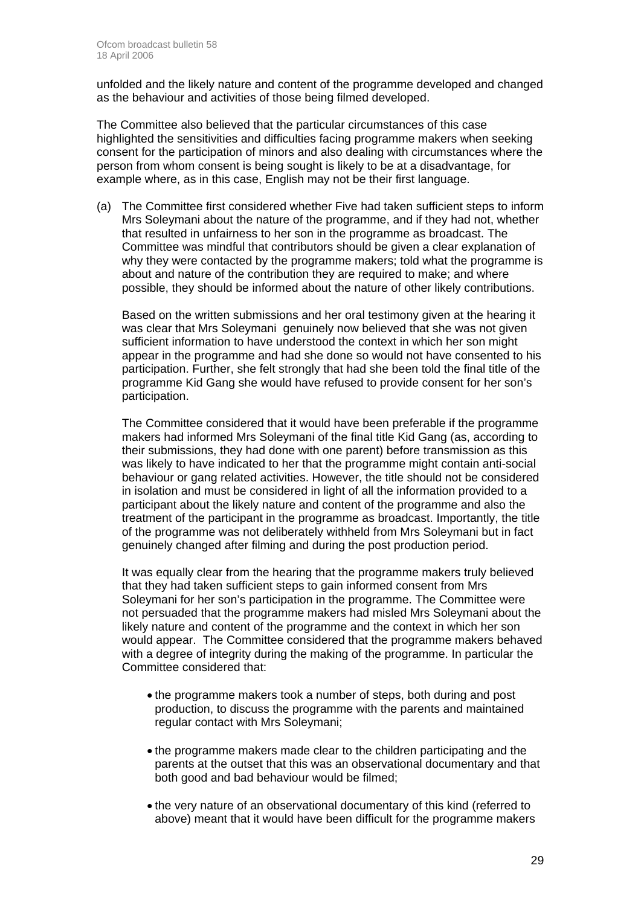unfolded and the likely nature and content of the programme developed and changed as the behaviour and activities of those being filmed developed.

The Committee also believed that the particular circumstances of this case highlighted the sensitivities and difficulties facing programme makers when seeking consent for the participation of minors and also dealing with circumstances where the person from whom consent is being sought is likely to be at a disadvantage, for example where, as in this case, English may not be their first language.

(a) The Committee first considered whether Five had taken sufficient steps to inform Mrs Soleymani about the nature of the programme, and if they had not, whether that resulted in unfairness to her son in the programme as broadcast. The Committee was mindful that contributors should be given a clear explanation of why they were contacted by the programme makers; told what the programme is about and nature of the contribution they are required to make; and where possible, they should be informed about the nature of other likely contributions.

Based on the written submissions and her oral testimony given at the hearing it was clear that Mrs Soleymani genuinely now believed that she was not given sufficient information to have understood the context in which her son might appear in the programme and had she done so would not have consented to his participation. Further, she felt strongly that had she been told the final title of the programme Kid Gang she would have refused to provide consent for her son's participation.

The Committee considered that it would have been preferable if the programme makers had informed Mrs Soleymani of the final title Kid Gang (as, according to their submissions, they had done with one parent) before transmission as this was likely to have indicated to her that the programme might contain anti-social behaviour or gang related activities. However, the title should not be considered in isolation and must be considered in light of all the information provided to a participant about the likely nature and content of the programme and also the treatment of the participant in the programme as broadcast. Importantly, the title of the programme was not deliberately withheld from Mrs Soleymani but in fact genuinely changed after filming and during the post production period.

It was equally clear from the hearing that the programme makers truly believed that they had taken sufficient steps to gain informed consent from Mrs Soleymani for her son's participation in the programme. The Committee were not persuaded that the programme makers had misled Mrs Soleymani about the likely nature and content of the programme and the context in which her son would appear. The Committee considered that the programme makers behaved with a degree of integrity during the making of the programme. In particular the Committee considered that:

- the programme makers took a number of steps, both during and post production, to discuss the programme with the parents and maintained regular contact with Mrs Soleymani;
- the programme makers made clear to the children participating and the parents at the outset that this was an observational documentary and that both good and bad behaviour would be filmed;
- the very nature of an observational documentary of this kind (referred to above) meant that it would have been difficult for the programme makers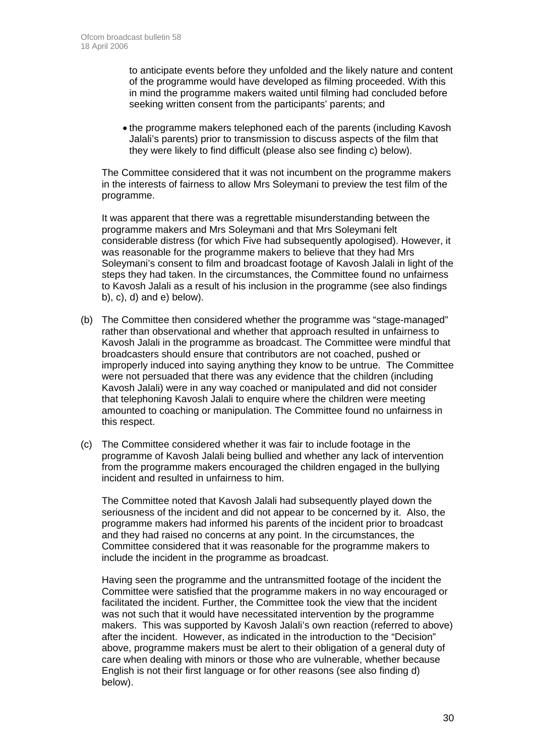to anticipate events before they unfolded and the likely nature and content of the programme would have developed as filming proceeded. With this in mind the programme makers waited until filming had concluded before seeking written consent from the participants' parents; and

- the programme makers telephoned each of the parents (including Kavosh Jalali's parents) prior to transmission to discuss aspects of the film that they were likely to find difficult (please also see finding c) below).

The Committee considered that it was not incumbent on the programme makers in the interests of fairness to allow Mrs Soleymani to preview the test film of the programme.

It was apparent that there was a regrettable misunderstanding between the programme makers and Mrs Soleymani and that Mrs Soleymani felt considerable distress (for which Five had subsequently apologised). However, it was reasonable for the programme makers to believe that they had Mrs Soleymani's consent to film and broadcast footage of Kavosh Jalali in light of the steps they had taken. In the circumstances, the Committee found no unfairness to Kavosh Jalali as a result of his inclusion in the programme (see also findings b), c), d) and e) below).

(b) The Committee then considered whether the programme was "stage-managed" rather than observational and whether that approach resulted in unfairness to Kavosh Jalali in the programme as broadcast. The Committee were mindful that broadcasters should ensure that contributors are not coached, pushed or improperly induced into saying anything they know to be untrue. The Committee were not persuaded that there was any evidence that the children (including Kavosh Jalali) were in any way coached or manipulated and did not consider that telephoning Kavosh Jalali to enquire where the children were meeting amounted to coaching or manipulation. The Committee found no unfairness in this respect.

(c) The Committee considered whether it was fair to include footage in the programme of Kavosh Jalali being bullied and whether any lack of intervention from the programme makers encouraged the children engaged in the bullying incident and resulted in unfairness to him.

The Committee noted that Kavosh Jalali had subsequently played down the seriousness of the incident and did not appear to be concerned by it. Also, the programme makers had informed his parents of the incident prior to broadcast and they had raised no concerns at any point. In the circumstances, the Committee considered that it was reasonable for the programme makers to include the incident in the programme as broadcast.

Having seen the programme and the untransmitted footage of the incident the Committee were satisfied that the programme makers in no way encouraged or facilitated the incident. Further, the Committee took the view that the incident was not such that it would have necessitated intervention by the programme makers. This was supported by Kavosh Jalali's own reaction (referred to above) after the incident. However, as indicated in the introduction to the "Decision" above, programme makers must be alert to their obligation of a general duty of care when dealing with minors or those who are vulnerable, whether because English is not their first language or for other reasons (see also finding d) below).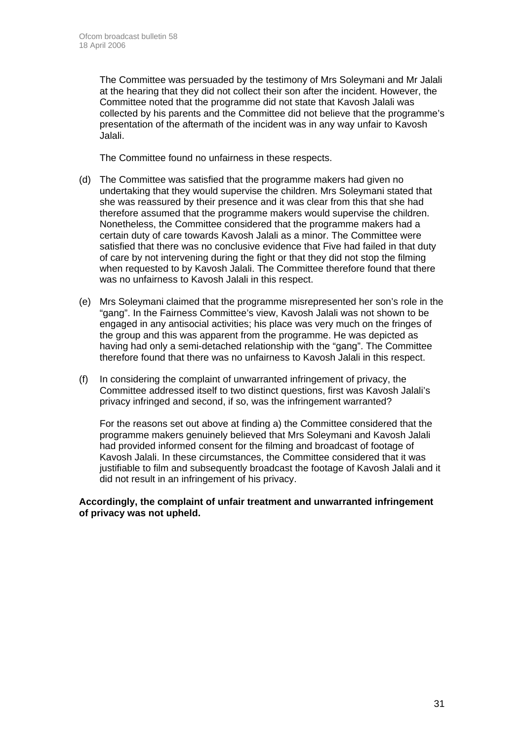The Committee was persuaded by the testimony of Mrs Soleymani and Mr Jalali at the hearing that they did not collect their son after the incident. However, the Committee noted that the programme did not state that Kavosh Jalali was collected by his parents and the Committee did not believe that the programme's presentation of the aftermath of the incident was in any way unfair to Kavosh Jalali.

The Committee found no unfairness in these respects.

(d) The Committee was satisfied that the programme makers had given no undertaking that they would supervise the children. Mrs Soleymani stated that she was reassured by their presence and it was clear from this that she had therefore assumed that the programme makers would supervise the children. Nonetheless, the Committee considered that the programme makers had a certain duty of care towards Kavosh Jalali as a minor. The Committee were satisfied that there was no conclusive evidence that Five had failed in that duty of care by not intervening during the fight or that they did not stop the filming when requested to by Kavosh Jalali. The Committee therefore found that there was no unfairness to Kavosh Jalali in this respect.

(e) Mrs Soleymani claimed that the programme misrepresented her son's role in the "gang". In the Fairness Committee's view, Kavosh Jalali was not shown to be engaged in any antisocial activities; his place was very much on the fringes of the group and this was apparent from the programme. He was depicted as having had only a semi-detached relationship with the "gang". The Committee therefore found that there was no unfairness to Kavosh Jalali in this respect.

(f) In considering the complaint of unwarranted infringement of privacy, the Committee addressed itself to two distinct questions, first was Kavosh Jalali's privacy infringed and second, if so, was the infringement warranted?

For the reasons set out above at finding a) the Committee considered that the programme makers genuinely believed that Mrs Soleymani and Kavosh Jalali had provided informed consent for the filming and broadcast of footage of Kavosh Jalali. In these circumstances, the Committee considered that it was justifiable to film and subsequently broadcast the footage of Kavosh Jalali and it did not result in an infringement of his privacy.

**Accordingly, the complaint of unfair treatment and unwarranted infringement of privacy was not upheld.**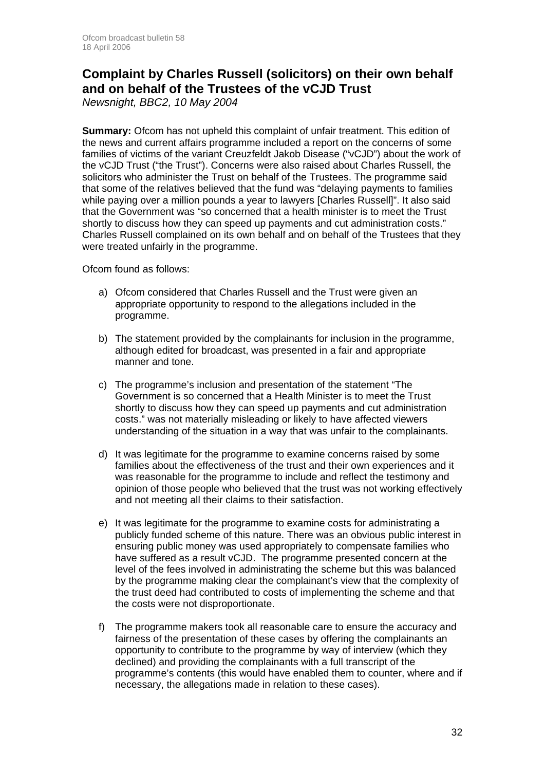## Complaint by Charles Russell (solicitors) on their own behalf and on behalf of the Trustees of the vCJD Trust

*Newsnight, BBC2, 10 May 2004*

**Summary:** Ofcom has not upheld this complaint of unfair treatment. This edition of the news and current affairs programme included a report on the concerns of some families of victims of the variant Creuzfeldt Jakob Disease ("vCJD") about the work of the vCJD Trust ("the Trust"). Concerns were also raised about Charles Russell, the solicitors who administer the Trust on behalf of the Trustees. The programme said that some of the relatives believed that the fund was "delaying payments to families while paying over a million pounds a year to lawyers [Charles Russell]". It also said that the Government was "so concerned that a health minister is to meet the Trust shortly to discuss how they can speed up payments and cut administration costs." Charles Russell complained on its own behalf and on behalf of the Trustees that they were treated unfairly in the programme.

Ofcom found as follows:

a) Ofcom considered that Charles Russell and the Trust were given an appropriate opportunity to respond to the allegations included in the programme.

b) The statement provided by the complainants for inclusion in the programme, although edited for broadcast, was presented in a fair and appropriate manner and tone.

c) The programme's inclusion and presentation of the statement "The Government is so concerned that a Health Minister is to meet the Trust shortly to discuss how they can speed up payments and cut administration costs." was not materially misleading or likely to have affected viewers understanding of the situation in a way that was unfair to the complainants.

d) It was legitimate for the programme to examine concerns raised by some families about the effectiveness of the trust and their own experiences and it was reasonable for the programme to include and reflect the testimony and opinion of those people who believed that the trust was not working effectively and not meeting all their claims to their satisfaction.

e) It was legitimate for the programme to examine costs for administrating a publicly funded scheme of this nature. There was an obvious public interest in ensuring public money was used appropriately to compensate families who have suffered as a result vCJD. The programme presented concern at the level of the fees involved in administrating the scheme but this was balanced by the programme making clear the complainant's view that the complexity of the trust deed had contributed to costs of implementing the scheme and that the costs were not disproportionate.

f) The programme makers took all reasonable care to ensure the accuracy and fairness of the presentation of these cases by offering the complainants an opportunity to contribute to the programme by way of interview (which they declined) and providing the complainants with a full transcript of the programme's contents (this would have enabled them to counter, where and if necessary, the allegations made in relation to these cases).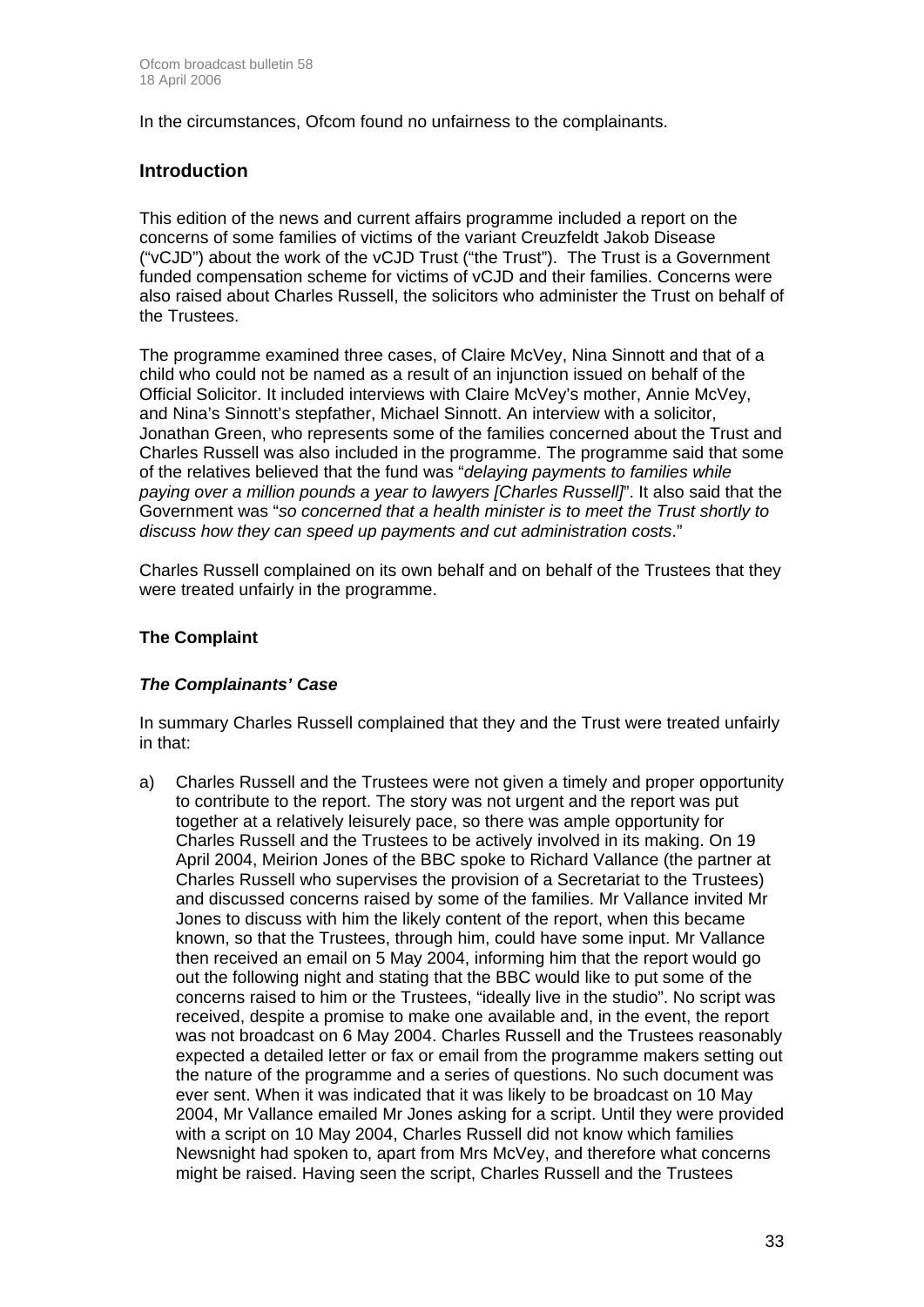In the circumstances, Ofcom found no unfairness to the complainants.

## Introduction

This edition of the news and current affairs programme included a report on the concerns of some families of victims of the variant Creuzfeldt Jakob Disease ("vCJD") about the work of the vCJD Trust ("the Trust"). The Trust is a Government funded compensation scheme for victims of vCJD and their families. Concerns were also raised about Charles Russell, the solicitors who administer the Trust on behalf of the Trustees.

The programme examined three cases, of Claire McVey, Nina Sinnott and that of a child who could not be named as a result of an injunction issued on behalf of the Official Solicitor. It included interviews with Claire McVey's mother, Annie McVey, and Nina's Sinnott's stepfather, Michael Sinnott. An interview with a solicitor, Jonathan Green, who represents some of the families concerned about the Trust and Charles Russell was also included in the programme. The programme said that some of the relatives believed that the fund was "*delaying payments to families while paying over a million pounds a year to lawyers [Charles Russell]*". It also said that the Government was "*so concerned that a health minister is to meet the Trust shortly to discuss how they can speed up payments and cut administration costs*."

Charles Russell complained on its own behalf and on behalf of the Trustees that they were treated unfairly in the programme.

### The Complaint

#### *The Complainants' Case*

In summary Charles Russell complained that they and the Trust were treated unfairly in that:

a) Charles Russell and the Trustees were not given a timely and proper opportunity to contribute to the report. The story was not urgent and the report was put together at a relatively leisurely pace, so there was ample opportunity for Charles Russell and the Trustees to be actively involved in its making. On 19 April 2004, Meirion Jones of the BBC spoke to Richard Vallance (the partner at Charles Russell who supervises the provision of a Secretariat to the Trustees) and discussed concerns raised by some of the families. Mr Vallance invited Mr Jones to discuss with him the likely content of the report, when this became known, so that the Trustees, through him, could have some input. Mr Vallance then received an email on 5 May 2004, informing him that the report would go out the following night and stating that the BBC would like to put some of the concerns raised to him or the Trustees, "ideally live in the studio". No script was received, despite a promise to make one available and, in the event, the report was not broadcast on 6 May 2004. Charles Russell and the Trustees reasonably expected a detailed letter or fax or email from the programme makers setting out the nature of the programme and a series of questions. No such document was ever sent. When it was indicated that it was likely to be broadcast on 10 May 2004, Mr Vallance emailed Mr Jones asking for a script. Until they were provided with a script on 10 May 2004, Charles Russell did not know which families Newsnight had spoken to, apart from Mrs McVey, and therefore what concerns might be raised. Having seen the script, Charles Russell and the Trustees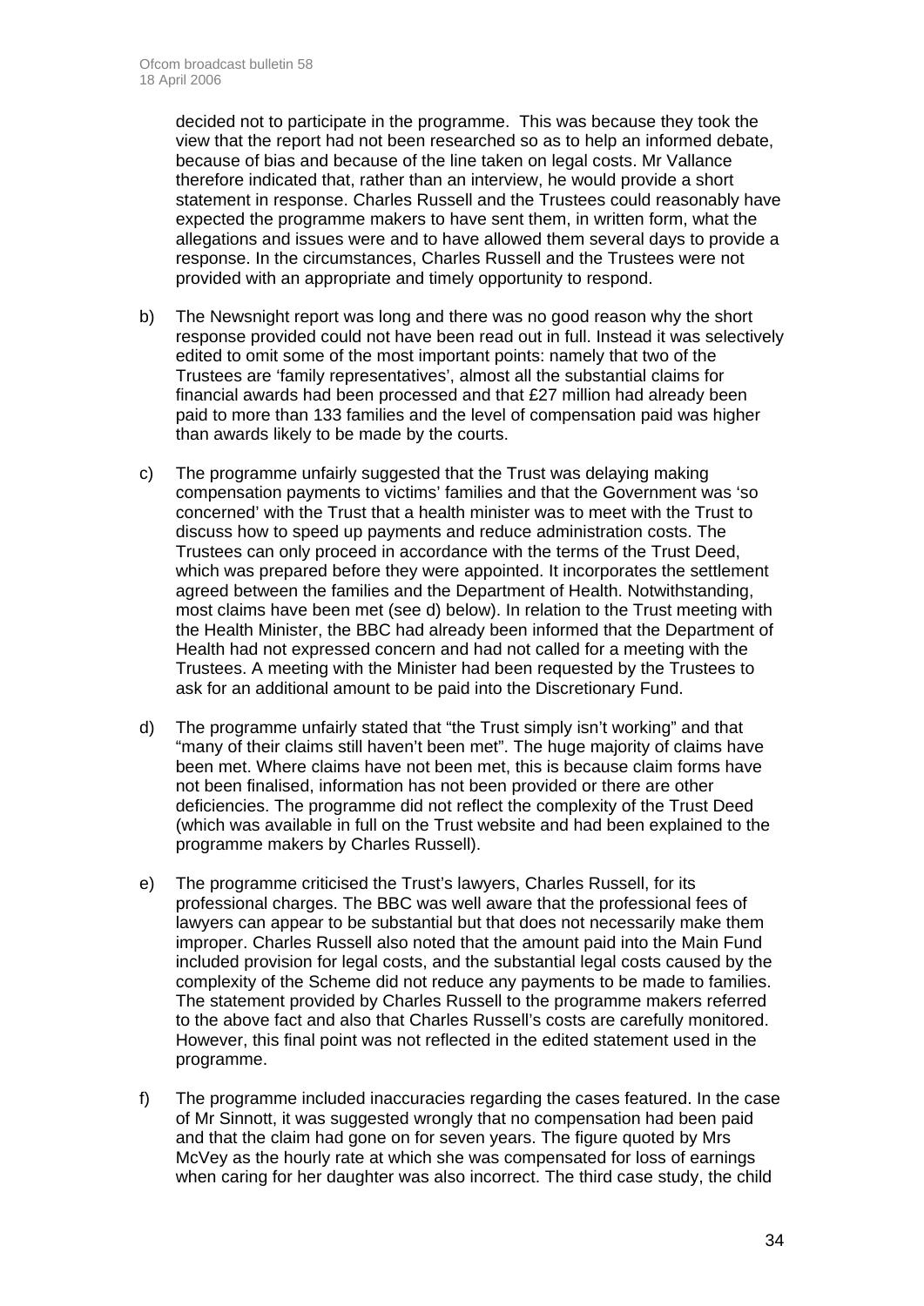decided not to participate in the programme. This was because they took the view that the report had not been researched so as to help an informed debate, because of bias and because of the line taken on legal costs. Mr Vallance therefore indicated that, rather than an interview, he would provide a short statement in response. Charles Russell and the Trustees could reasonably have expected the programme makers to have sent them, in written form, what the allegations and issues were and to have allowed them several days to provide a response. In the circumstances, Charles Russell and the Trustees were not provided with an appropriate and timely opportunity to respond.

b) The Newsnight report was long and there was no good reason why the short response provided could not have been read out in full. Instead it was selectively edited to omit some of the most important points: namely that two of the Trustees are 'family representatives', almost all the substantial claims for financial awards had been processed and that £27 million had already been paid to more than 133 families and the level of compensation paid was higher than awards likely to be made by the courts.

c) The programme unfairly suggested that the Trust was delaying making compensation payments to victims' families and that the Government was 'so concerned' with the Trust that a health minister was to meet with the Trust to discuss how to speed up payments and reduce administration costs. The Trustees can only proceed in accordance with the terms of the Trust Deed, which was prepared before they were appointed. It incorporates the settlement agreed between the families and the Department of Health. Notwithstanding, most claims have been met (see d) below). In relation to the Trust meeting with the Health Minister, the BBC had already been informed that the Department of Health had not expressed concern and had not called for a meeting with the Trustees. A meeting with the Minister had been requested by the Trustees to ask for an additional amount to be paid into the Discretionary Fund.

d) The programme unfairly stated that "the Trust simply isn't working" and that "many of their claims still haven't been met". The huge majority of claims have been met. Where claims have not been met, this is because claim forms have not been finalised, information has not been provided or there are other deficiencies. The programme did not reflect the complexity of the Trust Deed (which was available in full on the Trust website and had been explained to the programme makers by Charles Russell).

e) The programme criticised the Trust's lawyers, Charles Russell, for its professional charges. The BBC was well aware that the professional fees of lawyers can appear to be substantial but that does not necessarily make them improper. Charles Russell also noted that the amount paid into the Main Fund included provision for legal costs, and the substantial legal costs caused by the complexity of the Scheme did not reduce any payments to be made to families. The statement provided by Charles Russell to the programme makers referred to the above fact and also that Charles Russell's costs are carefully monitored. However, this final point was not reflected in the edited statement used in the programme.

f) The programme included inaccuracies regarding the cases featured. In the case of Mr Sinnott, it was suggested wrongly that no compensation had been paid and that the claim had gone on for seven years. The figure quoted by Mrs McVey as the hourly rate at which she was compensated for loss of earnings when caring for her daughter was also incorrect. The third case study, the child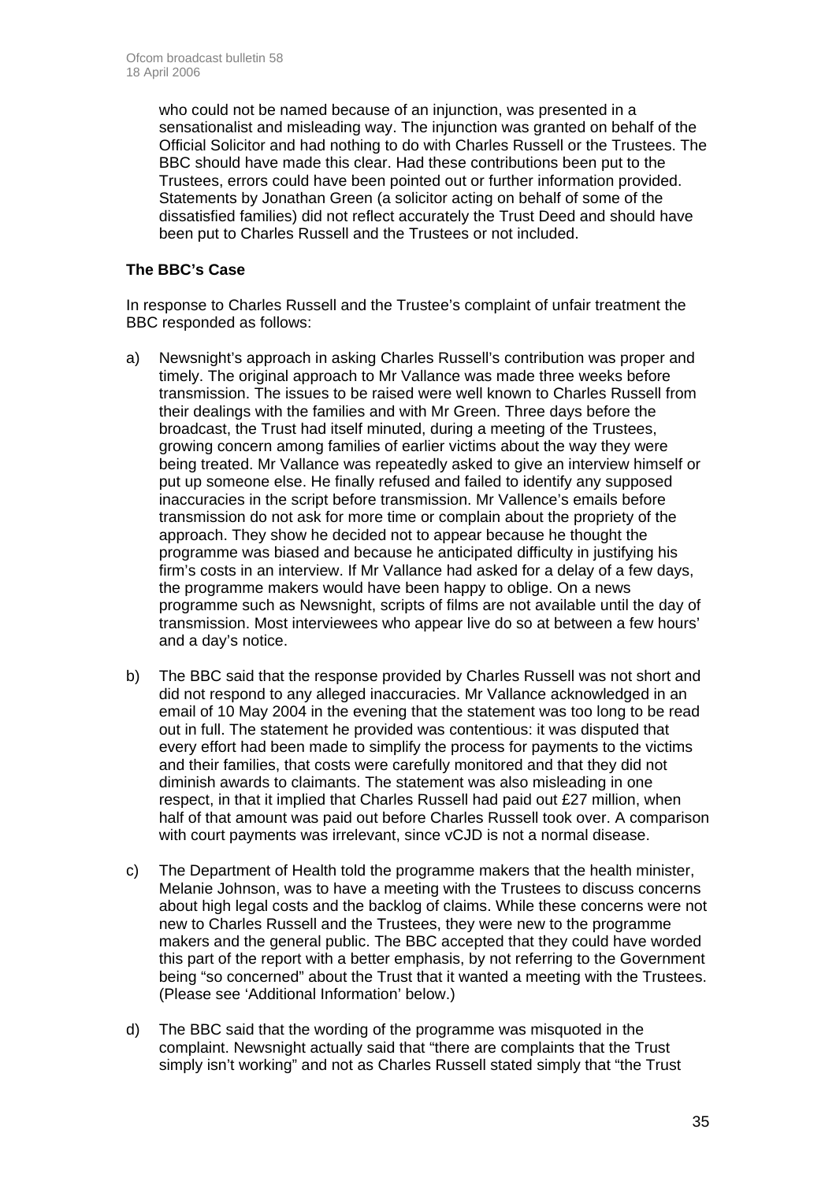who could not be named because of an injunction, was presented in a sensationalist and misleading way. The injunction was granted on behalf of the Official Solicitor and had nothing to do with Charles Russell or the Trustees. The BBC should have made this clear. Had these contributions been put to the Trustees, errors could have been pointed out or further information provided. Statements by Jonathan Green (a solicitor acting on behalf of some of the dissatisfied families) did not reflect accurately the Trust Deed and should have been put to Charles Russell and the Trustees or not included.

**The BBC's Case**

In response to Charles Russell and the Trustee's complaint of unfair treatment the BBC responded as follows:

a) Newsnight's approach in asking Charles Russell's contribution was proper and timely. The original approach to Mr Vallance was made three weeks before transmission. The issues to be raised were well known to Charles Russell from their dealings with the families and with Mr Green. Three days before the broadcast, the Trust had itself minuted, during a meeting of the Trustees, growing concern among families of earlier victims about the way they were being treated. Mr Vallance was repeatedly asked to give an interview himself or put up someone else. He finally refused and failed to identify any supposed inaccuracies in the script before transmission. Mr Vallence's emails before transmission do not ask for more time or complain about the propriety of the approach. They show he decided not to appear because he thought the programme was biased and because he anticipated difficulty in justifying his firm's costs in an interview. If Mr Vallance had asked for a delay of a few days, the programme makers would have been happy to oblige. On a news programme such as Newsnight, scripts of films are not available until the day of transmission. Most interviewees who appear live do so at between a few hours' and a day's notice.

b) The BBC said that the response provided by Charles Russell was not short and did not respond to any alleged inaccuracies. Mr Vallance acknowledged in an email of 10 May 2004 in the evening that the statement was too long to be read out in full. The statement he provided was contentious: it was disputed that every effort had been made to simplify the process for payments to the victims and their families, that costs were carefully monitored and that they did not diminish awards to claimants. The statement was also misleading in one respect, in that it implied that Charles Russell had paid out £27 million, when half of that amount was paid out before Charles Russell took over. A comparison with court payments was irrelevant, since vCJD is not a normal disease.

c) The Department of Health told the programme makers that the health minister, Melanie Johnson, was to have a meeting with the Trustees to discuss concerns about high legal costs and the backlog of claims. While these concerns were not new to Charles Russell and the Trustees, they were new to the programme makers and the general public. The BBC accepted that they could have worded this part of the report with a better emphasis, by not referring to the Government being "so concerned" about the Trust that it wanted a meeting with the Trustees. (Please see 'Additional Information' below.)

d) The BBC said that the wording of the programme was misquoted in the complaint. Newsnight actually said that "there are complaints that the Trust simply isn't working" and not as Charles Russell stated simply that "the Trust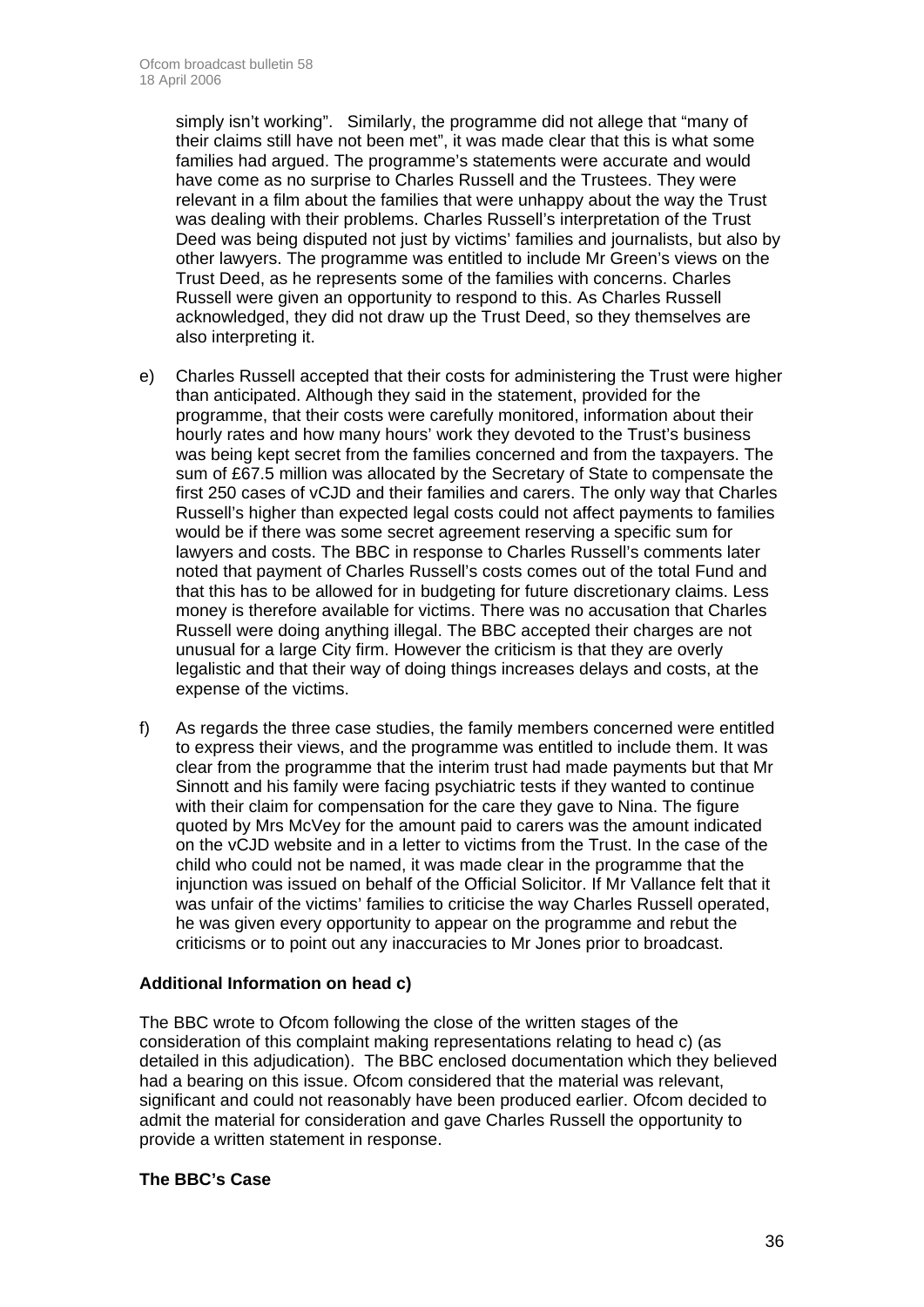simply isn't working". Similarly, the programme did not allege that "many of their claims still have not been met", it was made clear that this is what some families had argued. The programme's statements were accurate and would have come as no surprise to Charles Russell and the Trustees. They were relevant in a film about the families that were unhappy about the way the Trust was dealing with their problems. Charles Russell's interpretation of the Trust Deed was being disputed not just by victims' families and journalists, but also by other lawyers. The programme was entitled to include Mr Green's views on the Trust Deed, as he represents some of the families with concerns. Charles Russell were given an opportunity to respond to this. As Charles Russell acknowledged, they did not draw up the Trust Deed, so they themselves are also interpreting it.

e) Charles Russell accepted that their costs for administering the Trust were higher than anticipated. Although they said in the statement, provided for the programme, that their costs were carefully monitored, information about their hourly rates and how many hours' work they devoted to the Trust's business was being kept secret from the families concerned and from the taxpayers. The sum of £67.5 million was allocated by the Secretary of State to compensate the first 250 cases of vCJD and their families and carers. The only way that Charles Russell's higher than expected legal costs could not affect payments to families would be if there was some secret agreement reserving a specific sum for lawyers and costs. The BBC in response to Charles Russell's comments later noted that payment of Charles Russell's costs comes out of the total Fund and that this has to be allowed for in budgeting for future discretionary claims. Less money is therefore available for victims. There was no accusation that Charles Russell were doing anything illegal. The BBC accepted their charges are not unusual for a large City firm. However the criticism is that they are overly legalistic and that their way of doing things increases delays and costs, at the expense of the victims.

f) As regards the three case studies, the family members concerned were entitled to express their views, and the programme was entitled to include them. It was clear from the programme that the interim trust had made payments but that Mr Sinnott and his family were facing psychiatric tests if they wanted to continue with their claim for compensation for the care they gave to Nina. The figure quoted by Mrs McVey for the amount paid to carers was the amount indicated on the vCJD website and in a letter to victims from the Trust. In the case of the child who could not be named, it was made clear in the programme that the injunction was issued on behalf of the Official Solicitor. If Mr Vallance felt that it was unfair of the victims' families to criticise the way Charles Russell operated, he was given every opportunity to appear on the programme and rebut the criticisms or to point out any inaccuracies to Mr Jones prior to broadcast.

**Additional Information on head c)**

The BBC wrote to Ofcom following the close of the written stages of the consideration of this complaint making representations relating to head c) (as detailed in this adjudication). The BBC enclosed documentation which they believed had a bearing on this issue. Ofcom considered that the material was relevant, significant and could not reasonably have been produced earlier. Ofcom decided to admit the material for consideration and gave Charles Russell the opportunity to provide a written statement in response.

**The BBC's Case**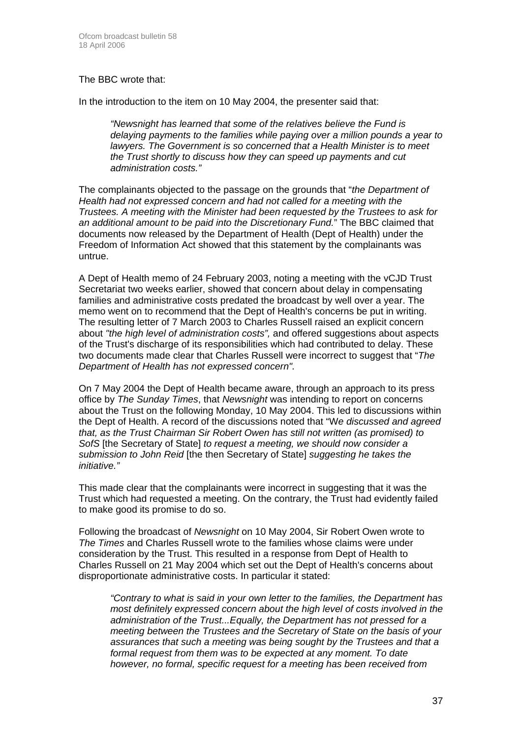The BBC wrote that:

In the introduction to the item on 10 May 2004, the presenter said that:

> *"Newsnight has learned that some of the relatives believe the Fund is delaying payments to the families while paying over a million pounds a year to lawyers. The Government is so concerned that a Health Minister is to meet the Trust shortly to discuss how they can speed up payments and cut administration costs."*

The complainants objected to the passage on the grounds that "*the Department of Health had not expressed concern and had not called for a meeting with the Trustees. A meeting with the Minister had been requested by the Trustees to ask for an additional amount to be paid into the Discretionary Fund.*" The BBC claimed that documents now released by the Department of Health (Dept of Health) under the Freedom of Information Act showed that this statement by the complainants was untrue.

A Dept of Health memo of 24 February 2003, noting a meeting with the vCJD Trust Secretariat two weeks earlier, showed that concern about delay in compensating families and administrative costs predated the broadcast by well over a year. The memo went on to recommend that the Dept of Health's concerns be put in writing. The resulting letter of 7 March 2003 to Charles Russell raised an explicit concern about *"the high level of administration costs",* and offered suggestions about aspects of the Trust's discharge of its responsibilities which had contributed to delay. These two documents made clear that Charles Russell were incorrect to suggest that "*The Department of Health has not expressed concern"*.

On 7 May 2004 the Dept of Health became aware, through an approach to its press office by *The Sunday Times*, that *Newsnight* was intending to report on concerns about the Trust on the following Monday, 10 May 2004. This led to discussions within the Dept of Health. A record of the discussions noted that "W*e discussed and agreed that, as the Trust Chairman Sir Robert Owen has still not written (as promised) to SofS* [the Secretary of State] *to request a meeting, we should now consider a submission to John Reid* [the then Secretary of State] *suggesting he takes the initiative."*

This made clear that the complainants were incorrect in suggesting that it was the Trust which had requested a meeting. On the contrary, the Trust had evidently failed to make good its promise to do so.

Following the broadcast of *Newsnight* on 10 May 2004, Sir Robert Owen wrote to *The Times* and Charles Russell wrote to the families whose claims were under consideration by the Trust. This resulted in a response from Dept of Health to Charles Russell on 21 May 2004 which set out the Dept of Health's concerns about disproportionate administrative costs. In particular it stated:

> *"Contrary to what is said in your own letter to the families, the Department has most definitely expressed concern about the high level of costs involved in the administration of the Trust...Equally, the Department has not pressed for a meeting between the Trustees and the Secretary of State on the basis of your assurances that such a meeting was being sought by the Trustees and that a formal request from them was to be expected at any moment. To date however, no formal, specific request for a meeting has been received from*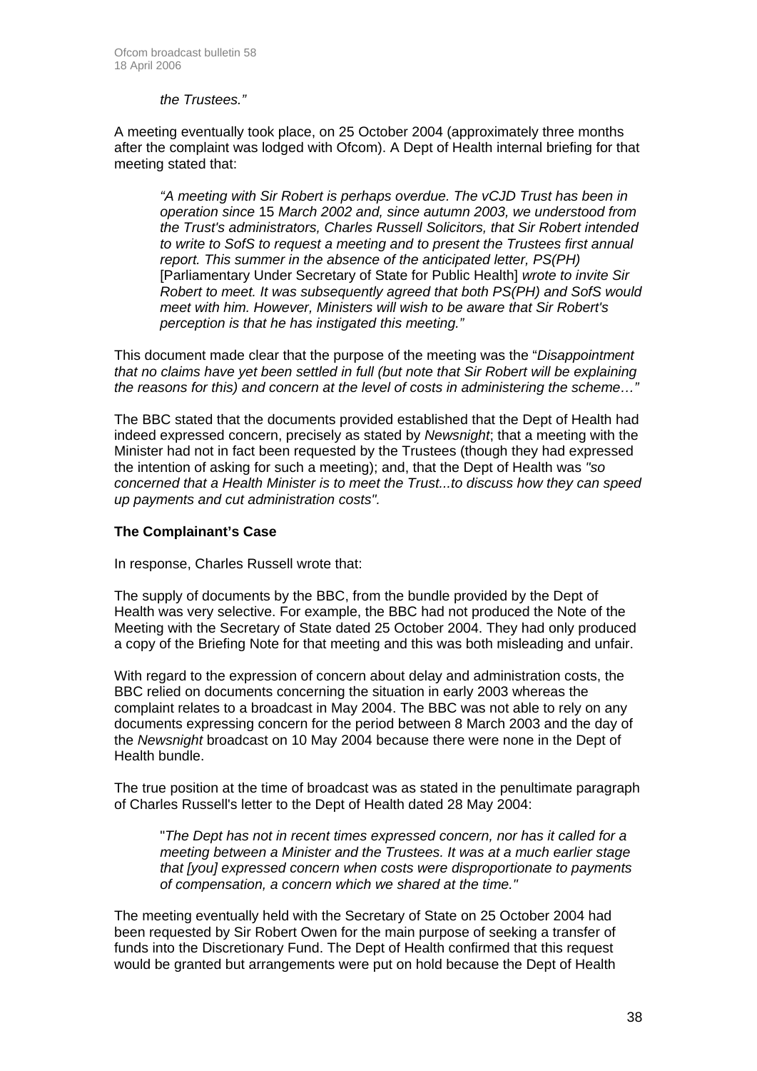*the Trustees."*

A meeting eventually took place, on 25 October 2004 (approximately three months after the complaint was lodged with Ofcom). A Dept of Health internal briefing for that meeting stated that:

> *"A meeting with Sir Robert is perhaps overdue. The vCJD Trust has been in operation since* 15 *March 2002 and, since autumn 2003, we understood from the Trust's administrators, Charles Russell Solicitors, that Sir Robert intended to write to SofS to request a meeting and to present the Trustees first annual report. This summer in the absence of the anticipated letter, PS(PH)* [Parliamentary Under Secretary of State for Public Health] *wrote to invite Sir Robert to meet. It was subsequently agreed that both PS(PH) and SofS would meet with him. However, Ministers will wish to be aware that Sir Robert's perception is that he has instigated this meeting."*

This document made clear that the purpose of the meeting was the "*Disappointment that no claims have yet been settled in full (but note that Sir Robert will be explaining the reasons for this) and concern at the level of costs in administering the scheme…"*

The BBC stated that the documents provided established that the Dept of Health had indeed expressed concern, precisely as stated by *Newsnight*; that a meeting with the Minister had not in fact been requested by the Trustees (though they had expressed the intention of asking for such a meeting); and, that the Dept of Health was *"so concerned that a Health Minister is to meet the Trust...to discuss how they can speed up payments and cut administration costs".*

**The Complainant's Case**

In response, Charles Russell wrote that:

The supply of documents by the BBC, from the bundle provided by the Dept of Health was very selective. For example, the BBC had not produced the Note of the Meeting with the Secretary of State dated 25 October 2004. They had only produced a copy of the Briefing Note for that meeting and this was both misleading and unfair.

With regard to the expression of concern about delay and administration costs, the BBC relied on documents concerning the situation in early 2003 whereas the complaint relates to a broadcast in May 2004. The BBC was not able to rely on any documents expressing concern for the period between 8 March 2003 and the day of the *Newsnight* broadcast on 10 May 2004 because there were none in the Dept of Health bundle.

The true position at the time of broadcast was as stated in the penultimate paragraph of Charles Russell's letter to the Dept of Health dated 28 May 2004:

> "*The Dept has not in recent times expressed concern, nor has it called for a meeting between a Minister and the Trustees. It was at a much earlier stage that [you] expressed concern when costs were disproportionate to payments of compensation, a concern which we shared at the time."*

The meeting eventually held with the Secretary of State on 25 October 2004 had been requested by Sir Robert Owen for the main purpose of seeking a transfer of funds into the Discretionary Fund. The Dept of Health confirmed that this request would be granted but arrangements were put on hold because the Dept of Health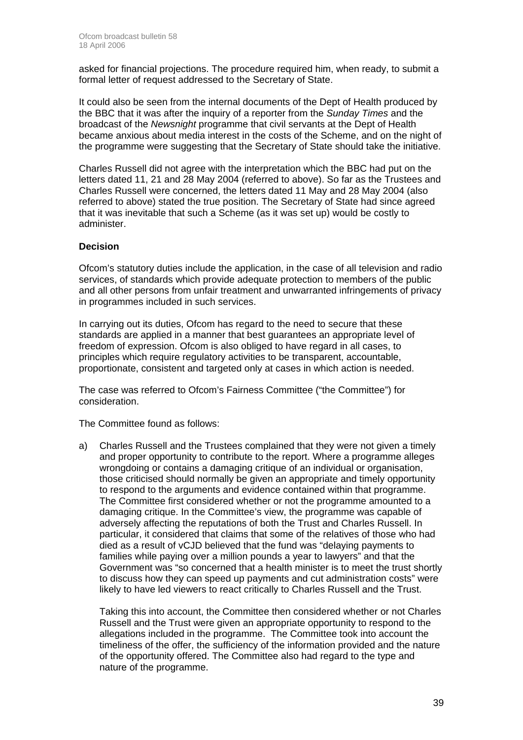asked for financial projections. The procedure required him, when ready, to submit a formal letter of request addressed to the Secretary of State.

It could also be seen from the internal documents of the Dept of Health produced by the BBC that it was after the inquiry of a reporter from the *Sunday Times* and the broadcast of the *Newsnight* programme that civil servants at the Dept of Health became anxious about media interest in the costs of the Scheme, and on the night of the programme were suggesting that the Secretary of State should take the initiative.

Charles Russell did not agree with the interpretation which the BBC had put on the letters dated 11, 21 and 28 May 2004 (referred to above). So far as the Trustees and Charles Russell were concerned, the letters dated 11 May and 28 May 2004 (also referred to above) stated the true position. The Secretary of State had since agreed that it was inevitable that such a Scheme (as it was set up) would be costly to administer.

**Decision**

Ofcom's statutory duties include the application, in the case of all television and radio services, of standards which provide adequate protection to members of the public and all other persons from unfair treatment and unwarranted infringements of privacy in programmes included in such services.

In carrying out its duties, Ofcom has regard to the need to secure that these standards are applied in a manner that best guarantees an appropriate level of freedom of expression. Ofcom is also obliged to have regard in all cases, to principles which require regulatory activities to be transparent, accountable, proportionate, consistent and targeted only at cases in which action is needed.

The case was referred to Ofcom's Fairness Committee ("the Committee") for consideration.

The Committee found as follows:

a) Charles Russell and the Trustees complained that they were not given a timely and proper opportunity to contribute to the report. Where a programme alleges wrongdoing or contains a damaging critique of an individual or organisation, those criticised should normally be given an appropriate and timely opportunity to respond to the arguments and evidence contained within that programme. The Committee first considered whether or not the programme amounted to a damaging critique. In the Committee's view, the programme was capable of adversely affecting the reputations of both the Trust and Charles Russell. In particular, it considered that claims that some of the relatives of those who had died as a result of vCJD believed that the fund was "delaying payments to families while paying over a million pounds a year to lawyers" and that the Government was "so concerned that a health minister is to meet the trust shortly to discuss how they can speed up payments and cut administration costs" were likely to have led viewers to react critically to Charles Russell and the Trust.

   Taking this into account, the Committee then considered whether or not Charles Russell and the Trust were given an appropriate opportunity to respond to the allegations included in the programme. The Committee took into account the timeliness of the offer, the sufficiency of the information provided and the nature of the opportunity offered. The Committee also had regard to the type and nature of the programme.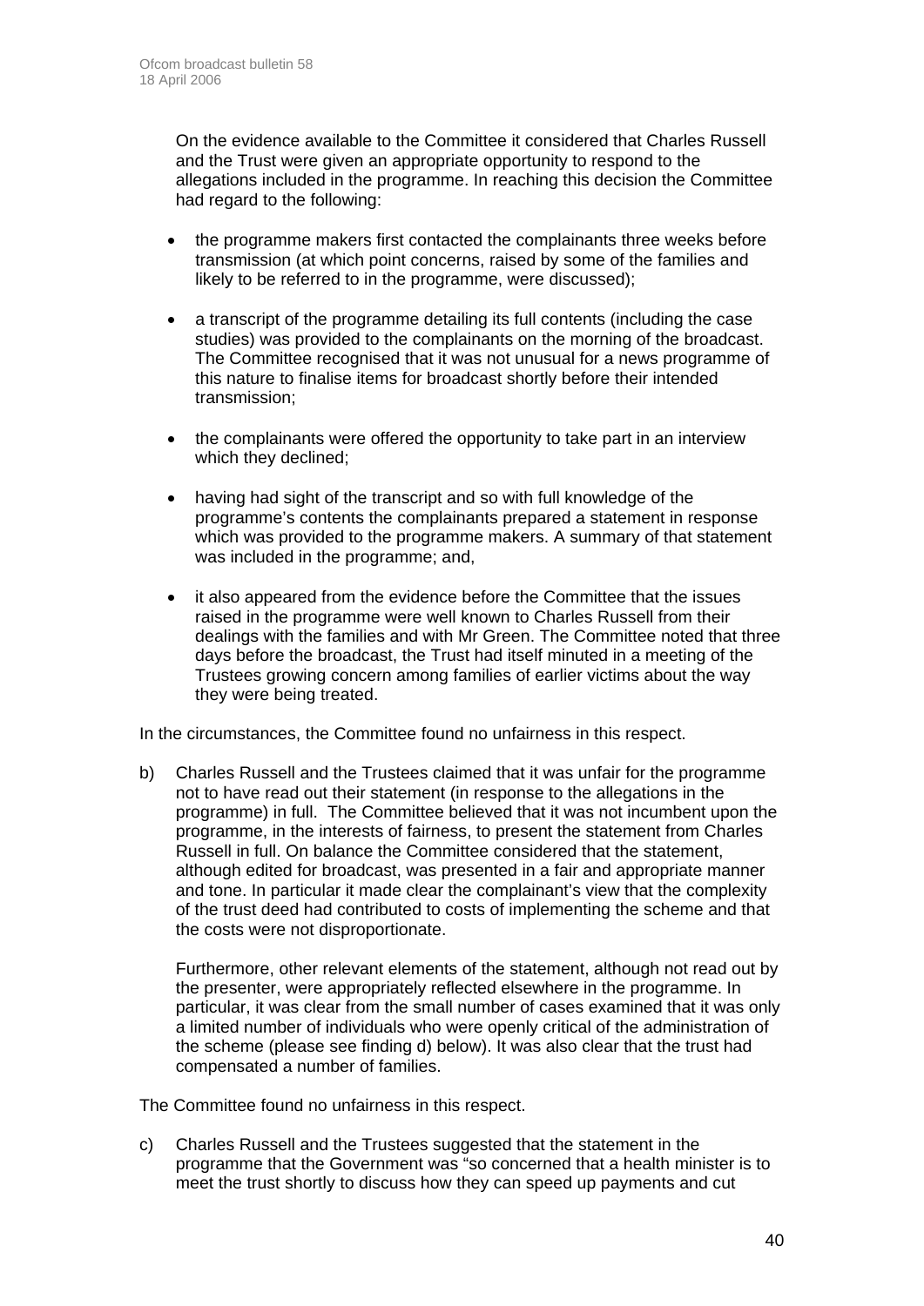On the evidence available to the Committee it considered that Charles Russell and the Trust were given an appropriate opportunity to respond to the allegations included in the programme. In reaching this decision the Committee had regard to the following:

- the programme makers first contacted the complainants three weeks before transmission (at which point concerns, raised by some of the families and likely to be referred to in the programme, were discussed);
- a transcript of the programme detailing its full contents (including the case studies) was provided to the complainants on the morning of the broadcast. The Committee recognised that it was not unusual for a news programme of this nature to finalise items for broadcast shortly before their intended transmission;
- the complainants were offered the opportunity to take part in an interview which they declined;
- having had sight of the transcript and so with full knowledge of the programme's contents the complainants prepared a statement in response which was provided to the programme makers. A summary of that statement was included in the programme; and,
- it also appeared from the evidence before the Committee that the issues raised in the programme were well known to Charles Russell from their dealings with the families and with Mr Green. The Committee noted that three days before the broadcast, the Trust had itself minuted in a meeting of the Trustees growing concern among families of earlier victims about the way they were being treated.

In the circumstances, the Committee found no unfairness in this respect.

b) Charles Russell and the Trustees claimed that it was unfair for the programme not to have read out their statement (in response to the allegations in the programme) in full. The Committee believed that it was not incumbent upon the programme, in the interests of fairness, to present the statement from Charles Russell in full. On balance the Committee considered that the statement, although edited for broadcast, was presented in a fair and appropriate manner and tone. In particular it made clear the complainant's view that the complexity of the trust deed had contributed to costs of implementing the scheme and that the costs were not disproportionate.

   Furthermore, other relevant elements of the statement, although not read out by the presenter, were appropriately reflected elsewhere in the programme. In particular, it was clear from the small number of cases examined that it was only a limited number of individuals who were openly critical of the administration of the scheme (please see finding d) below). It was also clear that the trust had compensated a number of families.

The Committee found no unfairness in this respect.

c) Charles Russell and the Trustees suggested that the statement in the programme that the Government was "so concerned that a health minister is to meet the trust shortly to discuss how they can speed up payments and cut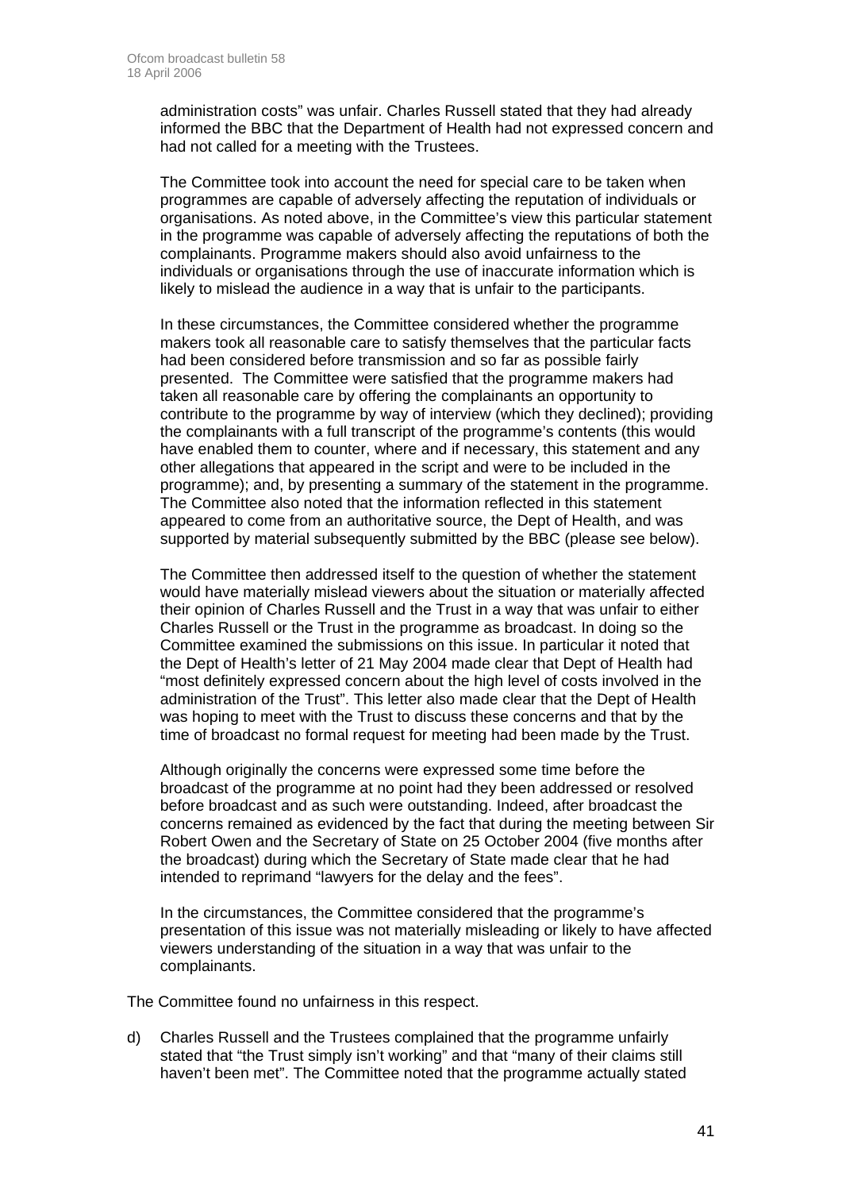administration costs" was unfair. Charles Russell stated that they had already informed the BBC that the Department of Health had not expressed concern and had not called for a meeting with the Trustees.

The Committee took into account the need for special care to be taken when programmes are capable of adversely affecting the reputation of individuals or organisations. As noted above, in the Committee's view this particular statement in the programme was capable of adversely affecting the reputations of both the complainants. Programme makers should also avoid unfairness to the individuals or organisations through the use of inaccurate information which is likely to mislead the audience in a way that is unfair to the participants.

In these circumstances, the Committee considered whether the programme makers took all reasonable care to satisfy themselves that the particular facts had been considered before transmission and so far as possible fairly presented. The Committee were satisfied that the programme makers had taken all reasonable care by offering the complainants an opportunity to contribute to the programme by way of interview (which they declined); providing the complainants with a full transcript of the programme's contents (this would have enabled them to counter, where and if necessary, this statement and any other allegations that appeared in the script and were to be included in the programme); and, by presenting a summary of the statement in the programme. The Committee also noted that the information reflected in this statement appeared to come from an authoritative source, the Dept of Health, and was supported by material subsequently submitted by the BBC (please see below).

The Committee then addressed itself to the question of whether the statement would have materially mislead viewers about the situation or materially affected their opinion of Charles Russell and the Trust in a way that was unfair to either Charles Russell or the Trust in the programme as broadcast. In doing so the Committee examined the submissions on this issue. In particular it noted that the Dept of Health's letter of 21 May 2004 made clear that Dept of Health had "most definitely expressed concern about the high level of costs involved in the administration of the Trust". This letter also made clear that the Dept of Health was hoping to meet with the Trust to discuss these concerns and that by the time of broadcast no formal request for meeting had been made by the Trust.

Although originally the concerns were expressed some time before the broadcast of the programme at no point had they been addressed or resolved before broadcast and as such were outstanding. Indeed, after broadcast the concerns remained as evidenced by the fact that during the meeting between Sir Robert Owen and the Secretary of State on 25 October 2004 (five months after the broadcast) during which the Secretary of State made clear that he had intended to reprimand "lawyers for the delay and the fees".

In the circumstances, the Committee considered that the programme's presentation of this issue was not materially misleading or likely to have affected viewers understanding of the situation in a way that was unfair to the complainants.

The Committee found no unfairness in this respect.

d) Charles Russell and the Trustees complained that the programme unfairly stated that "the Trust simply isn't working" and that "many of their claims still haven't been met". The Committee noted that the programme actually stated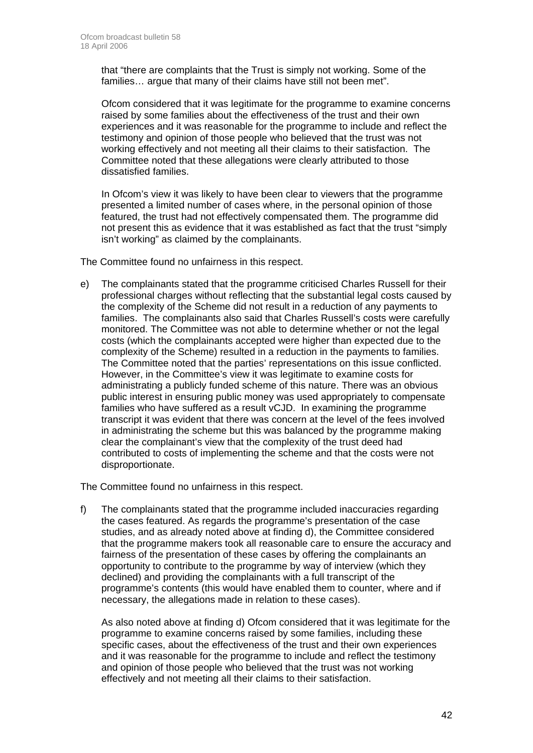that "there are complaints that the Trust is simply not working. Some of the families… argue that many of their claims have still not been met".

Ofcom considered that it was legitimate for the programme to examine concerns raised by some families about the effectiveness of the trust and their own experiences and it was reasonable for the programme to include and reflect the testimony and opinion of those people who believed that the trust was not working effectively and not meeting all their claims to their satisfaction. The Committee noted that these allegations were clearly attributed to those dissatisfied families.

In Ofcom's view it was likely to have been clear to viewers that the programme presented a limited number of cases where, in the personal opinion of those featured, the trust had not effectively compensated them. The programme did not present this as evidence that it was established as fact that the trust "simply isn't working" as claimed by the complainants.

The Committee found no unfairness in this respect.

e) The complainants stated that the programme criticised Charles Russell for their professional charges without reflecting that the substantial legal costs caused by the complexity of the Scheme did not result in a reduction of any payments to families. The complainants also said that Charles Russell's costs were carefully monitored. The Committee was not able to determine whether or not the legal costs (which the complainants accepted were higher than expected due to the complexity of the Scheme) resulted in a reduction in the payments to families. The Committee noted that the parties' representations on this issue conflicted. However, in the Committee's view it was legitimate to examine costs for administrating a publicly funded scheme of this nature. There was an obvious public interest in ensuring public money was used appropriately to compensate families who have suffered as a result vCJD. In examining the programme transcript it was evident that there was concern at the level of the fees involved in administrating the scheme but this was balanced by the programme making clear the complainant's view that the complexity of the trust deed had contributed to costs of implementing the scheme and that the costs were not disproportionate.

The Committee found no unfairness in this respect.

f) The complainants stated that the programme included inaccuracies regarding the cases featured. As regards the programme's presentation of the case studies, and as already noted above at finding d), the Committee considered that the programme makers took all reasonable care to ensure the accuracy and fairness of the presentation of these cases by offering the complainants an opportunity to contribute to the programme by way of interview (which they declined) and providing the complainants with a full transcript of the programme's contents (this would have enabled them to counter, where and if necessary, the allegations made in relation to these cases).

As also noted above at finding d) Ofcom considered that it was legitimate for the programme to examine concerns raised by some families, including these specific cases, about the effectiveness of the trust and their own experiences and it was reasonable for the programme to include and reflect the testimony and opinion of those people who believed that the trust was not working effectively and not meeting all their claims to their satisfaction.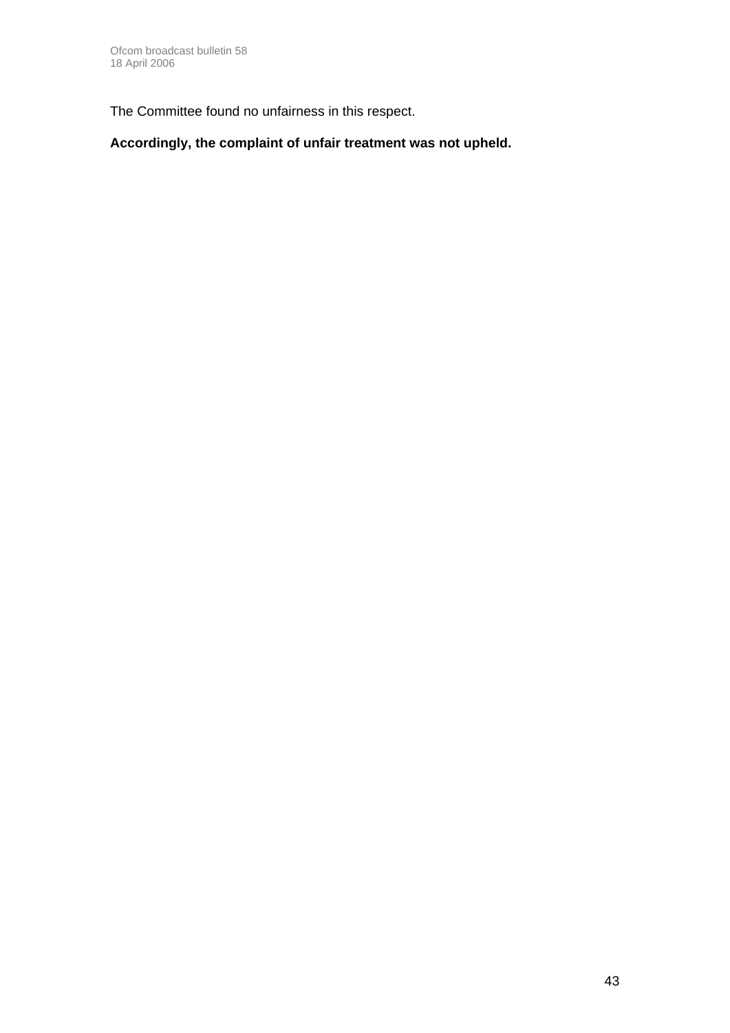The Committee found no unfairness in this respect.

**Accordingly, the complaint of unfair treatment was not upheld.**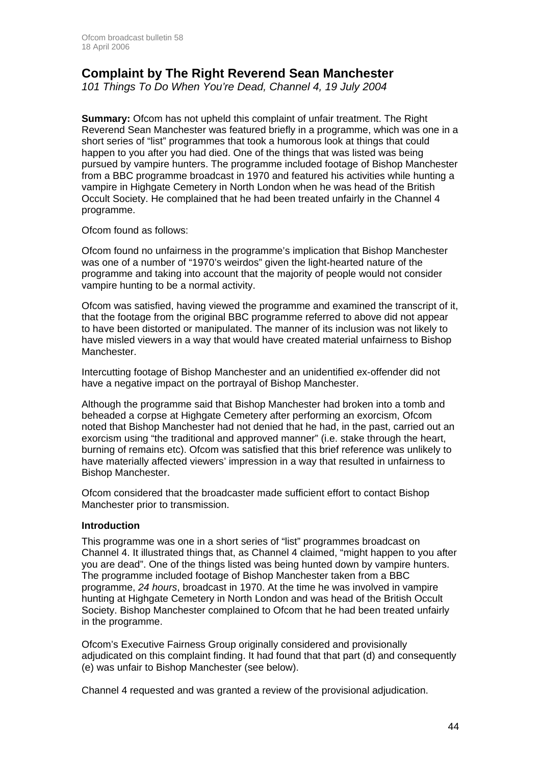## Complaint by The Right Reverend Sean Manchester

*101 Things To Do When You're Dead, Channel 4, 19 July 2004*

**Summary:** Ofcom has not upheld this complaint of unfair treatment. The Right Reverend Sean Manchester was featured briefly in a programme, which was one in a short series of "list" programmes that took a humorous look at things that could happen to you after you had died. One of the things that was listed was being pursued by vampire hunters. The programme included footage of Bishop Manchester from a BBC programme broadcast in 1970 and featured his activities while hunting a vampire in Highgate Cemetery in North London when he was head of the British Occult Society. He complained that he had been treated unfairly in the Channel 4 programme.

Ofcom found as follows:

Ofcom found no unfairness in the programme's implication that Bishop Manchester was one of a number of "1970's weirdos" given the light-hearted nature of the programme and taking into account that the majority of people would not consider vampire hunting to be a normal activity.

Ofcom was satisfied, having viewed the programme and examined the transcript of it, that the footage from the original BBC programme referred to above did not appear to have been distorted or manipulated. The manner of its inclusion was not likely to have misled viewers in a way that would have created material unfairness to Bishop Manchester.

Intercutting footage of Bishop Manchester and an unidentified ex-offender did not have a negative impact on the portrayal of Bishop Manchester.

Although the programme said that Bishop Manchester had broken into a tomb and beheaded a corpse at Highgate Cemetery after performing an exorcism, Ofcom noted that Bishop Manchester had not denied that he had, in the past, carried out an exorcism using "the traditional and approved manner" (i.e. stake through the heart, burning of remains etc). Ofcom was satisfied that this brief reference was unlikely to have materially affected viewers' impression in a way that resulted in unfairness to Bishop Manchester.

Ofcom considered that the broadcaster made sufficient effort to contact Bishop Manchester prior to transmission.

### Introduction

This programme was one in a short series of "list" programmes broadcast on Channel 4. It illustrated things that, as Channel 4 claimed, "might happen to you after you are dead". One of the things listed was being hunted down by vampire hunters. The programme included footage of Bishop Manchester taken from a BBC programme, *24 hours*, broadcast in 1970. At the time he was involved in vampire hunting at Highgate Cemetery in North London and was head of the British Occult Society. Bishop Manchester complained to Ofcom that he had been treated unfairly in the programme.

Ofcom's Executive Fairness Group originally considered and provisionally adjudicated on this complaint finding. It had found that that part (d) and consequently (e) was unfair to Bishop Manchester (see below).

Channel 4 requested and was granted a review of the provisional adjudication.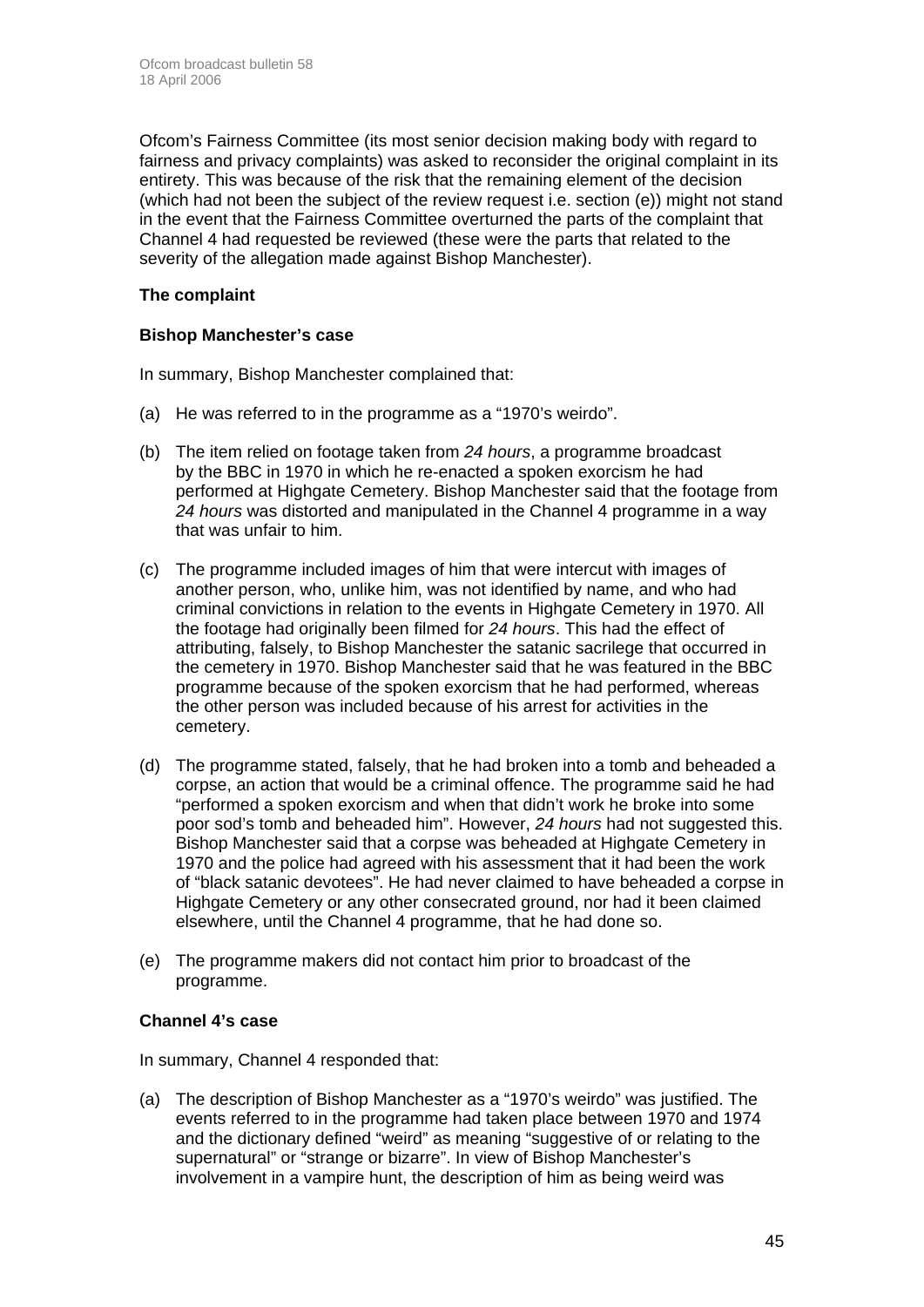Ofcom's Fairness Committee (its most senior decision making body with regard to fairness and privacy complaints) was asked to reconsider the original complaint in its entirety. This was because of the risk that the remaining element of the decision (which had not been the subject of the review request i.e. section (e)) might not stand in the event that the Fairness Committee overturned the parts of the complaint that Channel 4 had requested be reviewed (these were the parts that related to the severity of the allegation made against Bishop Manchester).

**The complaint**

**Bishop Manchester's case**

In summary, Bishop Manchester complained that:

(a) He was referred to in the programme as a "1970's weirdo".

(b) The item relied on footage taken from *24 hours*, a programme broadcast by the BBC in 1970 in which he re-enacted a spoken exorcism he had performed at Highgate Cemetery. Bishop Manchester said that the footage from *24 hours* was distorted and manipulated in the Channel 4 programme in a way that was unfair to him.

(c) The programme included images of him that were intercut with images of another person, who, unlike him, was not identified by name, and who had criminal convictions in relation to the events in Highgate Cemetery in 1970. All the footage had originally been filmed for *24 hours*. This had the effect of attributing, falsely, to Bishop Manchester the satanic sacrilege that occurred in the cemetery in 1970. Bishop Manchester said that he was featured in the BBC programme because of the spoken exorcism that he had performed, whereas the other person was included because of his arrest for activities in the cemetery.

(d) The programme stated, falsely, that he had broken into a tomb and beheaded a corpse, an action that would be a criminal offence. The programme said he had "performed a spoken exorcism and when that didn't work he broke into some poor sod's tomb and beheaded him". However, *24 hours* had not suggested this. Bishop Manchester said that a corpse was beheaded at Highgate Cemetery in 1970 and the police had agreed with his assessment that it had been the work of "black satanic devotees". He had never claimed to have beheaded a corpse in Highgate Cemetery or any other consecrated ground, nor had it been claimed elsewhere, until the Channel 4 programme, that he had done so.

(e) The programme makers did not contact him prior to broadcast of the programme.

**Channel 4's case**

In summary, Channel 4 responded that:

(a) The description of Bishop Manchester as a "1970's weirdo" was justified. The events referred to in the programme had taken place between 1970 and 1974 and the dictionary defined "weird" as meaning "suggestive of or relating to the supernatural" or "strange or bizarre". In view of Bishop Manchester's involvement in a vampire hunt, the description of him as being weird was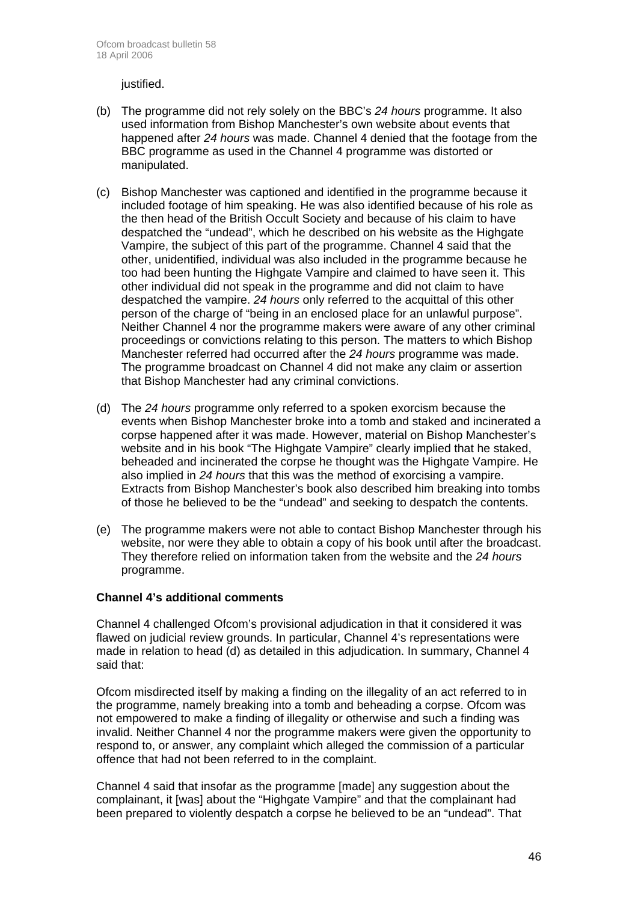justified.

(b) The programme did not rely solely on the BBC's *24 hours* programme. It also used information from Bishop Manchester's own website about events that happened after *24 hours* was made. Channel 4 denied that the footage from the BBC programme as used in the Channel 4 programme was distorted or manipulated.

(c) Bishop Manchester was captioned and identified in the programme because it included footage of him speaking. He was also identified because of his role as the then head of the British Occult Society and because of his claim to have despatched the "undead", which he described on his website as the Highgate Vampire, the subject of this part of the programme. Channel 4 said that the other, unidentified, individual was also included in the programme because he too had been hunting the Highgate Vampire and claimed to have seen it. This other individual did not speak in the programme and did not claim to have despatched the vampire. *24 hours* only referred to the acquittal of this other person of the charge of "being in an enclosed place for an unlawful purpose". Neither Channel 4 nor the programme makers were aware of any other criminal proceedings or convictions relating to this person. The matters to which Bishop Manchester referred had occurred after the *24 hours* programme was made. The programme broadcast on Channel 4 did not make any claim or assertion that Bishop Manchester had any criminal convictions.

(d) The *24 hours* programme only referred to a spoken exorcism because the events when Bishop Manchester broke into a tomb and staked and incinerated a corpse happened after it was made. However, material on Bishop Manchester's website and in his book "The Highgate Vampire" clearly implied that he staked, beheaded and incinerated the corpse he thought was the Highgate Vampire. He also implied in *24 hours* that this was the method of exorcising a vampire. Extracts from Bishop Manchester's book also described him breaking into tombs of those he believed to be the "undead" and seeking to despatch the contents.

(e) The programme makers were not able to contact Bishop Manchester through his website, nor were they able to obtain a copy of his book until after the broadcast. They therefore relied on information taken from the website and the *24 hours* programme.

**Channel 4's additional comments**

Channel 4 challenged Ofcom's provisional adjudication in that it considered it was flawed on judicial review grounds. In particular, Channel 4's representations were made in relation to head (d) as detailed in this adjudication. In summary, Channel 4 said that:

Ofcom misdirected itself by making a finding on the illegality of an act referred to in the programme, namely breaking into a tomb and beheading a corpse. Ofcom was not empowered to make a finding of illegality or otherwise and such a finding was invalid. Neither Channel 4 nor the programme makers were given the opportunity to respond to, or answer, any complaint which alleged the commission of a particular offence that had not been referred to in the complaint.

Channel 4 said that insofar as the programme [made] any suggestion about the complainant, it [was] about the "Highgate Vampire" and that the complainant had been prepared to violently despatch a corpse he believed to be an "undead". That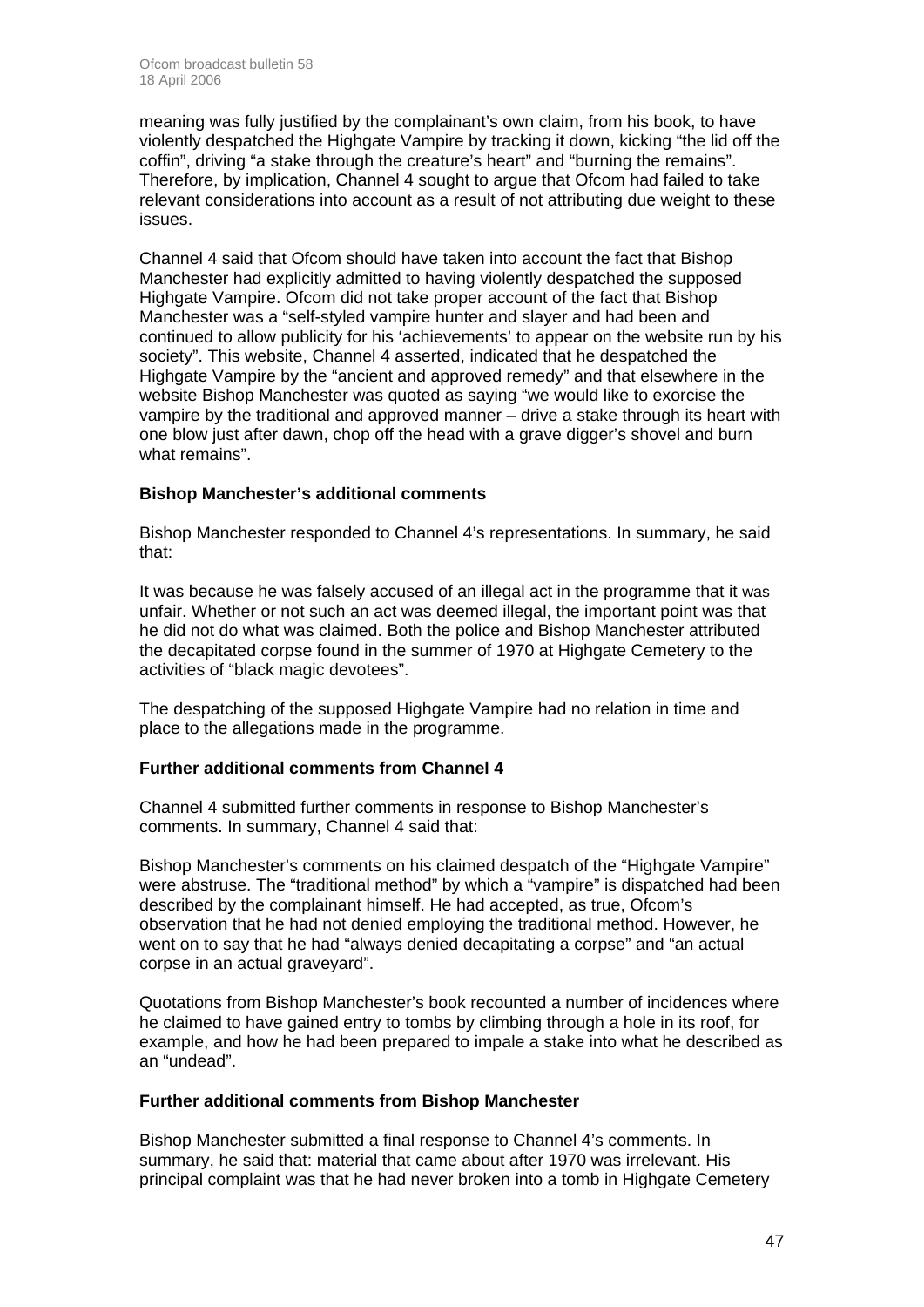meaning was fully justified by the complainant's own claim, from his book, to have violently despatched the Highgate Vampire by tracking it down, kicking "the lid off the coffin", driving "a stake through the creature's heart" and "burning the remains". Therefore, by implication, Channel 4 sought to argue that Ofcom had failed to take relevant considerations into account as a result of not attributing due weight to these issues.

Channel 4 said that Ofcom should have taken into account the fact that Bishop Manchester had explicitly admitted to having violently despatched the supposed Highgate Vampire. Ofcom did not take proper account of the fact that Bishop Manchester was a "self-styled vampire hunter and slayer and had been and continued to allow publicity for his 'achievements' to appear on the website run by his society". This website, Channel 4 asserted, indicated that he despatched the Highgate Vampire by the "ancient and approved remedy" and that elsewhere in the website Bishop Manchester was quoted as saying "we would like to exorcise the vampire by the traditional and approved manner – drive a stake through its heart with one blow just after dawn, chop off the head with a grave digger's shovel and burn what remains".

**Bishop Manchester's additional comments**

Bishop Manchester responded to Channel 4's representations. In summary, he said that:

It was because he was falsely accused of an illegal act in the programme that it was unfair. Whether or not such an act was deemed illegal, the important point was that he did not do what was claimed. Both the police and Bishop Manchester attributed the decapitated corpse found in the summer of 1970 at Highgate Cemetery to the activities of "black magic devotees".

The despatching of the supposed Highgate Vampire had no relation in time and place to the allegations made in the programme.

**Further additional comments from Channel 4**

Channel 4 submitted further comments in response to Bishop Manchester's comments. In summary, Channel 4 said that:

Bishop Manchester's comments on his claimed despatch of the "Highgate Vampire" were abstruse. The "traditional method" by which a "vampire" is dispatched had been described by the complainant himself. He had accepted, as true, Ofcom's observation that he had not denied employing the traditional method. However, he went on to say that he had "always denied decapitating a corpse" and "an actual corpse in an actual graveyard".

Quotations from Bishop Manchester's book recounted a number of incidences where he claimed to have gained entry to tombs by climbing through a hole in its roof, for example, and how he had been prepared to impale a stake into what he described as an "undead".

**Further additional comments from Bishop Manchester**

Bishop Manchester submitted a final response to Channel 4's comments. In summary, he said that: material that came about after 1970 was irrelevant. His principal complaint was that he had never broken into a tomb in Highgate Cemetery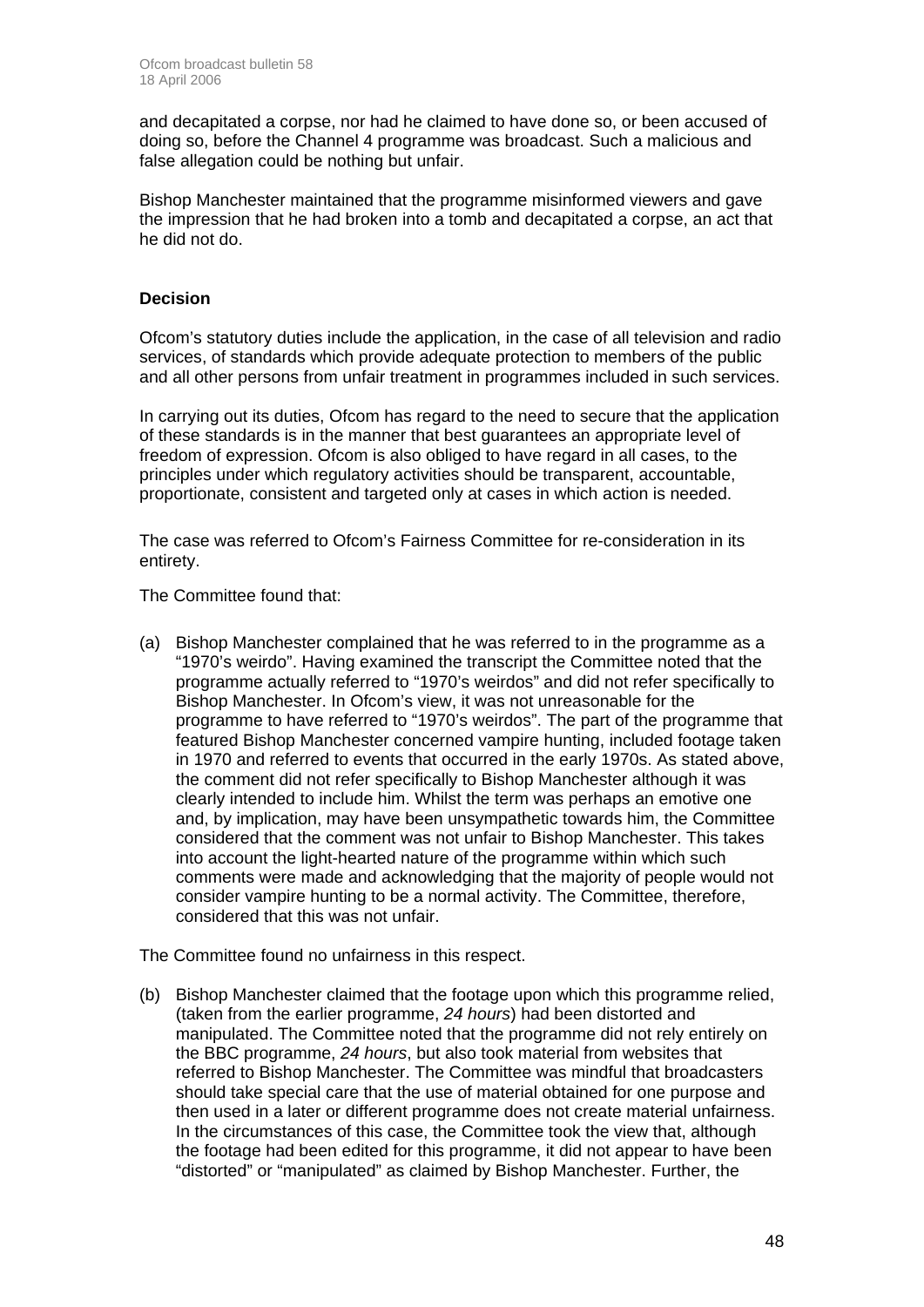and decapitated a corpse, nor had he claimed to have done so, or been accused of doing so, before the Channel 4 programme was broadcast. Such a malicious and false allegation could be nothing but unfair.

Bishop Manchester maintained that the programme misinformed viewers and gave the impression that he had broken into a tomb and decapitated a corpse, an act that he did not do.

**Decision**

Ofcom's statutory duties include the application, in the case of all television and radio services, of standards which provide adequate protection to members of the public and all other persons from unfair treatment in programmes included in such services.

In carrying out its duties, Ofcom has regard to the need to secure that the application of these standards is in the manner that best guarantees an appropriate level of freedom of expression. Ofcom is also obliged to have regard in all cases, to the principles under which regulatory activities should be transparent, accountable, proportionate, consistent and targeted only at cases in which action is needed.

The case was referred to Ofcom's Fairness Committee for re-consideration in its entirety.

The Committee found that:

(a) Bishop Manchester complained that he was referred to in the programme as a "1970's weirdo". Having examined the transcript the Committee noted that the programme actually referred to "1970's weirdos" and did not refer specifically to Bishop Manchester. In Ofcom's view, it was not unreasonable for the programme to have referred to "1970's weirdos". The part of the programme that featured Bishop Manchester concerned vampire hunting, included footage taken in 1970 and referred to events that occurred in the early 1970s. As stated above, the comment did not refer specifically to Bishop Manchester although it was clearly intended to include him. Whilst the term was perhaps an emotive one and, by implication, may have been unsympathetic towards him, the Committee considered that the comment was not unfair to Bishop Manchester. This takes into account the light-hearted nature of the programme within which such comments were made and acknowledging that the majority of people would not consider vampire hunting to be a normal activity. The Committee, therefore, considered that this was not unfair.

The Committee found no unfairness in this respect.

(b) Bishop Manchester claimed that the footage upon which this programme relied, (taken from the earlier programme, *24 hours*) had been distorted and manipulated. The Committee noted that the programme did not rely entirely on the BBC programme, *24 hours*, but also took material from websites that referred to Bishop Manchester. The Committee was mindful that broadcasters should take special care that the use of material obtained for one purpose and then used in a later or different programme does not create material unfairness. In the circumstances of this case, the Committee took the view that, although the footage had been edited for this programme, it did not appear to have been "distorted" or "manipulated" as claimed by Bishop Manchester. Further, the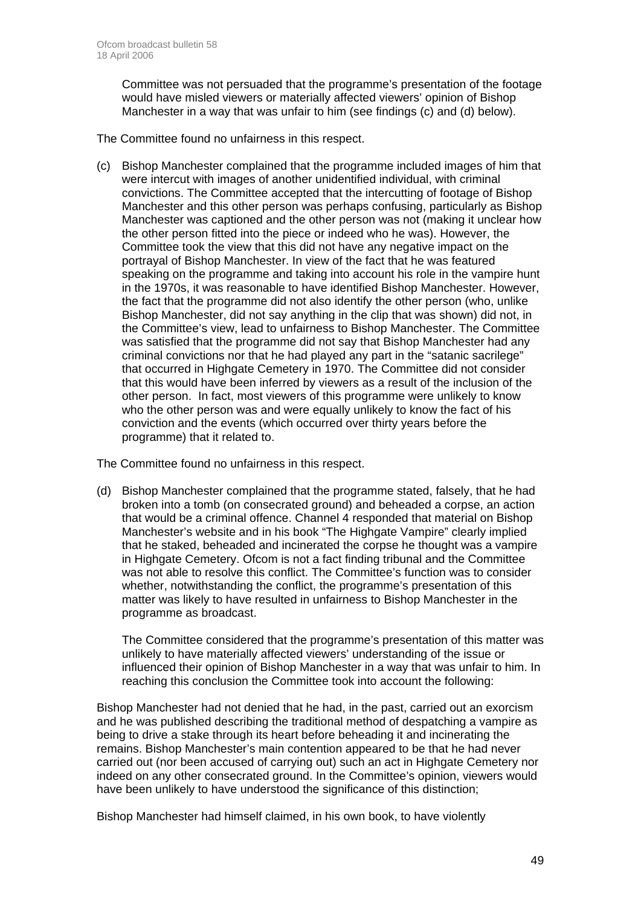Committee was not persuaded that the programme's presentation of the footage would have misled viewers or materially affected viewers' opinion of Bishop Manchester in a way that was unfair to him (see findings (c) and (d) below).

The Committee found no unfairness in this respect.

(c) Bishop Manchester complained that the programme included images of him that were intercut with images of another unidentified individual, with criminal convictions. The Committee accepted that the intercutting of footage of Bishop Manchester and this other person was perhaps confusing, particularly as Bishop Manchester was captioned and the other person was not (making it unclear how the other person fitted into the piece or indeed who he was). However, the Committee took the view that this did not have any negative impact on the portrayal of Bishop Manchester. In view of the fact that he was featured speaking on the programme and taking into account his role in the vampire hunt in the 1970s, it was reasonable to have identified Bishop Manchester. However, the fact that the programme did not also identify the other person (who, unlike Bishop Manchester, did not say anything in the clip that was shown) did not, in the Committee's view, lead to unfairness to Bishop Manchester. The Committee was satisfied that the programme did not say that Bishop Manchester had any criminal convictions nor that he had played any part in the "satanic sacrilege" that occurred in Highgate Cemetery in 1970. The Committee did not consider that this would have been inferred by viewers as a result of the inclusion of the other person. In fact, most viewers of this programme were unlikely to know who the other person was and were equally unlikely to know the fact of his conviction and the events (which occurred over thirty years before the programme) that it related to.

The Committee found no unfairness in this respect.

(d) Bishop Manchester complained that the programme stated, falsely, that he had broken into a tomb (on consecrated ground) and beheaded a corpse, an action that would be a criminal offence. Channel 4 responded that material on Bishop Manchester's website and in his book "The Highgate Vampire" clearly implied that he staked, beheaded and incinerated the corpse he thought was a vampire in Highgate Cemetery. Ofcom is not a fact finding tribunal and the Committee was not able to resolve this conflict. The Committee's function was to consider whether, notwithstanding the conflict, the programme's presentation of this matter was likely to have resulted in unfairness to Bishop Manchester in the programme as broadcast.

The Committee considered that the programme's presentation of this matter was unlikely to have materially affected viewers' understanding of the issue or influenced their opinion of Bishop Manchester in a way that was unfair to him. In reaching this conclusion the Committee took into account the following:

Bishop Manchester had not denied that he had, in the past, carried out an exorcism and he was published describing the traditional method of despatching a vampire as being to drive a stake through its heart before beheading it and incinerating the remains. Bishop Manchester's main contention appeared to be that he had never carried out (nor been accused of carrying out) such an act in Highgate Cemetery nor indeed on any other consecrated ground. In the Committee's opinion, viewers would have been unlikely to have understood the significance of this distinction;

Bishop Manchester had himself claimed, in his own book, to have violently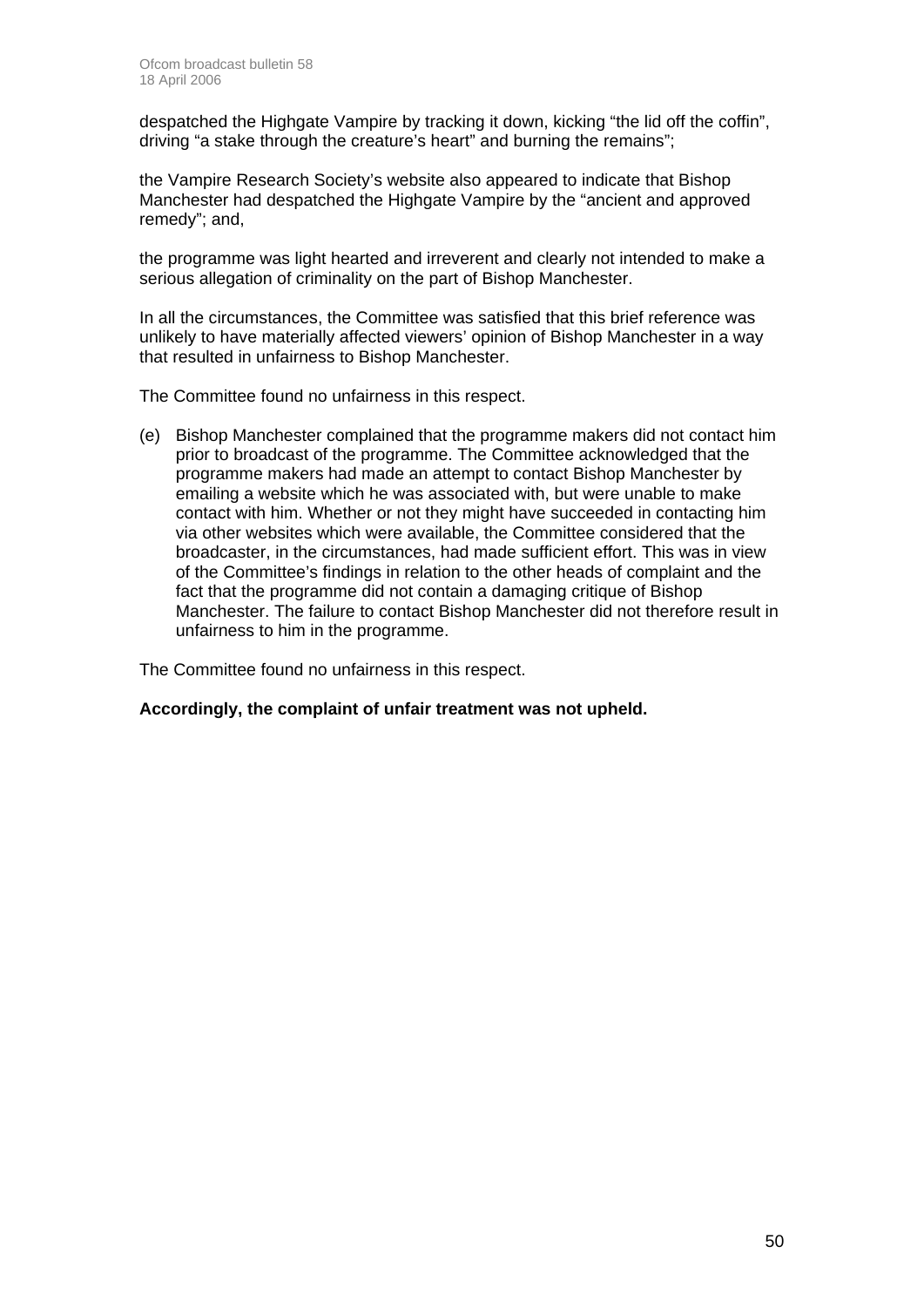despatched the Highgate Vampire by tracking it down, kicking "the lid off the coffin", driving "a stake through the creature's heart" and burning the remains";

the Vampire Research Society's website also appeared to indicate that Bishop Manchester had despatched the Highgate Vampire by the "ancient and approved remedy"; and,

the programme was light hearted and irreverent and clearly not intended to make a serious allegation of criminality on the part of Bishop Manchester.

In all the circumstances, the Committee was satisfied that this brief reference was unlikely to have materially affected viewers' opinion of Bishop Manchester in a way that resulted in unfairness to Bishop Manchester.

The Committee found no unfairness in this respect.

(e) Bishop Manchester complained that the programme makers did not contact him prior to broadcast of the programme. The Committee acknowledged that the programme makers had made an attempt to contact Bishop Manchester by emailing a website which he was associated with, but were unable to make contact with him. Whether or not they might have succeeded in contacting him via other websites which were available, the Committee considered that the broadcaster, in the circumstances, had made sufficient effort. This was in view of the Committee's findings in relation to the other heads of complaint and the fact that the programme did not contain a damaging critique of Bishop Manchester. The failure to contact Bishop Manchester did not therefore result in unfairness to him in the programme.

The Committee found no unfairness in this respect.

**Accordingly, the complaint of unfair treatment was not upheld.**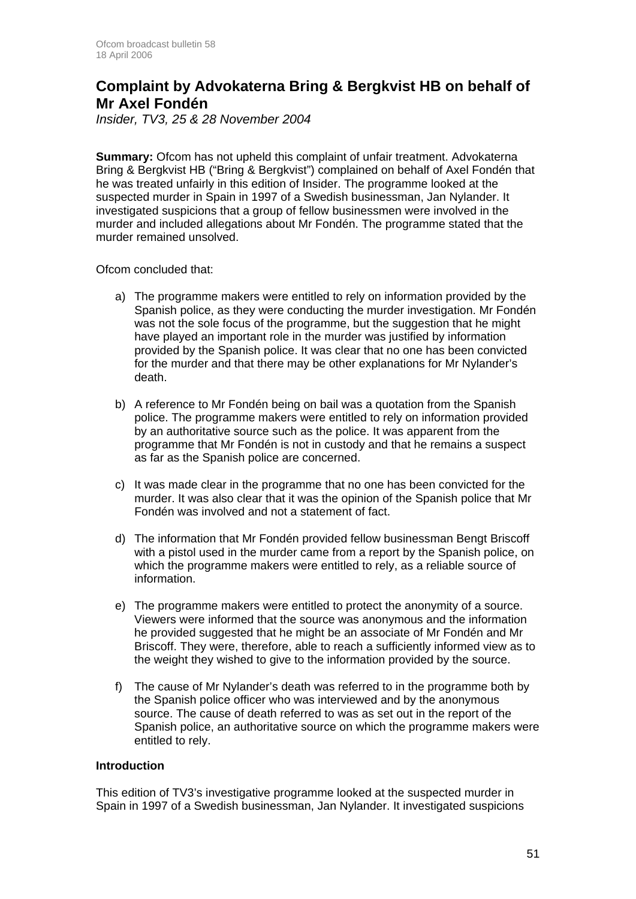## Complaint by Advokaterna Bring & Bergkvist HB on behalf of Mr Axel Fondén

*Insider, TV3, 25 & 28 November 2004*

**Summary:** Ofcom has not upheld this complaint of unfair treatment. Advokaterna Bring & Bergkvist HB ("Bring & Bergkvist") complained on behalf of Axel Fondén that he was treated unfairly in this edition of Insider. The programme looked at the suspected murder in Spain in 1997 of a Swedish businessman, Jan Nylander. It investigated suspicions that a group of fellow businessmen were involved in the murder and included allegations about Mr Fondén. The programme stated that the murder remained unsolved.

Ofcom concluded that:

a) The programme makers were entitled to rely on information provided by the Spanish police, as they were conducting the murder investigation. Mr Fondén was not the sole focus of the programme, but the suggestion that he might have played an important role in the murder was justified by information provided by the Spanish police. It was clear that no one has been convicted for the murder and that there may be other explanations for Mr Nylander's death.

b) A reference to Mr Fondén being on bail was a quotation from the Spanish police. The programme makers were entitled to rely on information provided by an authoritative source such as the police. It was apparent from the programme that Mr Fondén is not in custody and that he remains a suspect as far as the Spanish police are concerned.

c) It was made clear in the programme that no one has been convicted for the murder. It was also clear that it was the opinion of the Spanish police that Mr Fondén was involved and not a statement of fact.

d) The information that Mr Fondén provided fellow businessman Bengt Briscoff with a pistol used in the murder came from a report by the Spanish police, on which the programme makers were entitled to rely, as a reliable source of information.

e) The programme makers were entitled to protect the anonymity of a source. Viewers were informed that the source was anonymous and the information he provided suggested that he might be an associate of Mr Fondén and Mr Briscoff. They were, therefore, able to reach a sufficiently informed view as to the weight they wished to give to the information provided by the source.

f) The cause of Mr Nylander's death was referred to in the programme both by the Spanish police officer who was interviewed and by the anonymous source. The cause of death referred to was as set out in the report of the Spanish police, an authoritative source on which the programme makers were entitled to rely.

### Introduction

This edition of TV3's investigative programme looked at the suspected murder in Spain in 1997 of a Swedish businessman, Jan Nylander. It investigated suspicions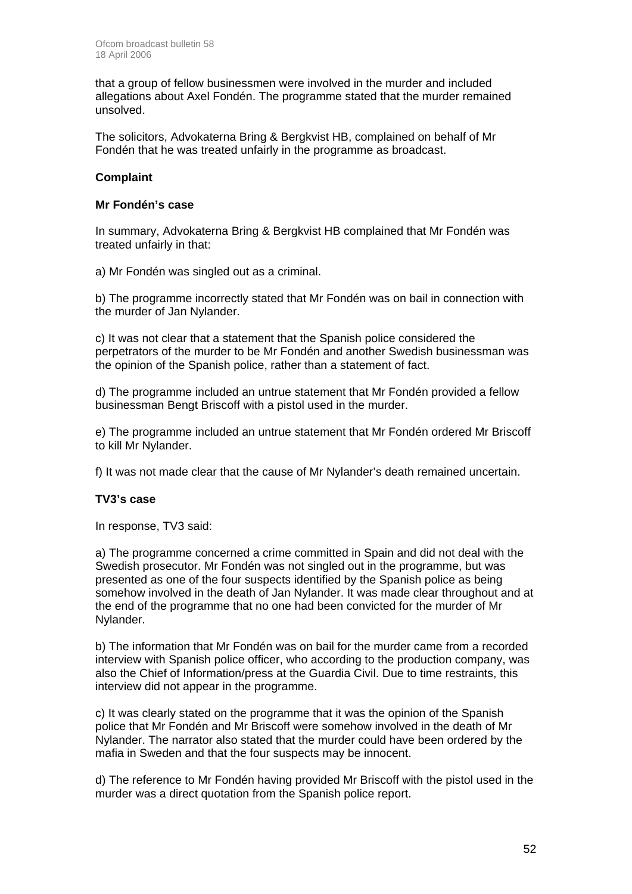that a group of fellow businessmen were involved in the murder and included allegations about Axel Fondén. The programme stated that the murder remained unsolved.

The solicitors, Advokaterna Bring & Bergkvist HB, complained on behalf of Mr Fondén that he was treated unfairly in the programme as broadcast.

**Complaint**

**Mr Fondén's case**

In summary, Advokaterna Bring & Bergkvist HB complained that Mr Fondén was treated unfairly in that:

a) Mr Fondén was singled out as a criminal.

b) The programme incorrectly stated that Mr Fondén was on bail in connection with the murder of Jan Nylander.

c) It was not clear that a statement that the Spanish police considered the perpetrators of the murder to be Mr Fondén and another Swedish businessman was the opinion of the Spanish police, rather than a statement of fact.

d) The programme included an untrue statement that Mr Fondén provided a fellow businessman Bengt Briscoff with a pistol used in the murder.

e) The programme included an untrue statement that Mr Fondén ordered Mr Briscoff to kill Mr Nylander.

f) It was not made clear that the cause of Mr Nylander's death remained uncertain.

**TV3's case**

In response, TV3 said:

a) The programme concerned a crime committed in Spain and did not deal with the Swedish prosecutor. Mr Fondén was not singled out in the programme, but was presented as one of the four suspects identified by the Spanish police as being somehow involved in the death of Jan Nylander. It was made clear throughout and at the end of the programme that no one had been convicted for the murder of Mr Nylander.

b) The information that Mr Fondén was on bail for the murder came from a recorded interview with Spanish police officer, who according to the production company, was also the Chief of Information/press at the Guardia Civil. Due to time restraints, this interview did not appear in the programme.

c) It was clearly stated on the programme that it was the opinion of the Spanish police that Mr Fondén and Mr Briscoff were somehow involved in the death of Mr Nylander. The narrator also stated that the murder could have been ordered by the mafia in Sweden and that the four suspects may be innocent.

d) The reference to Mr Fondén having provided Mr Briscoff with the pistol used in the murder was a direct quotation from the Spanish police report.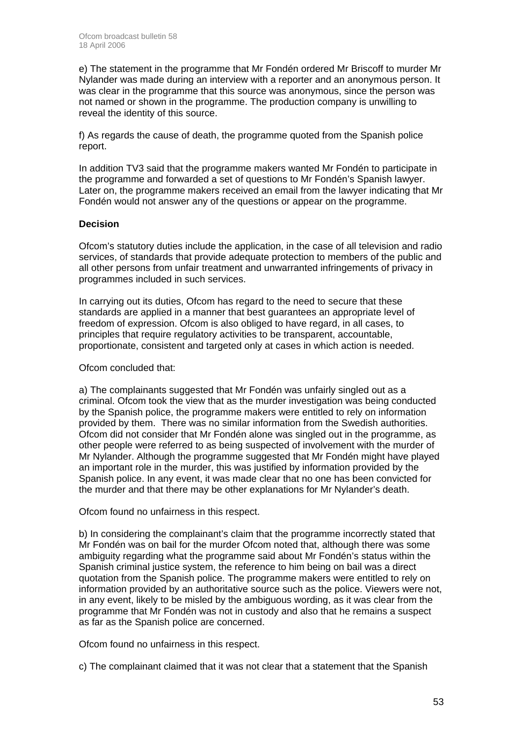e) The statement in the programme that Mr Fondén ordered Mr Briscoff to murder Mr Nylander was made during an interview with a reporter and an anonymous person. It was clear in the programme that this source was anonymous, since the person was not named or shown in the programme. The production company is unwilling to reveal the identity of this source.

f) As regards the cause of death, the programme quoted from the Spanish police report.

In addition TV3 said that the programme makers wanted Mr Fondén to participate in the programme and forwarded a set of questions to Mr Fondén's Spanish lawyer. Later on, the programme makers received an email from the lawyer indicating that Mr Fondén would not answer any of the questions or appear on the programme.

**Decision**

Ofcom's statutory duties include the application, in the case of all television and radio services, of standards that provide adequate protection to members of the public and all other persons from unfair treatment and unwarranted infringements of privacy in programmes included in such services.

In carrying out its duties, Ofcom has regard to the need to secure that these standards are applied in a manner that best guarantees an appropriate level of freedom of expression. Ofcom is also obliged to have regard, in all cases, to principles that require regulatory activities to be transparent, accountable, proportionate, consistent and targeted only at cases in which action is needed.

Ofcom concluded that:

a) The complainants suggested that Mr Fondén was unfairly singled out as a criminal. Ofcom took the view that as the murder investigation was being conducted by the Spanish police, the programme makers were entitled to rely on information provided by them. There was no similar information from the Swedish authorities. Ofcom did not consider that Mr Fondén alone was singled out in the programme, as other people were referred to as being suspected of involvement with the murder of Mr Nylander. Although the programme suggested that Mr Fondén might have played an important role in the murder, this was justified by information provided by the Spanish police. In any event, it was made clear that no one has been convicted for the murder and that there may be other explanations for Mr Nylander's death.

Ofcom found no unfairness in this respect.

b) In considering the complainant's claim that the programme incorrectly stated that Mr Fondén was on bail for the murder Ofcom noted that, although there was some ambiguity regarding what the programme said about Mr Fondén's status within the Spanish criminal justice system, the reference to him being on bail was a direct quotation from the Spanish police. The programme makers were entitled to rely on information provided by an authoritative source such as the police. Viewers were not, in any event, likely to be misled by the ambiguous wording, as it was clear from the programme that Mr Fondén was not in custody and also that he remains a suspect as far as the Spanish police are concerned.

Ofcom found no unfairness in this respect.

c) The complainant claimed that it was not clear that a statement that the Spanish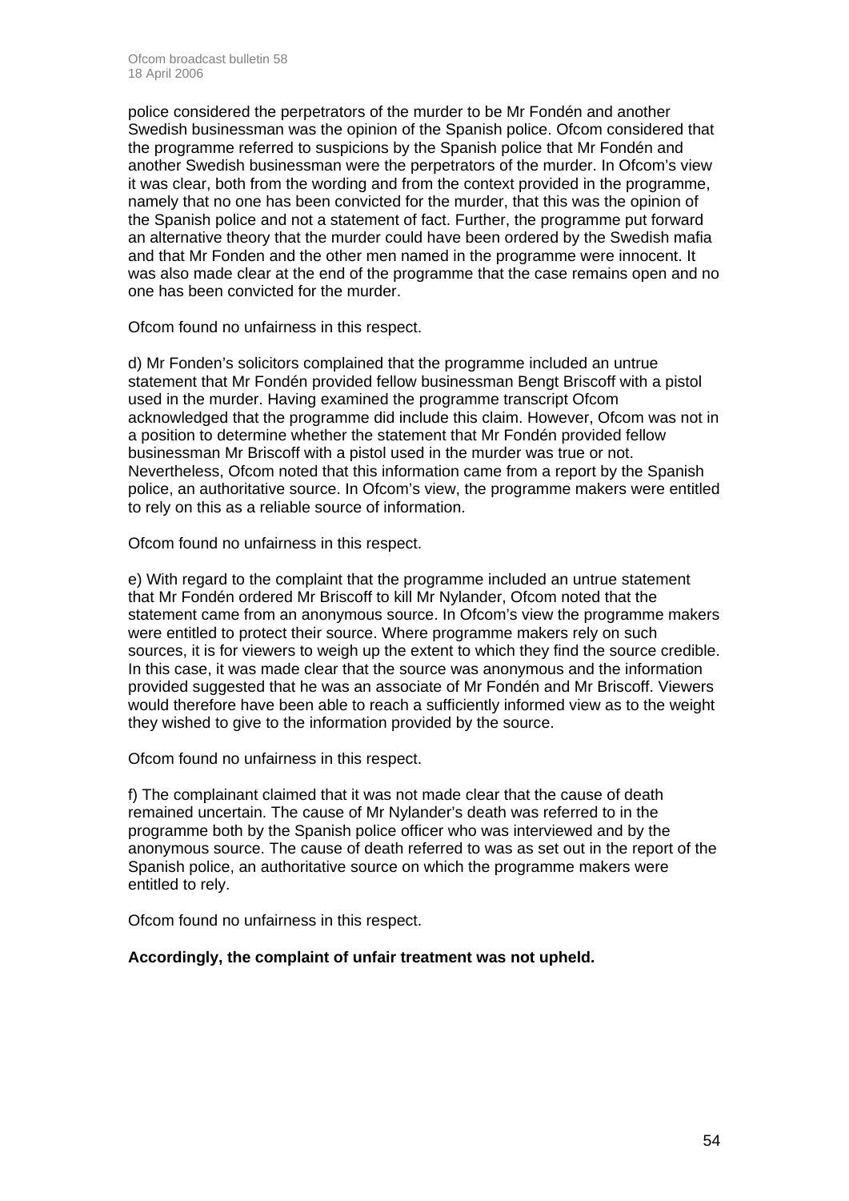police considered the perpetrators of the murder to be Mr Fondén and another Swedish businessman was the opinion of the Spanish police. Ofcom considered that the programme referred to suspicions by the Spanish police that Mr Fondén and another Swedish businessman were the perpetrators of the murder. In Ofcom's view it was clear, both from the wording and from the context provided in the programme, namely that no one has been convicted for the murder, that this was the opinion of the Spanish police and not a statement of fact. Further, the programme put forward an alternative theory that the murder could have been ordered by the Swedish mafia and that Mr Fonden and the other men named in the programme were innocent. It was also made clear at the end of the programme that the case remains open and no one has been convicted for the murder.

Ofcom found no unfairness in this respect.

d) Mr Fonden's solicitors complained that the programme included an untrue statement that Mr Fondén provided fellow businessman Bengt Briscoff with a pistol used in the murder. Having examined the programme transcript Ofcom acknowledged that the programme did include this claim. However, Ofcom was not in a position to determine whether the statement that Mr Fondén provided fellow businessman Mr Briscoff with a pistol used in the murder was true or not. Nevertheless, Ofcom noted that this information came from a report by the Spanish police, an authoritative source. In Ofcom's view, the programme makers were entitled to rely on this as a reliable source of information.

Ofcom found no unfairness in this respect.

e) With regard to the complaint that the programme included an untrue statement that Mr Fondén ordered Mr Briscoff to kill Mr Nylander, Ofcom noted that the statement came from an anonymous source. In Ofcom's view the programme makers were entitled to protect their source. Where programme makers rely on such sources, it is for viewers to weigh up the extent to which they find the source credible. In this case, it was made clear that the source was anonymous and the information provided suggested that he was an associate of Mr Fondén and Mr Briscoff. Viewers would therefore have been able to reach a sufficiently informed view as to the weight they wished to give to the information provided by the source.

Ofcom found no unfairness in this respect.

f) The complainant claimed that it was not made clear that the cause of death remained uncertain. The cause of Mr Nylander's death was referred to in the programme both by the Spanish police officer who was interviewed and by the anonymous source. The cause of death referred to was as set out in the report of the Spanish police, an authoritative source on which the programme makers were entitled to rely.

Ofcom found no unfairness in this respect.

**Accordingly, the complaint of unfair treatment was not upheld.**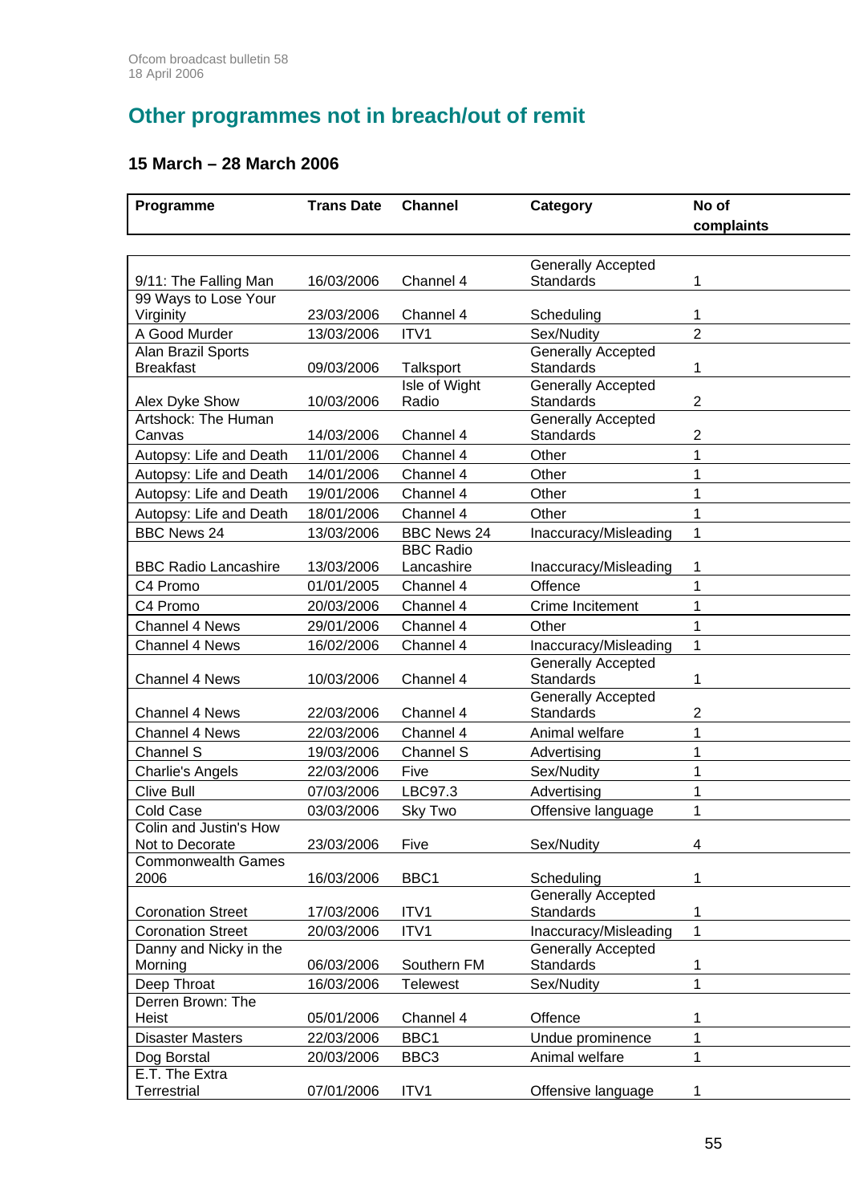## Other programmes not in breach/out of remit

### 15 March – 28 March 2006

| Programme | Trans Date | Channel | Category | No of complaints |
|---|---|---|---|---|
| 9/11: The Falling Man | 16/03/2006 | Channel 4 | Generally Accepted Standards | 1 |
| 99 Ways to Lose Your Virginity | 23/03/2006 | Channel 4 | Scheduling | 1 |
| A Good Murder | 13/03/2006 | ITV1 | Sex/Nudity | 2 |
| Alan Brazil Sports Breakfast | 09/03/2006 | Talksport | Generally Accepted Standards | 1 |
| Alex Dyke Show | 10/03/2006 | Isle of Wight Radio | Generally Accepted Standards | 2 |
| Artshock: The Human Canvas | 14/03/2006 | Channel 4 | Generally Accepted Standards | 2 |
| Autopsy: Life and Death | 11/01/2006 | Channel 4 | Other | 1 |
| Autopsy: Life and Death | 14/01/2006 | Channel 4 | Other | 1 |
| Autopsy: Life and Death | 19/01/2006 | Channel 4 | Other | 1 |
| Autopsy: Life and Death | 18/01/2006 | Channel 4 | Other | 1 |
| BBC News 24 | 13/03/2006 | BBC News 24 | Inaccuracy/Misleading | 1 |
| BBC Radio Lancashire | 13/03/2006 | BBC Radio Lancashire | Inaccuracy/Misleading | 1 |
| C4 Promo | 01/01/2005 | Channel 4 | Offence | 1 |
| C4 Promo | 20/03/2006 | Channel 4 | Crime Incitement | 1 |
| Channel 4 News | 29/01/2006 | Channel 4 | Other | 1 |
| Channel 4 News | 16/02/2006 | Channel 4 | Inaccuracy/Misleading | 1 |
| Channel 4 News | 10/03/2006 | Channel 4 | Generally Accepted Standards | 1 |
| Channel 4 News | 22/03/2006 | Channel 4 | Generally Accepted Standards | 2 |
| Channel 4 News | 22/03/2006 | Channel 4 | Animal welfare | 1 |
| Channel S | 19/03/2006 | Channel S | Advertising | 1 |
| Charlie's Angels | 22/03/2006 | Five | Sex/Nudity | 1 |
| Clive Bull | 07/03/2006 | LBC97.3 | Advertising | 1 |
| Cold Case | 03/03/2006 | Sky Two | Offensive language | 1 |
| Colin and Justin's How Not to Decorate | 23/03/2006 | Five | Sex/Nudity | 4 |
| Commonwealth Games 2006 | 16/03/2006 | BBC1 | Scheduling | 1 |
| Coronation Street | 17/03/2006 | ITV1 | Generally Accepted Standards | 1 |
| Coronation Street | 20/03/2006 | ITV1 | Inaccuracy/Misleading | 1 |
| Danny and Nicky in the Morning | 06/03/2006 | Southern FM | Generally Accepted Standards | 1 |
| Deep Throat | 16/03/2006 | Telewest | Sex/Nudity | 1 |
| Derren Brown: The Heist | 05/01/2006 | Channel 4 | Offence | 1 |
| Disaster Masters | 22/03/2006 | BBC1 | Undue prominence | 1 |
| Dog Borstal | 20/03/2006 | BBC3 | Animal welfare | 1 |
| E.T. The Extra Terrestrial | 07/01/2006 | ITV1 | Offensive language | 1 |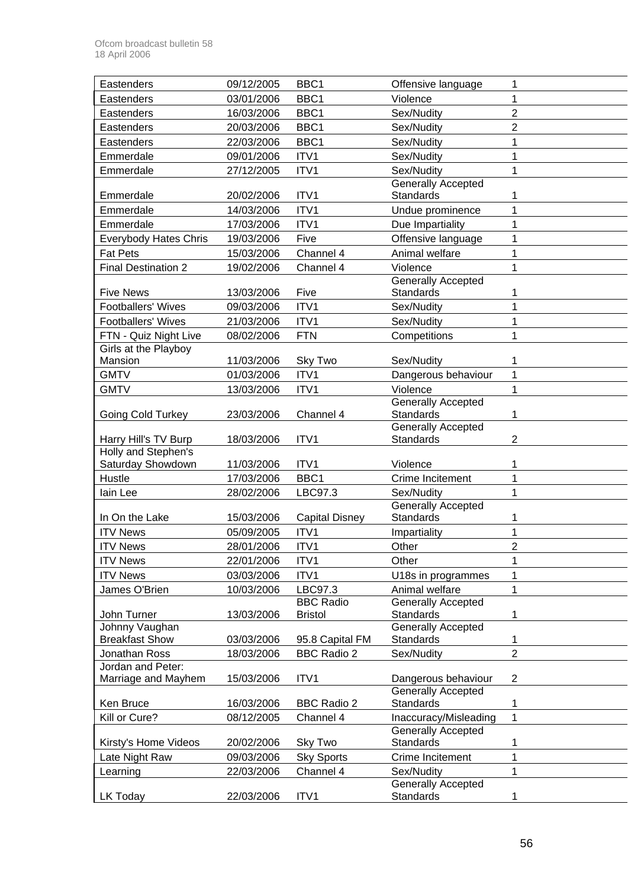| | | | | |
|---|---|---|---|---|
| Eastenders | 09/12/2005 | BBC1 | Offensive language | 1 |
| Eastenders | 03/01/2006 | BBC1 | Violence | 1 |
| Eastenders | 16/03/2006 | BBC1 | Sex/Nudity | 2 |
| Eastenders | 20/03/2006 | BBC1 | Sex/Nudity | 2 |
| Eastenders | 22/03/2006 | BBC1 | Sex/Nudity | 1 |
| Emmerdale | 09/01/2006 | ITV1 | Sex/Nudity | 1 |
| Emmerdale | 27/12/2005 | ITV1 | Sex/Nudity | 1 |
| Emmerdale | 20/02/2006 | ITV1 | Generally Accepted Standards | 1 |
| Emmerdale | 14/03/2006 | ITV1 | Undue prominence | 1 |
| Emmerdale | 17/03/2006 | ITV1 | Due Impartiality | 1 |
| Everybody Hates Chris | 19/03/2006 | Five | Offensive language | 1 |
| Fat Pets | 15/03/2006 | Channel 4 | Animal welfare | 1 |
| Final Destination 2 | 19/02/2006 | Channel 4 | Violence | 1 |
| Five News | 13/03/2006 | Five | Generally Accepted Standards | 1 |
| Footballers' Wives | 09/03/2006 | ITV1 | Sex/Nudity | 1 |
| Footballers' Wives | 21/03/2006 | ITV1 | Sex/Nudity | 1 |
| FTN - Quiz Night Live | 08/02/2006 | FTN | Competitions | 1 |
| Girls at the Playboy Mansion | 11/03/2006 | Sky Two | Sex/Nudity | 1 |
| GMTV | 01/03/2006 | ITV1 | Dangerous behaviour | 1 |
| GMTV | 13/03/2006 | ITV1 | Violence | 1 |
| Going Cold Turkey | 23/03/2006 | Channel 4 | Generally Accepted Standards | 1 |
| Harry Hill's TV Burp | 18/03/2006 | ITV1 | Generally Accepted Standards | 2 |
| Holly and Stephen's Saturday Showdown | 11/03/2006 | ITV1 | Violence | 1 |
| Hustle | 17/03/2006 | BBC1 | Crime Incitement | 1 |
| Iain Lee | 28/02/2006 | LBC97.3 | Sex/Nudity | 1 |
| In On the Lake | 15/03/2006 | Capital Disney | Generally Accepted Standards | 1 |
| ITV News | 05/09/2005 | ITV1 | Impartiality | 1 |
| ITV News | 28/01/2006 | ITV1 | Other | 2 |
| ITV News | 22/01/2006 | ITV1 | Other | 1 |
| ITV News | 03/03/2006 | ITV1 | U18s in programmes | 1 |
| James O'Brien | 10/03/2006 | LBC97.3 | Animal welfare | 1 |
| John Turner | 13/03/2006 | BBC Radio Bristol | Generally Accepted Standards | 1 |
| Johnny Vaughan Breakfast Show | 03/03/2006 | 95.8 Capital FM | Generally Accepted Standards | 1 |
| Jonathan Ross | 18/03/2006 | BBC Radio 2 | Sex/Nudity | 2 |
| Jordan and Peter: Marriage and Mayhem | 15/03/2006 | ITV1 | Dangerous behaviour | 2 |
| Ken Bruce | 16/03/2006 | BBC Radio 2 | Generally Accepted Standards | 1 |
| Kill or Cure? | 08/12/2005 | Channel 4 | Inaccuracy/Misleading | 1 |
| Kirsty's Home Videos | 20/02/2006 | Sky Two | Generally Accepted Standards | 1 |
| Late Night Raw | 09/03/2006 | Sky Sports | Crime Incitement | 1 |
| Learning | 22/03/2006 | Channel 4 | Sex/Nudity | 1 |
| LK Today | 22/03/2006 | ITV1 | Generally Accepted Standards | 1 |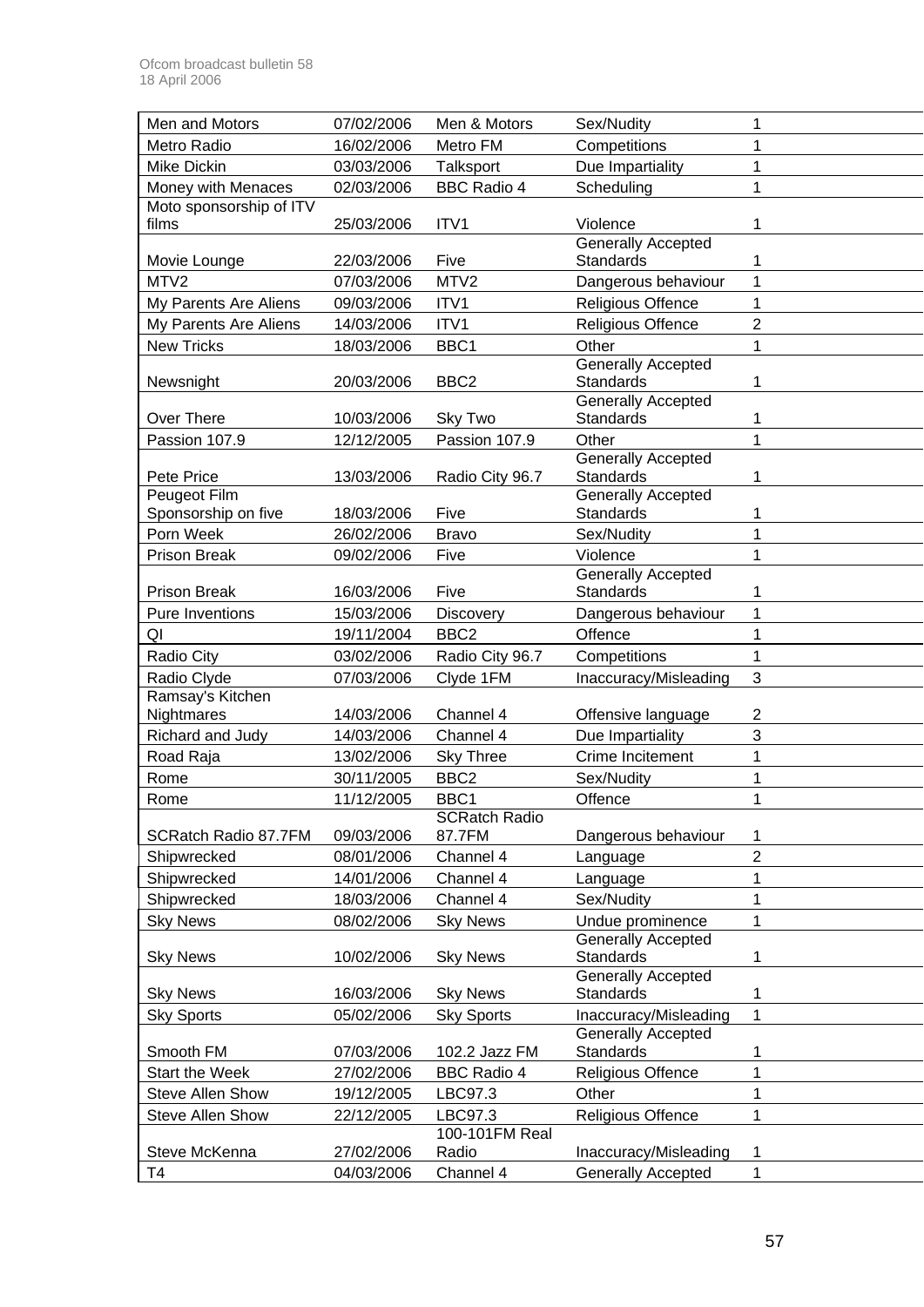| | | | | |
|---|---|---|---|---|
| Men and Motors | 07/02/2006 | Men & Motors | Sex/Nudity | 1 |
| Metro Radio | 16/02/2006 | Metro FM | Competitions | 1 |
| Mike Dickin | 03/03/2006 | Talksport | Due Impartiality | 1 |
| Money with Menaces | 02/03/2006 | BBC Radio 4 | Scheduling | 1 |
| Moto sponsorship of ITV films | 25/03/2006 | ITV1 | Violence | 1 |
| Movie Lounge | 22/03/2006 | Five | Generally Accepted Standards | 1 |
| MTV2 | 07/03/2006 | MTV2 | Dangerous behaviour | 1 |
| My Parents Are Aliens | 09/03/2006 | ITV1 | Religious Offence | 1 |
| My Parents Are Aliens | 14/03/2006 | ITV1 | Religious Offence | 2 |
| New Tricks | 18/03/2006 | BBC1 | Other | 1 |
| Newsnight | 20/03/2006 | BBC2 | Generally Accepted Standards | 1 |
| Over There | 10/03/2006 | Sky Two | Generally Accepted Standards | 1 |
| Passion 107.9 | 12/12/2005 | Passion 107.9 | Other | 1 |
| Pete Price | 13/03/2006 | Radio City 96.7 | Generally Accepted Standards | 1 |
| Peugeot Film Sponsorship on five | 18/03/2006 | Five | Generally Accepted Standards | 1 |
| Porn Week | 26/02/2006 | Bravo | Sex/Nudity | 1 |
| Prison Break | 09/02/2006 | Five | Violence | 1 |
| Prison Break | 16/03/2006 | Five | Generally Accepted Standards | 1 |
| Pure Inventions | 15/03/2006 | Discovery | Dangerous behaviour | 1 |
| QI | 19/11/2004 | BBC2 | Offence | 1 |
| Radio City | 03/02/2006 | Radio City 96.7 | Competitions | 1 |
| Radio Clyde | 07/03/2006 | Clyde 1FM | Inaccuracy/Misleading | 3 |
| Ramsay's Kitchen Nightmares | 14/03/2006 | Channel 4 | Offensive language | 2 |
| Richard and Judy | 14/03/2006 | Channel 4 | Due Impartiality | 3 |
| Road Raja | 13/02/2006 | Sky Three | Crime Incitement | 1 |
| Rome | 30/11/2005 | BBC2 | Sex/Nudity | 1 |
| Rome | 11/12/2005 | BBC1 | Offence | 1 |
| SCRatch Radio 87.7FM | 09/03/2006 | SCRatch Radio 87.7FM | Dangerous behaviour | 1 |
| Shipwrecked | 08/01/2006 | Channel 4 | Language | 2 |
| Shipwrecked | 14/01/2006 | Channel 4 | Language | 1 |
| Shipwrecked | 18/03/2006 | Channel 4 | Sex/Nudity | 1 |
| Sky News | 08/02/2006 | Sky News | Undue prominence | 1 |
| Sky News | 10/02/2006 | Sky News | Generally Accepted Standards | 1 |
| Sky News | 16/03/2006 | Sky News | Generally Accepted Standards | 1 |
| Sky Sports | 05/02/2006 | Sky Sports | Inaccuracy/Misleading | 1 |
| Smooth FM | 07/03/2006 | 102.2 Jazz FM | Generally Accepted Standards | 1 |
| Start the Week | 27/02/2006 | BBC Radio 4 | Religious Offence | 1 |
| Steve Allen Show | 19/12/2005 | LBC97.3 | Other | 1 |
| Steve Allen Show | 22/12/2005 | LBC97.3 | Religious Offence | 1 |
| Steve McKenna | 27/02/2006 | 100-101FM Real Radio | Inaccuracy/Misleading | 1 |
| T4 | 04/03/2006 | Channel 4 | Generally Accepted | 1 |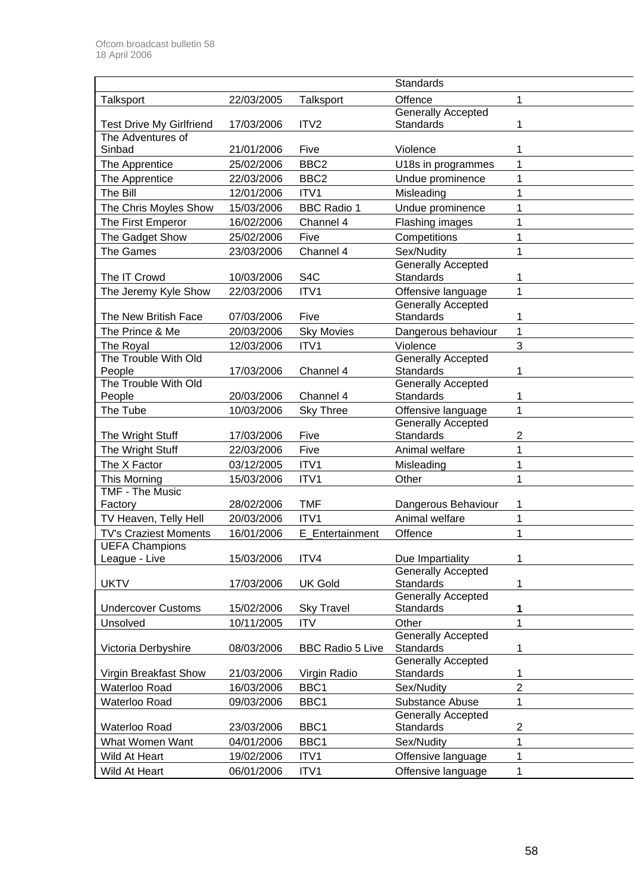| | | | | |
|---|---|---|---|---|
| | | | Standards | |
| Talksport | 22/03/2005 | Talksport | Offence | 1 |
| Test Drive My Girlfriend | 17/03/2006 | ITV2 | Generally Accepted Standards | 1 |
| The Adventures of Sinbad | 21/01/2006 | Five | Violence | 1 |
| The Apprentice | 25/02/2006 | BBC2 | U18s in programmes | 1 |
| The Apprentice | 22/03/2006 | BBC2 | Undue prominence | 1 |
| The Bill | 12/01/2006 | ITV1 | Misleading | 1 |
| The Chris Moyles Show | 15/03/2006 | BBC Radio 1 | Undue prominence | 1 |
| The First Emperor | 16/02/2006 | Channel 4 | Flashing images | 1 |
| The Gadget Show | 25/02/2006 | Five | Competitions | 1 |
| The Games | 23/03/2006 | Channel 4 | Sex/Nudity | 1 |
| The IT Crowd | 10/03/2006 | S4C | Generally Accepted Standards | 1 |
| The Jeremy Kyle Show | 22/03/2006 | ITV1 | Offensive language | 1 |
| The New British Face | 07/03/2006 | Five | Generally Accepted Standards | 1 |
| The Prince & Me | 20/03/2006 | Sky Movies | Dangerous behaviour | 1 |
| The Royal | 12/03/2006 | ITV1 | Violence | 3 |
| The Trouble With Old People | 17/03/2006 | Channel 4 | Generally Accepted Standards | 1 |
| The Trouble With Old People | 20/03/2006 | Channel 4 | Generally Accepted Standards | 1 |
| The Tube | 10/03/2006 | Sky Three | Offensive language | 1 |
| The Wright Stuff | 17/03/2006 | Five | Generally Accepted Standards | 2 |
| The Wright Stuff | 22/03/2006 | Five | Animal welfare | 1 |
| The X Factor | 03/12/2005 | ITV1 | Misleading | 1 |
| This Morning | 15/03/2006 | ITV1 | Other | 1 |
| TMF - The Music Factory | 28/02/2006 | TMF | Dangerous Behaviour | 1 |
| TV Heaven, Telly Hell | 20/03/2006 | ITV1 | Animal welfare | 1 |
| TV's Craziest Moments | 16/01/2006 | E_Entertainment | Offence | 1 |
| UEFA Champions League - Live | 15/03/2006 | ITV4 | Due Impartiality | 1 |
| UKTV | 17/03/2006 | UK Gold | Generally Accepted Standards | 1 |
| Undercover Customs | 15/02/2006 | Sky Travel | Generally Accepted Standards | **1** |
| Unsolved | 10/11/2005 | ITV | Other | 1 |
| Victoria Derbyshire | 08/03/2006 | BBC Radio 5 Live | Generally Accepted Standards | 1 |
| Virgin Breakfast Show | 21/03/2006 | Virgin Radio | Generally Accepted Standards | 1 |
| Waterloo Road | 16/03/2006 | BBC1 | Sex/Nudity | 2 |
| Waterloo Road | 09/03/2006 | BBC1 | Substance Abuse | 1 |
| Waterloo Road | 23/03/2006 | BBC1 | Generally Accepted Standards | 2 |
| What Women Want | 04/01/2006 | BBC1 | Sex/Nudity | 1 |
| Wild At Heart | 19/02/2006 | ITV1 | Offensive language | 1 |
| Wild At Heart | 06/01/2006 | ITV1 | Offensive language | 1 |